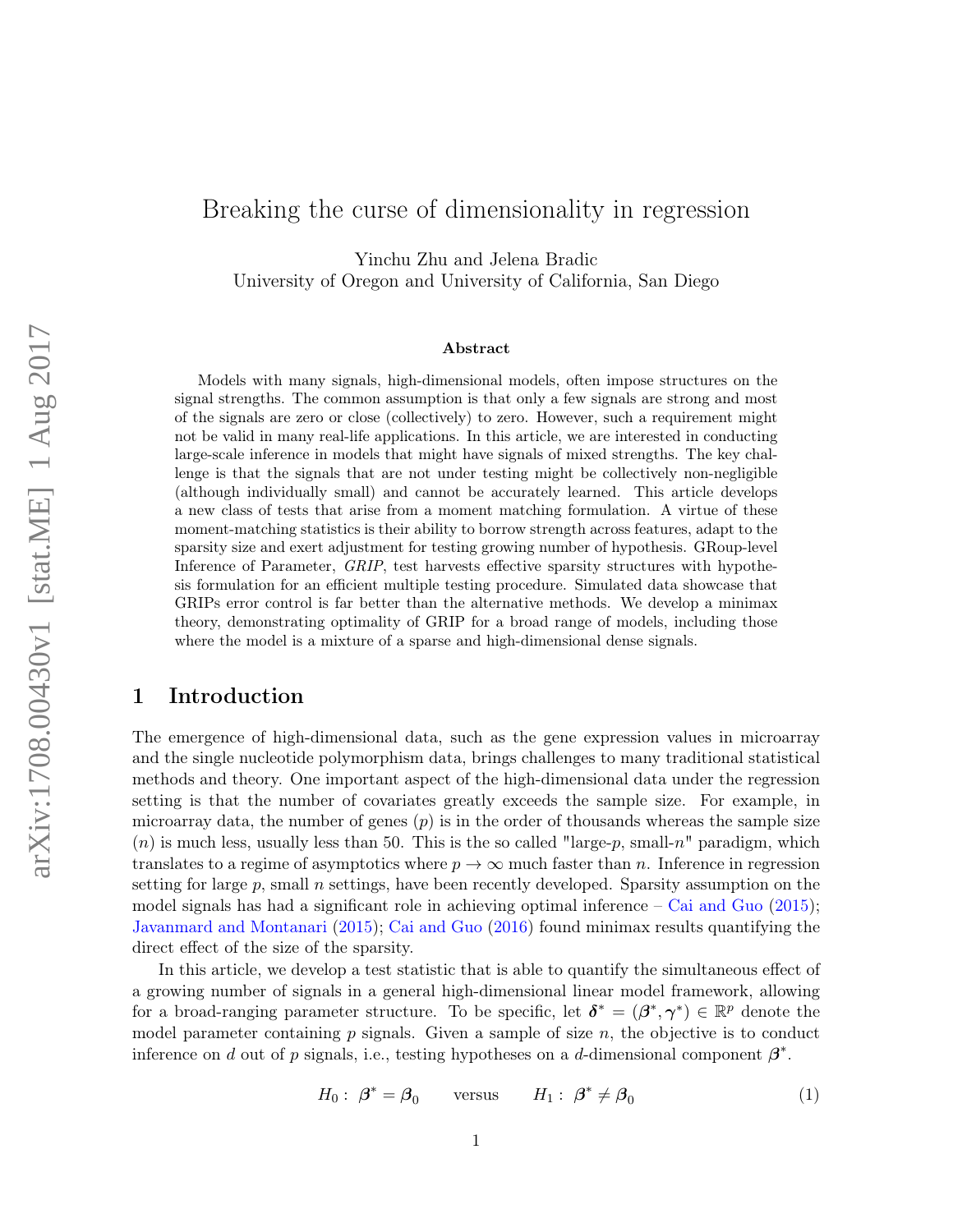# Breaking the curse of dimensionality in regression

Yinchu Zhu and Jelena Bradic
University of Oregon and University of California, San Diego

**Abstract**

Models with many signals, high-dimensional models, often impose structures on the signal strengths. The common assumption is that only a few signals are strong and most of the signals are zero or close (collectively) to zero. However, such a requirement might not be valid in many real-life applications. In this article, we are interested in conducting large-scale inference in models that might have signals of mixed strengths. The key challenge is that the signals that are not under testing might be collectively non-negligible (although individually small) and cannot be accurately learned. This article develops a new class of tests that arise from a moment matching formulation. A virtue of these moment-matching statistics is their ability to borrow strength across features, adapt to the sparsity size and exert adjustment for testing growing number of hypothesis. GRoup-level Inference of Parameter, *GRIP*, test harvests effective sparsity structures with hypothesis formulation for an efficient multiple testing procedure. Simulated data showcase that GRIPs error control is far better than the alternative methods. We develop a minimax theory, demonstrating optimality of GRIP for a broad range of models, including those where the model is a mixture of a sparse and high-dimensional dense signals.

## 1 Introduction

The emergence of high-dimensional data, such as the gene expression values in microarray and the single nucleotide polymorphism data, brings challenges to many traditional statistical methods and theory. One important aspect of the high-dimensional data under the regression setting is that the number of covariates greatly exceeds the sample size. For example, in microarray data, the number of genes ($p$) is in the order of thousands whereas the sample size ($n$) is much less, usually less than 50. This is the so called "large-$p$, small-$n$" paradigm, which translates to a regime of asymptotics where $p \to \infty$ much faster than $n$. Inference in regression setting for large $p$, small $n$ settings, have been recently developed. Sparsity assumption on the model signals has had a significant role in achieving optimal inference – Cai and Guo (2015); Javanmard and Montanari (2015); Cai and Guo (2016) found minimax results quantifying the direct effect of the size of the sparsity.

In this article, we develop a test statistic that is able to quantify the simultaneous effect of a growing number of signals in a general high-dimensional linear model framework, allowing for a broad-ranging parameter structure. To be specific, let $\boldsymbol{\delta}^* = (\boldsymbol{\beta}^*, \boldsymbol{\gamma}^*) \in \mathbb{R}^p$ denote the model parameter containing $p$ signals. Given a sample of size $n$, the objective is to conduct inference on $d$ out of $p$ signals, i.e., testing hypotheses on a $d$-dimensional component $\boldsymbol{\beta}^*$.

$$H_0: \ \boldsymbol{\beta}^* = \boldsymbol{\beta}_0 \qquad \text{versus} \qquad H_1: \ \boldsymbol{\beta}^* \neq \boldsymbol{\beta}_0 \tag{1}$$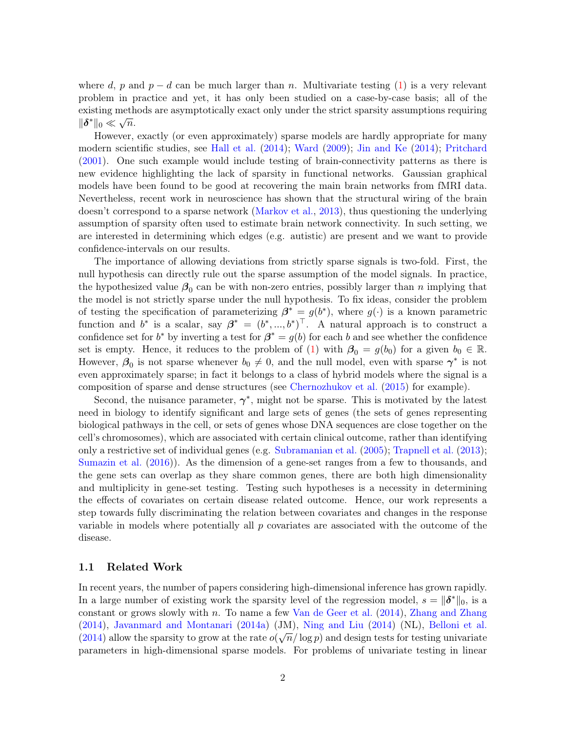where $d$, $p$ and $p-d$ can be much larger than $n$. Multivariate testing (1) is a very relevant problem in practice and yet, it has only been studied on a case-by-case basis; all of the existing methods are asymptotically exact only under the strict sparsity assumptions requiring $\|\boldsymbol{\delta}^*\|_0 \ll \sqrt{n}$.

However, exactly (or even approximately) sparse models are hardly appropriate for many modern scientific studies, see Hall et al. (2014); Ward (2009); Jin and Ke (2014); Pritchard (2001). One such example would include testing of brain-connectivity patterns as there is new evidence highlighting the lack of sparsity in functional networks. Gaussian graphical models have been found to be good at recovering the main brain networks from fMRI data. Nevertheless, recent work in neuroscience has shown that the structural wiring of the brain doesn't correspond to a sparse network (Markov et al., 2013), thus questioning the underlying assumption of sparsity often used to estimate brain network connectivity. In such setting, we are interested in determining which edges (e.g. autistic) are present and we want to provide confidence-intervals on our results.

The importance of allowing deviations from strictly sparse signals is two-fold. First, the null hypothesis can directly rule out the sparse assumption of the model signals. In practice, the hypothesized value $\boldsymbol{\beta}_0$ can be with non-zero entries, possibly larger than $n$ implying that the model is not strictly sparse under the null hypothesis. To fix ideas, consider the problem of testing the specification of parameterizing $\boldsymbol{\beta}^* = g(b^*)$, where $g(\cdot)$ is a known parametric function and $b^*$ is a scalar, say $\boldsymbol{\beta}^* = (b^*, ..., b^*)^\top$. A natural approach is to construct a confidence set for $b^*$ by inverting a test for $\boldsymbol{\beta}^* = g(b)$ for each $b$ and see whether the confidence set is empty. Hence, it reduces to the problem of (1) with $\boldsymbol{\beta}_0 = g(b_0)$ for a given $b_0 \in \mathbb{R}$. However, $\boldsymbol{\beta}_0$ is not sparse whenever $b_0 \neq 0$, and the null model, even with sparse $\boldsymbol{\gamma}^*$ is not even approximately sparse; in fact it belongs to a class of hybrid models where the signal is a composition of sparse and dense structures (see Chernozhukov et al. (2015) for example).

Second, the nuisance parameter, $\boldsymbol{\gamma}^*$, might not be sparse. This is motivated by the latest need in biology to identify significant and large sets of genes (the sets of genes representing biological pathways in the cell, or sets of genes whose DNA sequences are close together on the cell's chromosomes), which are associated with certain clinical outcome, rather than identifying only a restrictive set of individual genes (e.g. Subramanian et al. (2005); Trapnell et al. (2013); Sumazin et al. (2016)). As the dimension of a gene-set ranges from a few to thousands, and the gene sets can overlap as they share common genes, there are both high dimensionality and multiplicity in gene-set testing. Testing such hypotheses is a necessity in determining the effects of covariates on certain disease related outcome. Hence, our work represents a step towards fully discriminating the relation between covariates and changes in the response variable in models where potentially all $p$ covariates are associated with the outcome of the disease.

### 1.1 Related Work

In recent years, the number of papers considering high-dimensional inference has grown rapidly. In a large number of existing work the sparsity level of the regression model, $s = \|\boldsymbol{\delta}^*\|_0$, is a constant or grows slowly with $n$. To name a few Van de Geer et al. (2014), Zhang and Zhang (2014), Javanmard and Montanari (2014a) (JM), Ning and Liu (2014) (NL), Belloni et al. (2014) allow the sparsity to grow at the rate $o(\sqrt{n}/\log p)$ and design tests for testing univariate parameters in high-dimensional sparse models. For problems of univariate testing in linear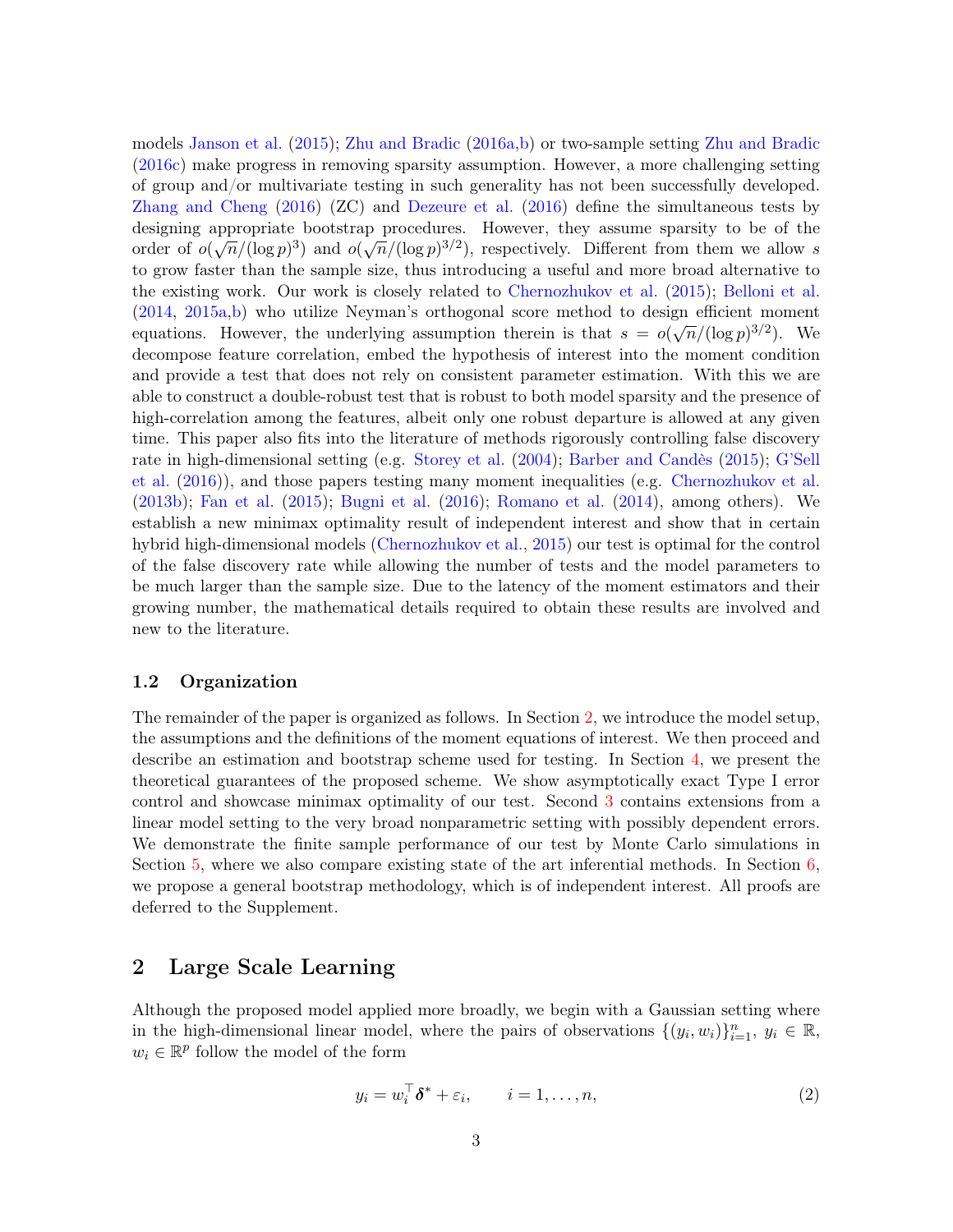models Janson et al. (2015); Zhu and Bradic (2016a,b) or two-sample setting Zhu and Bradic (2016c) make progress in removing sparsity assumption. However, a more challenging setting of group and/or multivariate testing in such generality has not been successfully developed. Zhang and Cheng (2016) (ZC) and Dezeure et al. (2016) define the simultaneous tests by designing appropriate bootstrap procedures. However, they assume sparsity to be of the order of $o(\sqrt{n}/(\log p)^3)$ and $o(\sqrt{n}/(\log p)^{3/2})$, respectively. Different from them we allow $s$ to grow faster than the sample size, thus introducing a useful and more broad alternative to the existing work. Our work is closely related to Chernozhukov et al. (2015); Belloni et al. (2014, 2015a,b) who utilize Neyman's orthogonal score method to design efficient moment equations. However, the underlying assumption therein is that $s = o(\sqrt{n}/(\log p)^{3/2})$. We decompose feature correlation, embed the hypothesis of interest into the moment condition and provide a test that does not rely on consistent parameter estimation. With this we are able to construct a double-robust test that is robust to both model sparsity and the presence of high-correlation among the features, albeit only one robust departure is allowed at any given time. This paper also fits into the literature of methods rigorously controlling false discovery rate in high-dimensional setting (e.g. Storey et al. (2004); Barber and Candès (2015); G'Sell et al. (2016)), and those papers testing many moment inequalities (e.g. Chernozhukov et al. (2013b); Fan et al. (2015); Bugni et al. (2016); Romano et al. (2014), among others). We establish a new minimax optimality result of independent interest and show that in certain hybrid high-dimensional models (Chernozhukov et al., 2015) our test is optimal for the control of the false discovery rate while allowing the number of tests and the model parameters to be much larger than the sample size. Due to the latency of the moment estimators and their growing number, the mathematical details required to obtain these results are involved and new to the literature.

### 1.2 Organization

The remainder of the paper is organized as follows. In Section 2, we introduce the model setup, the assumptions and the definitions of the moment equations of interest. We then proceed and describe an estimation and bootstrap scheme used for testing. In Section 4, we present the theoretical guarantees of the proposed scheme. We show asymptotically exact Type I error control and showcase minimax optimality of our test. Second 3 contains extensions from a linear model setting to the very broad nonparametric setting with possibly dependent errors. We demonstrate the finite sample performance of our test by Monte Carlo simulations in Section 5, where we also compare existing state of the art inferential methods. In Section 6, we propose a general bootstrap methodology, which is of independent interest. All proofs are deferred to the Supplement.

## 2 Large Scale Learning

Although the proposed model applied more broadly, we begin with a Gaussian setting where in the high-dimensional linear model, where the pairs of observations $\{(y_i, w_i)\}_{i=1}^n$, $y_i \in \mathbb{R}$, $w_i \in \mathbb{R}^p$ follow the model of the form

$$y_i = w_i^\top \boldsymbol{\delta}^* + \varepsilon_i, \qquad i = 1, \ldots, n, \tag{2}$$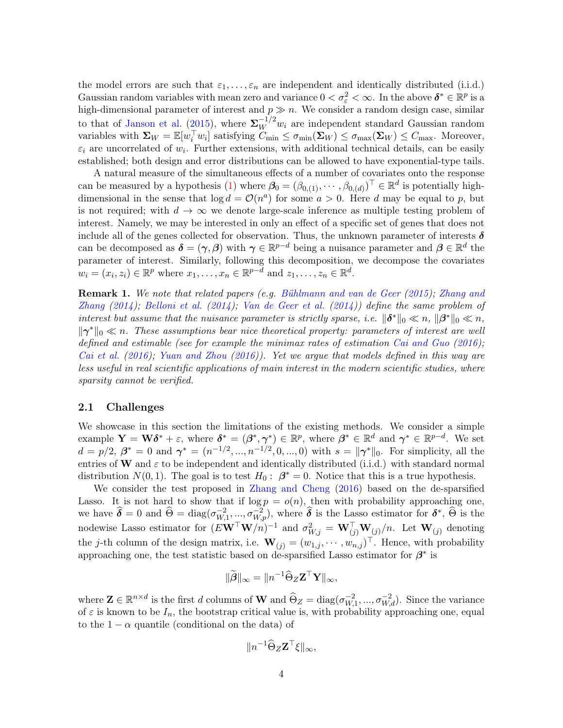the model errors are such that $\varepsilon_1, \ldots, \varepsilon_n$ are independent and identically distributed (i.i.d.) Gaussian random variables with mean zero and variance $0 < \sigma_\varepsilon^2 < \infty$. In the above $\boldsymbol{\delta}^* \in \mathbb{R}^p$ is a high-dimensional parameter of interest and $p \gg n$. We consider a random design case, similar to that of Janson et al. (2015), where $\boldsymbol{\Sigma}_W^{-1/2} w_i$ are independent standard Gaussian random variables with $\boldsymbol{\Sigma}_W = \mathbb{E}[w_i^\top w_i]$ satisfying $C_{\min} \leq \sigma_{\min}(\boldsymbol{\Sigma}_W) \leq \sigma_{\max}(\boldsymbol{\Sigma}_W) \leq C_{\max}$. Moreover, $\varepsilon_i$ are uncorrelated of $w_i$. Further extensions, with additional technical details, can be easily established; both design and error distributions can be allowed to have exponential-type tails.

A natural measure of the simultaneous effects of a number of covariates onto the response can be measured by a hypothesis (1) where $\boldsymbol{\beta}_0 = (\beta_{0,(1)}, \cdots, \beta_{0,(d)})^\top \in \mathbb{R}^d$ is potentially high-dimensional in the sense that $\log d = \mathcal{O}(n^a)$ for some $a > 0$. Here $d$ may be equal to $p$, but is not required; with $d \to \infty$ we denote large-scale inference as multiple testing problem of interest. Namely, we may be interested in only an effect of a specific set of genes that does not include all of the genes collected for observation. Thus, the unknown parameter of interests $\boldsymbol{\delta}$ can be decomposed as $\boldsymbol{\delta} = (\boldsymbol{\gamma}, \boldsymbol{\beta})$ with $\boldsymbol{\gamma} \in \mathbb{R}^{p-d}$ being a nuisance parameter and $\boldsymbol{\beta} \in \mathbb{R}^d$ the parameter of interest. Similarly, following this decomposition, we decompose the covariates $w_i = (x_i, z_i) \in \mathbb{R}^p$ where $x_1, \ldots, x_n \in \mathbb{R}^{p-d}$ and $z_1, \ldots, z_n \in \mathbb{R}^d$.

**Remark 1.** *We note that related papers (e.g. Bühlmann and van de Geer (2015); Zhang and Zhang (2014); Belloni et al. (2014); Van de Geer et al. (2014)) define the same problem of interest but assume that the nuisance parameter is strictly sparse, i.e.* $\|\boldsymbol{\delta}^*\|_0 \ll n$, $\|\boldsymbol{\beta}^*\|_0 \ll n$, $\|\boldsymbol{\gamma}^*\|_0 \ll n$. *These assumptions bear nice theoretical property: parameters of interest are well defined and estimable (see for example the minimax rates of estimation Cai and Guo (2016); Cai et al. (2016); Yuan and Zhou (2016)). Yet we argue that models defined in this way are less useful in real scientific applications of main interest in the modern scientific studies, where sparsity cannot be verified.*

## 2.1 Challenges

We showcase in this section the limitations of the existing methods. We consider a simple example $\mathbf{Y} = \mathbf{W}\boldsymbol{\delta}^* + \varepsilon$, where $\boldsymbol{\delta}^* = (\boldsymbol{\beta}^*, \boldsymbol{\gamma}^*) \in \mathbb{R}^p$, where $\boldsymbol{\beta}^* \in \mathbb{R}^d$ and $\boldsymbol{\gamma}^* \in \mathbb{R}^{p-d}$. We set $d = p/2$, $\boldsymbol{\beta}^* = 0$ and $\boldsymbol{\gamma}^* = (n^{-1/2}, ..., n^{-1/2}, 0, ..., 0)$ with $s = \|\boldsymbol{\gamma}^*\|_0$. For simplicity, all the entries of $\mathbf{W}$ and $\varepsilon$ to be independent and identically distributed (i.i.d.) with standard normal distribution $N(0, 1)$. The goal is to test $H_0: \ \boldsymbol{\beta}^* = 0$. Notice that this is a true hypothesis.

We consider the test proposed in Zhang and Cheng (2016) based on the de-sparsified Lasso. It is not hard to show that if $\log p = o(n)$, then with probability approaching one, we have $\widehat{\boldsymbol{\delta}} = 0$ and $\widehat{\Theta} = \text{diag}(\sigma_{W,1}^{-2}, ..., \sigma_{W,p}^{-2})$, where $\widehat{\boldsymbol{\delta}}$ is the Lasso estimator for $\boldsymbol{\delta}^*$, $\widehat{\Theta}$ is the nodewise Lasso estimator for $(E\mathbf{W}^\top\mathbf{W}/n)^{-1}$ and $\sigma_{W,j}^2 = \mathbf{W}_{(j)}^\top \mathbf{W}_{(j)}/n$. Let $\mathbf{W}_{(j)}$ denoting the $j$-th column of the design matrix, i.e. $\mathbf{W}_{(j)} = (w_{1,j}, \cdots, w_{n,j})^\top$. Hence, with probability approaching one, the test statistic based on de-sparsified Lasso estimator for $\boldsymbol{\beta}^*$ is

$$\|\widetilde{\boldsymbol{\beta}}\|_\infty = \|n^{-1}\widehat{\Theta}_Z \mathbf{Z}^\top \mathbf{Y}\|_\infty,$$

where $\mathbf{Z} \in \mathbb{R}^{n \times d}$ is the first $d$ columns of $\mathbf{W}$ and $\widehat{\Theta}_Z = \text{diag}(\sigma_{W,1}^{-2}, ..., \sigma_{W,d}^{-2})$. Since the variance of $\varepsilon$ is known to be $I_n$, the bootstrap critical value is, with probability approaching one, equal to the $1 - \alpha$ quantile (conditional on the data) of

$$\|n^{-1}\widehat{\Theta}_Z \mathbf{Z}^\top \xi\|_\infty,$$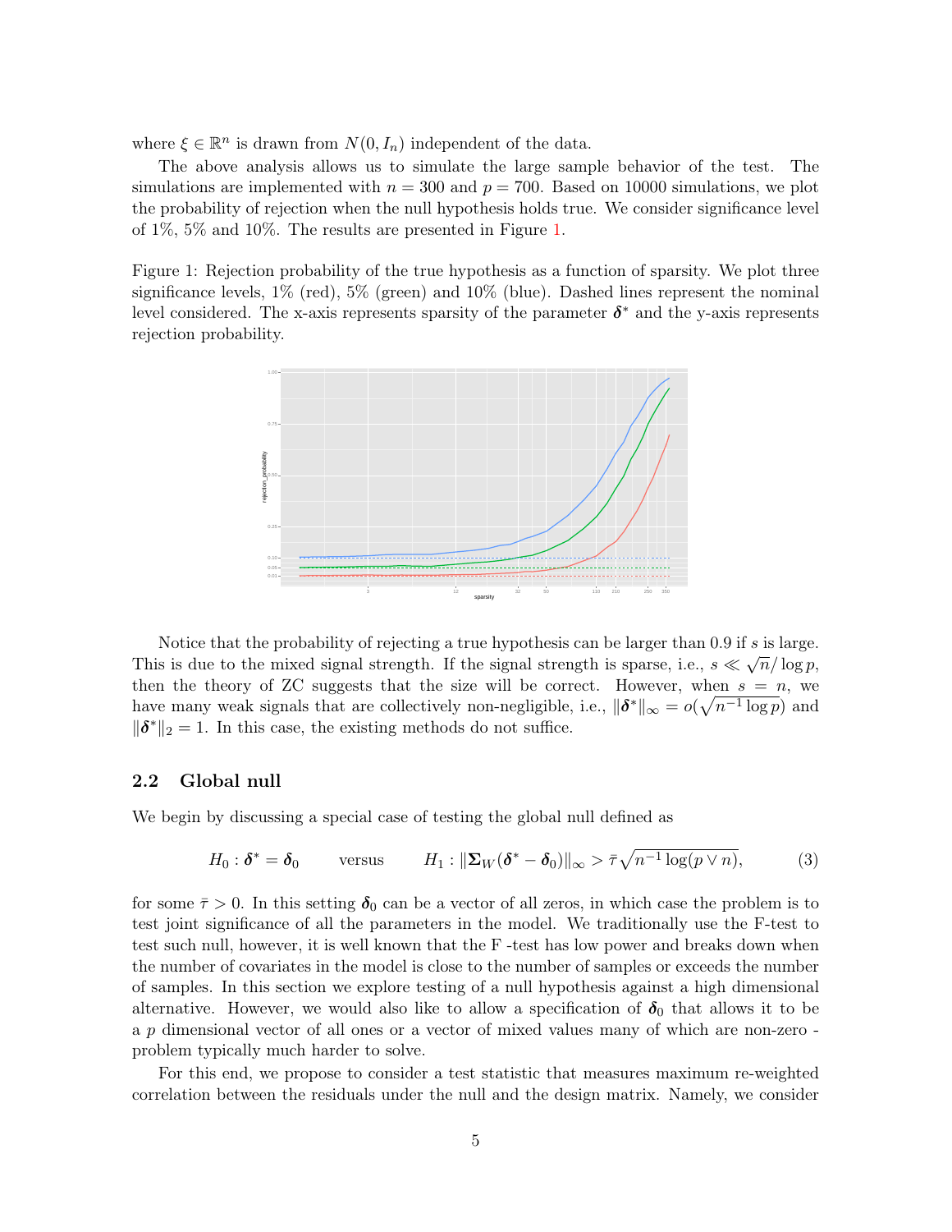where $\xi \in \mathbb{R}^n$ is drawn from $N(0, I_n)$ independent of the data.

The above analysis allows us to simulate the large sample behavior of the test. The simulations are implemented with $n = 300$ and $p = 700$. Based on 10000 simulations, we plot the probability of rejection when the null hypothesis holds true. We consider significance level of 1%, 5% and 10%. The results are presented in Figure 1.

Figure 1: Rejection probability of the true hypothesis as a function of sparsity. We plot three significance levels, 1% (red), 5% (green) and 10% (blue). Dashed lines represent the nominal level considered. The x-axis represents sparsity of the parameter $\boldsymbol{\delta}^*$ and the y-axis represents rejection probability.

Notice that the probability of rejecting a true hypothesis can be larger than 0.9 if $s$ is large. This is due to the mixed signal strength. If the signal strength is sparse, i.e., $s \ll \sqrt{n}/\log p$, then the theory of ZC suggests that the size will be correct. However, when $s = n$, we have many weak signals that are collectively non-negligible, i.e., $\|\boldsymbol{\delta}^*\|_\infty = o(\sqrt{n^{-1}\log p})$ and $\|\boldsymbol{\delta}^*\|_2 = 1$. In this case, the existing methods do not suffice.

### 2.2 Global null

We begin by discussing a special case of testing the global null defined as

$$H_0 : \boldsymbol{\delta}^* = \boldsymbol{\delta}_0 \qquad \text{versus} \qquad H_1 : \|\boldsymbol{\Sigma}_W(\boldsymbol{\delta}^* - \boldsymbol{\delta}_0)\|_\infty > \bar{\tau}\sqrt{n^{-1}\log(p \vee n)}, \tag{3}$$

for some $\bar{\tau} > 0$. In this setting $\boldsymbol{\delta}_0$ can be a vector of all zeros, in which case the problem is to test joint significance of all the parameters in the model. We traditionally use the F-test to test such null, however, it is well known that the F -test has low power and breaks down when the number of covariates in the model is close to the number of samples or exceeds the number of samples. In this section we explore testing of a null hypothesis against a high dimensional alternative. However, we would also like to allow a specification of $\boldsymbol{\delta}_0$ that allows it to be a $p$ dimensional vector of all ones or a vector of mixed values many of which are non-zero - problem typically much harder to solve.

For this end, we propose to consider a test statistic that measures maximum re-weighted correlation between the residuals under the null and the design matrix. Namely, we consider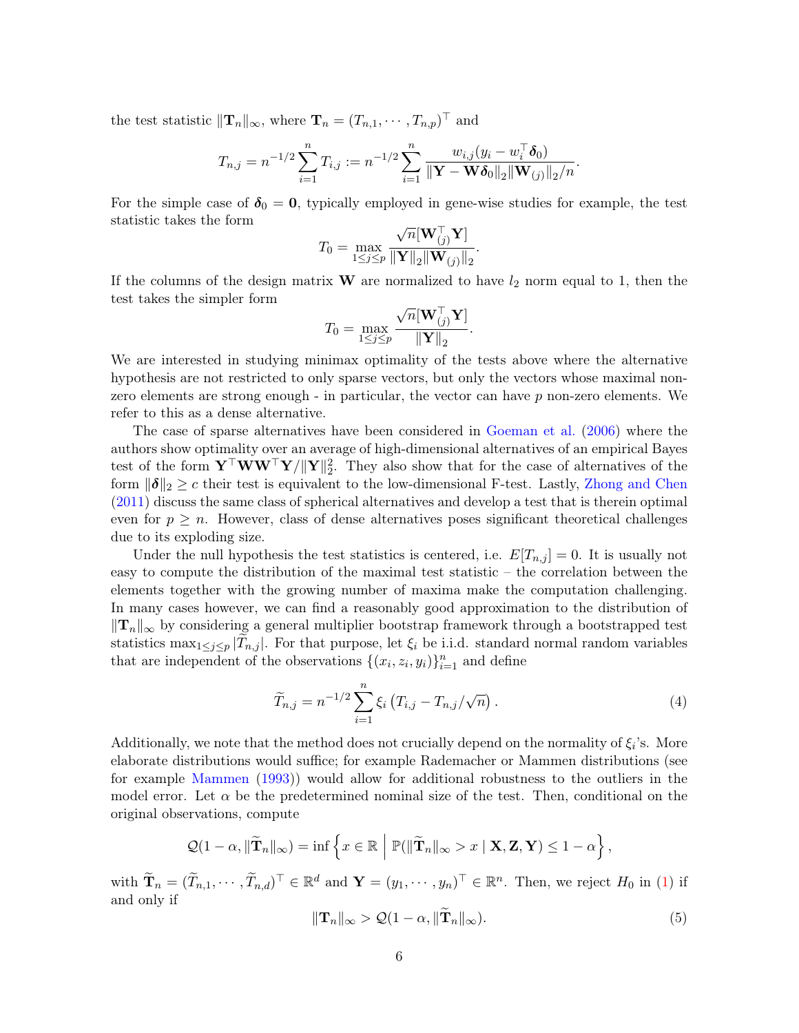the test statistic $\|\mathbf{T}_n\|_\infty$, where $\mathbf{T}_n = (T_{n,1}, \cdots, T_{n,p})^\top$ and

$$T_{n,j} = n^{-1/2} \sum_{i=1}^{n} T_{i,j} := n^{-1/2} \sum_{i=1}^{n} \frac{w_{i,j}(y_i - w_i^\top \boldsymbol{\delta}_0)}{\|\mathbf{Y} - \mathbf{W}\boldsymbol{\delta}_0\|_2 \|\mathbf{W}_{(j)}\|_2 / n}.$$

For the simple case of $\boldsymbol{\delta}_0 = \mathbf{0}$, typically employed in gene-wise studies for example, the test statistic takes the form

$$T_0 = \max_{1 \le j \le p} \frac{\sqrt{n}[\mathbf{W}_{(j)}^\top \mathbf{Y}]}{\|\mathbf{Y}\|_2 \|\mathbf{W}_{(j)}\|_2}.$$

If the columns of the design matrix $\mathbf{W}$ are normalized to have $l_2$ norm equal to 1, then the test takes the simpler form

$$T_0 = \max_{1 \le j \le p} \frac{\sqrt{n}[\mathbf{W}_{(j)}^\top \mathbf{Y}]}{\|\mathbf{Y}\|_2}.$$

We are interested in studying minimax optimality of the tests above where the alternative hypothesis are not restricted to only sparse vectors, but only the vectors whose maximal non-zero elements are strong enough - in particular, the vector can have $p$ non-zero elements. We refer to this as a dense alternative.

The case of sparse alternatives have been considered in Goeman et al. (2006) where the authors show optimality over an average of high-dimensional alternatives of an empirical Bayes test of the form $\mathbf{Y}^\top \mathbf{W}\mathbf{W}^\top \mathbf{Y} / \|\mathbf{Y}\|_2^2$. They also show that for the case of alternatives of the form $\|\boldsymbol{\delta}\|_2 \ge c$ their test is equivalent to the low-dimensional F-test. Lastly, Zhong and Chen (2011) discuss the same class of spherical alternatives and develop a test that is therein optimal even for $p \ge n$. However, class of dense alternatives poses significant theoretical challenges due to its exploding size.

Under the null hypothesis the test statistics is centered, i.e. $E[T_{n,j}] = 0$. It is usually not easy to compute the distribution of the maximal test statistic – the correlation between the elements together with the growing number of maxima make the computation challenging. In many cases however, we can find a reasonably good approximation to the distribution of $\|\mathbf{T}_n\|_\infty$ by considering a general multiplier bootstrap framework through a bootstrapped test statistics $\max_{1 \le j \le p} |\widetilde{T}_{n,j}|$. For that purpose, let $\xi_i$ be i.i.d. standard normal random variables that are independent of the observations $\{(x_i, z_i, y_i)\}_{i=1}^n$ and define

$$\widetilde{T}_{n,j} = n^{-1/2} \sum_{i=1}^{n} \xi_i \left( T_{i,j} - T_{n,j}/\sqrt{n} \right). \tag{4}$$

Additionally, we note that the method does not crucially depend on the normality of $\xi_i$'s. More elaborate distributions would suffice; for example Rademacher or Mammen distributions (see for example Mammen (1993)) would allow for additional robustness to the outliers in the model error. Let $\alpha$ be the predetermined nominal size of the test. Then, conditional on the original observations, compute

$$\mathcal{Q}(1-\alpha, \|\widetilde{\mathbf{T}}_n\|_\infty) = \inf \left\{ x \in \mathbb{R} \;\middle|\; \mathbb{P}(\|\widetilde{\mathbf{T}}_n\|_\infty > x \mid \mathbf{X}, \mathbf{Z}, \mathbf{Y}) \le 1 - \alpha \right\},$$

with $\widetilde{\mathbf{T}}_n = (\widetilde{T}_{n,1}, \cdots, \widetilde{T}_{n,d})^\top \in \mathbb{R}^d$ and $\mathbf{Y} = (y_1, \cdots, y_n)^\top \in \mathbb{R}^n$. Then, we reject $H_0$ in (1) if and only if

$$\|\mathbf{T}_n\|_\infty > \mathcal{Q}(1-\alpha, \|\widetilde{\mathbf{T}}_n\|_\infty). \tag{5}$$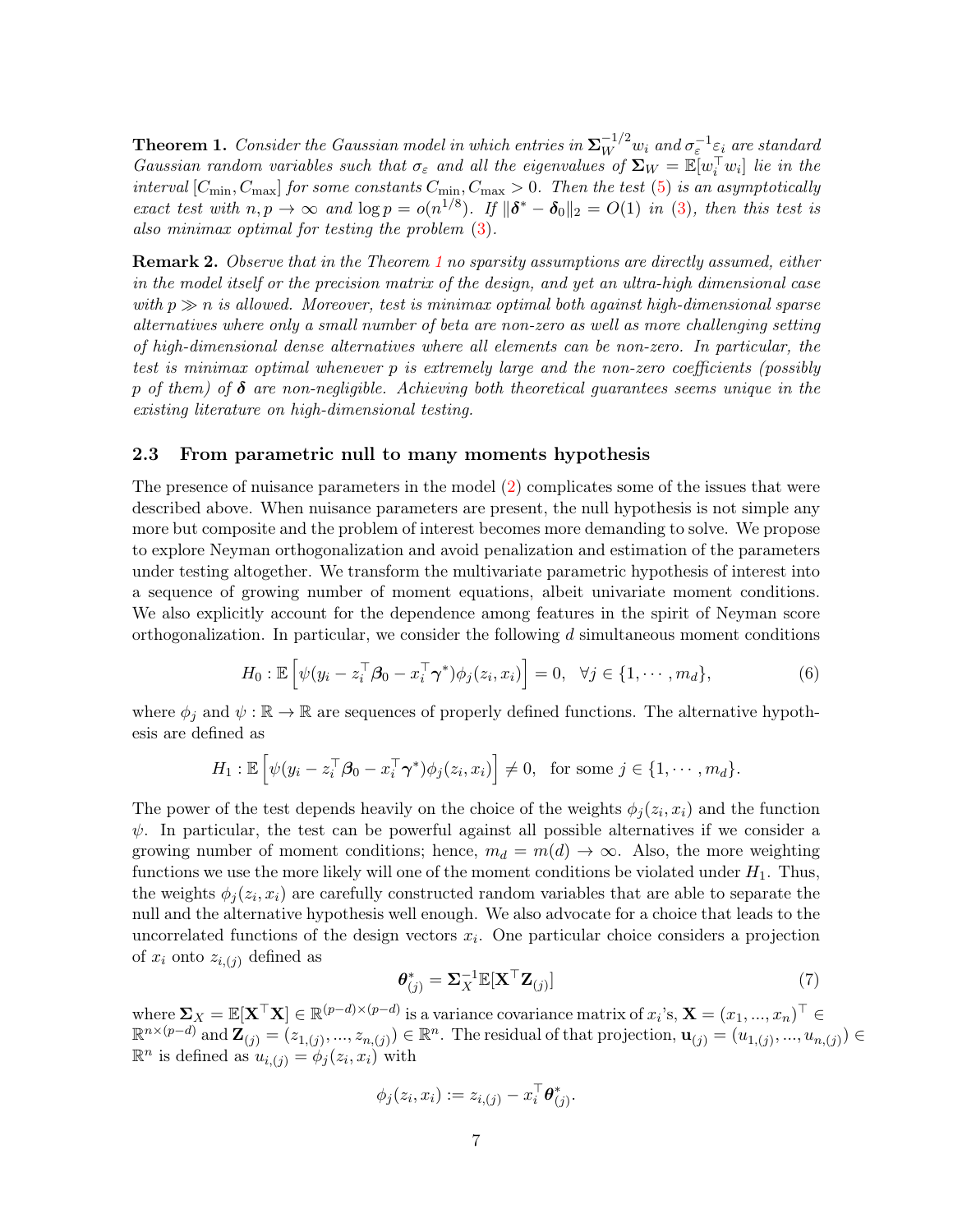**Theorem 1.** *Consider the Gaussian model in which entries in $\mathbf{\Sigma}_W^{-1/2} w_i$ and $\sigma_\varepsilon^{-1}\varepsilon_i$ are standard Gaussian random variables such that $\sigma_\varepsilon$ and all the eigenvalues of $\mathbf{\Sigma}_W = \mathbb{E}[w_i^\top w_i]$ lie in the interval $[C_{\min}, C_{\max}]$ for some constants $C_{\min}, C_{\max} > 0$. Then the test (5) is an asymptotically exact test with $n, p \to \infty$ and $\log p = o(n^{1/8})$. If $\|\boldsymbol{\delta}^* - \boldsymbol{\delta}_0\|_2 = O(1)$ in (3), then this test is also minimax optimal for testing the problem (3).*

**Remark 2.** *Observe that in the Theorem 1 no sparsity assumptions are directly assumed, either in the model itself or the precision matrix of the design, and yet an ultra-high dimensional case with $p \gg n$ is allowed. Moreover, test is minimax optimal both against high-dimensional sparse alternatives where only a small number of beta are non-zero as well as more challenging setting of high-dimensional dense alternatives where all elements can be non-zero. In particular, the test is minimax optimal whenever $p$ is extremely large and the non-zero coefficients (possibly $p$ of them) of $\boldsymbol{\delta}$ are non-negligible. Achieving both theoretical guarantees seems unique in the existing literature on high-dimensional testing.*

### 2.3 From parametric null to many moments hypothesis

The presence of nuisance parameters in the model (2) complicates some of the issues that were described above. When nuisance parameters are present, the null hypothesis is not simple any more but composite and the problem of interest becomes more demanding to solve. We propose to explore Neyman orthogonalization and avoid penalization and estimation of the parameters under testing altogether. We transform the multivariate parametric hypothesis of interest into a sequence of growing number of moment equations, albeit univariate moment conditions. We also explicitly account for the dependence among features in the spirit of Neyman score orthogonalization. In particular, we consider the following $d$ simultaneous moment conditions

$$H_0 : \mathbb{E}\left[\psi(y_i - z_i^\top \boldsymbol{\beta}_0 - x_i^\top \boldsymbol{\gamma}^*)\phi_j(z_i, x_i)\right] = 0, \quad \forall j \in \{1, \cdots, m_d\}, \tag{6}$$

where $\phi_j$ and $\psi : \mathbb{R} \to \mathbb{R}$ are sequences of properly defined functions. The alternative hypothesis are defined as

$$H_1 : \mathbb{E}\left[\psi(y_i - z_i^\top \boldsymbol{\beta}_0 - x_i^\top \boldsymbol{\gamma}^*)\phi_j(z_i, x_i)\right] \neq 0, \quad \text{for some } j \in \{1, \cdots, m_d\}.$$

The power of the test depends heavily on the choice of the weights $\phi_j(z_i, x_i)$ and the function $\psi$. In particular, the test can be powerful against all possible alternatives if we consider a growing number of moment conditions; hence, $m_d = m(d) \to \infty$. Also, the more weighting functions we use the more likely will one of the moment conditions be violated under $H_1$. Thus, the weights $\phi_j(z_i, x_i)$ are carefully constructed random variables that are able to separate the null and the alternative hypothesis well enough. We also advocate for a choice that leads to the uncorrelated functions of the design vectors $x_i$. One particular choice considers a projection of $x_i$ onto $z_{i,(j)}$ defined as

$$\boldsymbol{\theta}^*_{(j)} = \mathbf{\Sigma}_X^{-1} \mathbb{E}[\mathbf{X}^\top \mathbf{Z}_{(j)}] \tag{7}$$

where $\mathbf{\Sigma}_X = \mathbb{E}[\mathbf{X}^\top \mathbf{X}] \in \mathbb{R}^{(p-d)\times(p-d)}$ is a variance covariance matrix of $x_i$'s, $\mathbf{X} = (x_1, ..., x_n)^\top \in \mathbb{R}^{n \times (p-d)}$ and $\mathbf{Z}_{(j)} = (z_{1,(j)}, ..., z_{n,(j)}) \in \mathbb{R}^n$. The residual of that projection, $\mathbf{u}_{(j)} = (u_{1,(j)}, ..., u_{n,(j)}) \in \mathbb{R}^n$ is defined as $u_{i,(j)} = \phi_j(z_i, x_i)$ with

$$\phi_j(z_i, x_i) := z_{i,(j)} - x_i^\top \boldsymbol{\theta}^*_{(j)}.$$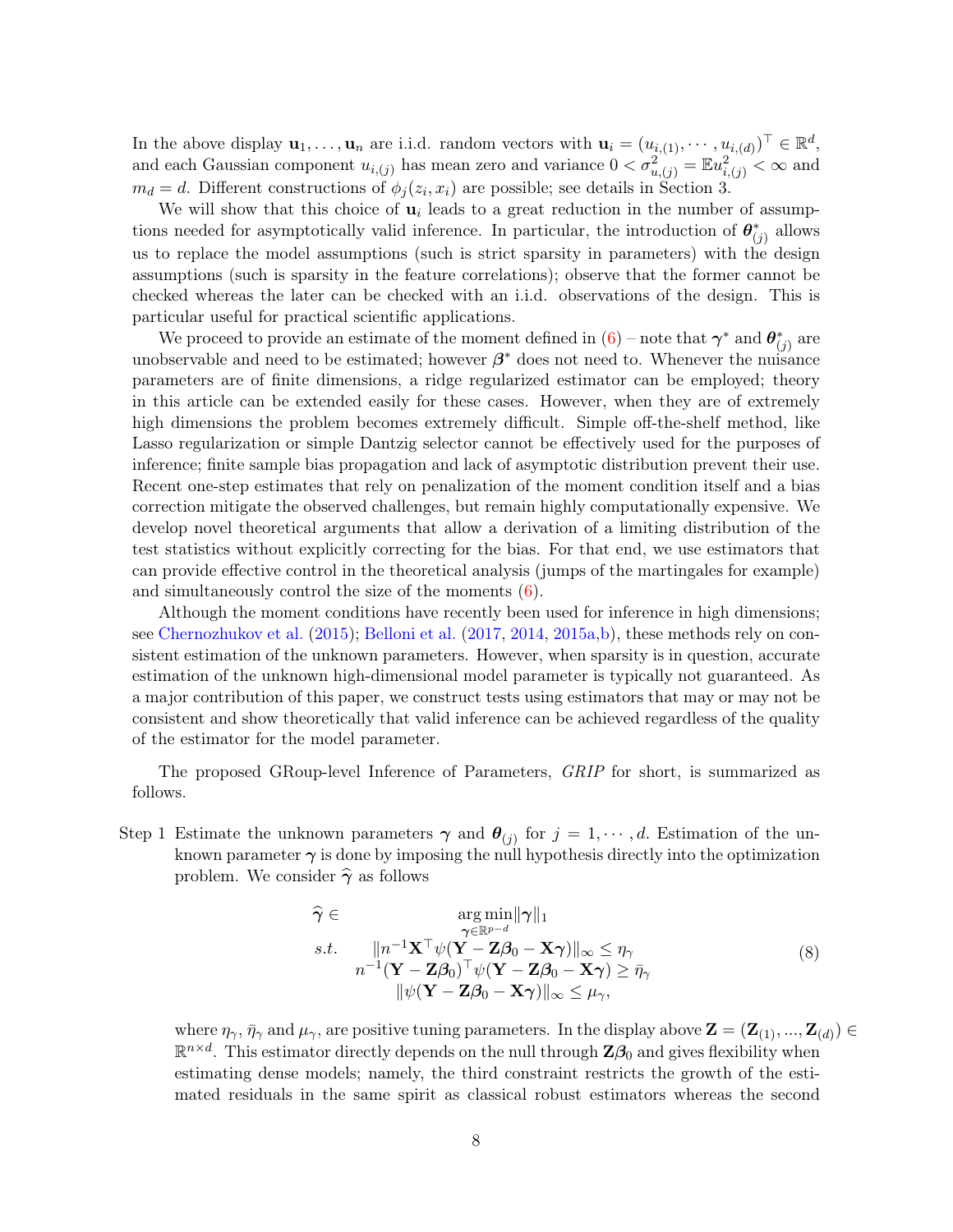In the above display $\mathbf{u}_1, \ldots, \mathbf{u}_n$ are i.i.d. random vectors with $\mathbf{u}_i = (u_{i,(1)}, \cdots, u_{i,(d)})^\top \in \mathbb{R}^d$, and each Gaussian component $u_{i,(j)}$ has mean zero and variance $0 < \sigma^2_{u,(j)} = \mathbb{E}u^2_{i,(j)} < \infty$ and $m_d = d$. Different constructions of $\phi_j(z_i, x_i)$ are possible; see details in Section 3.

We will show that this choice of $\mathbf{u}_i$ leads to a great reduction in the number of assumptions needed for asymptotically valid inference. In particular, the introduction of $\boldsymbol{\theta}^*_{(j)}$ allows us to replace the model assumptions (such is strict sparsity in parameters) with the design assumptions (such is sparsity in the feature correlations); observe that the former cannot be checked whereas the later can be checked with an i.i.d. observations of the design. This is particular useful for practical scientific applications.

We proceed to provide an estimate of the moment defined in (6) – note that $\boldsymbol{\gamma}^*$ and $\boldsymbol{\theta}^*_{(j)}$ are unobservable and need to be estimated; however $\boldsymbol{\beta}^*$ does not need to. Whenever the nuisance parameters are of finite dimensions, a ridge regularized estimator can be employed; theory in this article can be extended easily for these cases. However, when they are of extremely high dimensions the problem becomes extremely difficult. Simple off-the-shelf method, like Lasso regularization or simple Dantzig selector cannot be effectively used for the purposes of inference; finite sample bias propagation and lack of asymptotic distribution prevent their use. Recent one-step estimates that rely on penalization of the moment condition itself and a bias correction mitigate the observed challenges, but remain highly computationally expensive. We develop novel theoretical arguments that allow a derivation of a limiting distribution of the test statistics without explicitly correcting for the bias. For that end, we use estimators that can provide effective control in the theoretical analysis (jumps of the martingales for example) and simultaneously control the size of the moments (6).

Although the moment conditions have recently been used for inference in high dimensions; see Chernozhukov et al. (2015); Belloni et al. (2017, 2014, 2015a,b), these methods rely on consistent estimation of the unknown parameters. However, when sparsity is in question, accurate estimation of the unknown high-dimensional model parameter is typically not guaranteed. As a major contribution of this paper, we construct tests using estimators that may or may not be consistent and show theoretically that valid inference can be achieved regardless of the quality of the estimator for the model parameter.

The proposed GRoup-level Inference of Parameters, *GRIP* for short, is summarized as follows.

Step 1 Estimate the unknown parameters $\boldsymbol{\gamma}$ and $\boldsymbol{\theta}_{(j)}$ for $j = 1, \cdots, d$. Estimation of the unknown parameter $\boldsymbol{\gamma}$ is done by imposing the null hypothesis directly into the optimization problem. We consider $\widehat{\boldsymbol{\gamma}}$ as follows

$$
\begin{aligned}
\widehat{\boldsymbol{\gamma}} \in \quad & \underset{\boldsymbol{\gamma} \in \mathbb{R}^{p-d}}{\arg\min} \|\boldsymbol{\gamma}\|_1 \\
s.t. \quad & \|n^{-1}\mathbf{X}^\top \psi(\mathbf{Y} - \mathbf{Z}\boldsymbol{\beta}_0 - \mathbf{X}\boldsymbol{\gamma})\|_\infty \le \eta_\gamma \\
& n^{-1}(\mathbf{Y} - \mathbf{Z}\boldsymbol{\beta}_0)^\top \psi(\mathbf{Y} - \mathbf{Z}\boldsymbol{\beta}_0 - \mathbf{X}\boldsymbol{\gamma}) \ge \bar{\eta}_\gamma \\
& \|\psi(\mathbf{Y} - \mathbf{Z}\boldsymbol{\beta}_0 - \mathbf{X}\boldsymbol{\gamma})\|_\infty \le \mu_\gamma,
\end{aligned}
\tag{8}
$$

where $\eta_\gamma$, $\bar{\eta}_\gamma$ and $\mu_\gamma$, are positive tuning parameters. In the display above $\mathbf{Z} = (\mathbf{Z}_{(1)}, ..., \mathbf{Z}_{(d)}) \in \mathbb{R}^{n \times d}$. This estimator directly depends on the null through $\mathbf{Z}\boldsymbol{\beta}_0$ and gives flexibility when estimating dense models; namely, the third constraint restricts the growth of the estimated residuals in the same spirit as classical robust estimators whereas the second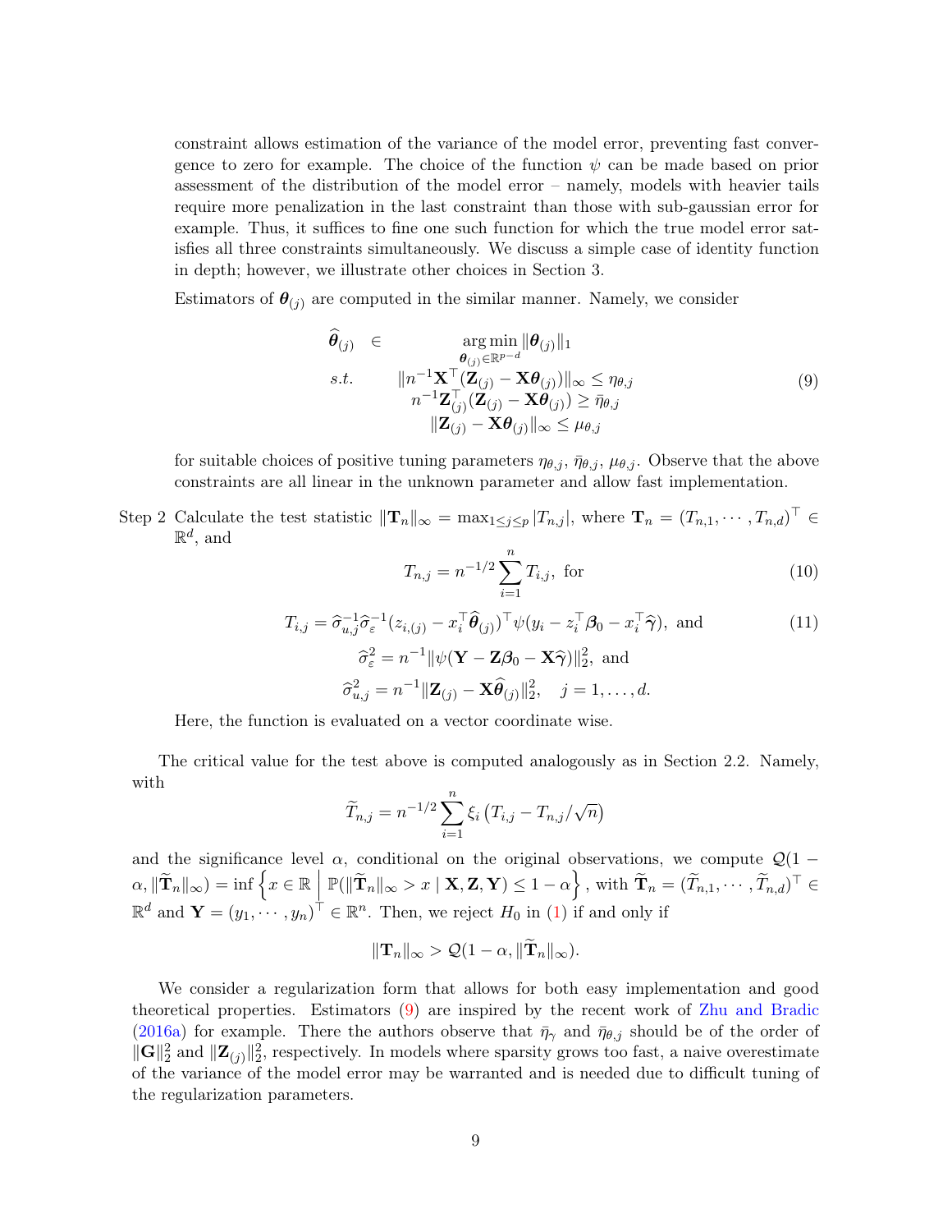constraint allows estimation of the variance of the model error, preventing fast convergence to zero for example. The choice of the function $\psi$ can be made based on prior assessment of the distribution of the model error – namely, models with heavier tails require more penalization in the last constraint than those with sub-gaussian error for example. Thus, it suffices to fine one such function for which the true model error satisfies all three constraints simultaneously. We discuss a simple case of identity function in depth; however, we illustrate other choices in Section 3.

Estimators of $\boldsymbol{\theta}_{(j)}$ are computed in the similar manner. Namely, we consider

$$
\begin{array}{rcc}
\widehat{\boldsymbol{\theta}}_{(j)} & \in & \underset{\boldsymbol{\theta}_{(j)} \in \mathbb{R}^{p-d}}{\arg\min} \|\boldsymbol{\theta}_{(j)}\|_1 \\
s.t. & & \|n^{-1}\mathbf{X}^\top(\mathbf{Z}_{(j)} - \mathbf{X}\boldsymbol{\theta}_{(j)})\|_\infty \leq \eta_{\theta,j} \\
& & n^{-1}\mathbf{Z}_{(j)}^\top(\mathbf{Z}_{(j)} - \mathbf{X}\boldsymbol{\theta}_{(j)}) \geq \bar{\eta}_{\theta,j} \\
& & \|\mathbf{Z}_{(j)} - \mathbf{X}\boldsymbol{\theta}_{(j)}\|_\infty \leq \mu_{\theta,j}
\end{array}
\tag{9}
$$

for suitable choices of positive tuning parameters $\eta_{\theta,j}$, $\bar{\eta}_{\theta,j}$, $\mu_{\theta,j}$. Observe that the above constraints are all linear in the unknown parameter and allow fast implementation.

Step 2 Calculate the test statistic $\|\mathbf{T}_n\|_\infty = \max_{1\leq j\leq p} |T_{n,j}|$, where $\mathbf{T}_n = (T_{n,1}, \cdots, T_{n,d})^\top \in \mathbb{R}^d$, and

$$
T_{n,j} = n^{-1/2}\sum_{i=1}^{n} T_{i,j}, \text{ for} \tag{10}
$$

$$
T_{i,j} = \widehat{\sigma}_{u,j}^{-1}\widehat{\sigma}_{\varepsilon}^{-1}(z_{i,(j)} - x_i^\top\widehat{\boldsymbol{\theta}}_{(j)})^\top\psi(y_i - z_i^\top\boldsymbol{\beta}_0 - x_i^\top\widehat{\boldsymbol{\gamma}}), \text{ and} \tag{11}
$$

$$
\widehat{\sigma}_{\varepsilon}^2 = n^{-1}\|\psi(\mathbf{Y} - \mathbf{Z}\boldsymbol{\beta}_0 - \mathbf{X}\widehat{\boldsymbol{\gamma}})\|_2^2, \text{ and}
$$

$$
\widehat{\sigma}_{u,j}^2 = n^{-1}\|\mathbf{Z}_{(j)} - \mathbf{X}\widehat{\boldsymbol{\theta}}_{(j)}\|_2^2, \quad j = 1, \ldots, d.
$$

Here, the function is evaluated on a vector coordinate wise.

The critical value for the test above is computed analogously as in Section 2.2. Namely, with

$$
\widetilde{T}_{n,j} = n^{-1/2}\sum_{i=1}^{n}\xi_i\left(T_{i,j} - T_{n,j}/\sqrt{n}\right)
$$

and the significance level $\alpha$, conditional on the original observations, we compute $\mathcal{Q}(1-\alpha, \|\widetilde{\mathbf{T}}_n\|_\infty) = \inf\left\{x \in \mathbb{R} \;\middle|\; \mathbb{P}(\|\widetilde{\mathbf{T}}_n\|_\infty > x \mid \mathbf{X}, \mathbf{Z}, \mathbf{Y}) \leq 1-\alpha\right\}$, with $\widetilde{\mathbf{T}}_n = (\widetilde{T}_{n,1}, \cdots, \widetilde{T}_{n,d})^\top \in \mathbb{R}^d$ and $\mathbf{Y} = (y_1, \cdots, y_n)^\top \in \mathbb{R}^n$. Then, we reject $H_0$ in (1) if and only if

$$
\|\mathbf{T}_n\|_\infty > \mathcal{Q}(1-\alpha, \|\widetilde{\mathbf{T}}_n\|_\infty).
$$

We consider a regularization form that allows for both easy implementation and good theoretical properties. Estimators (9) are inspired by the recent work of Zhu and Bradic (2016a) for example. There the authors observe that $\bar{\eta}_\gamma$ and $\bar{\eta}_{\theta,j}$ should be of the order of $\|\mathbf{G}\|_2^2$ and $\|\mathbf{Z}_{(j)}\|_2^2$, respectively. In models where sparsity grows too fast, a naive overestimate of the variance of the model error may be warranted and is needed due to difficult tuning of the regularization parameters.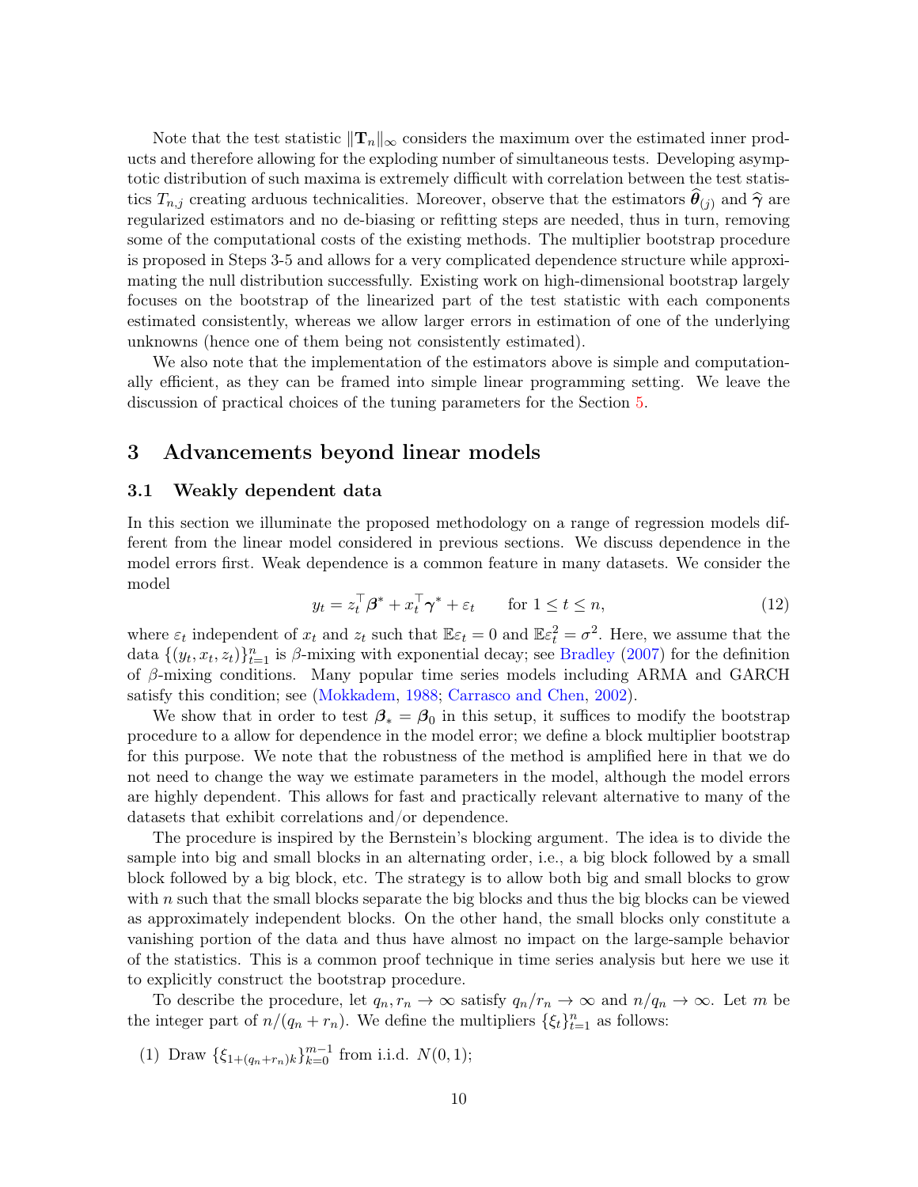Note that the test statistic $\|\mathbf{T}_n\|_\infty$ considers the maximum over the estimated inner products and therefore allowing for the exploding number of simultaneous tests. Developing asymptotic distribution of such maxima is extremely difficult with correlation between the test statistics $T_{n,j}$ creating arduous technicalities. Moreover, observe that the estimators $\widehat{\boldsymbol{\theta}}_{(j)}$ and $\widehat{\boldsymbol{\gamma}}$ are regularized estimators and no de-biasing or refitting steps are needed, thus in turn, removing some of the computational costs of the existing methods. The multiplier bootstrap procedure is proposed in Steps 3-5 and allows for a very complicated dependence structure while approximating the null distribution successfully. Existing work on high-dimensional bootstrap largely focuses on the bootstrap of the linearized part of the test statistic with each components estimated consistently, whereas we allow larger errors in estimation of one of the underlying unknowns (hence one of them being not consistently estimated).

We also note that the implementation of the estimators above is simple and computationally efficient, as they can be framed into simple linear programming setting. We leave the discussion of practical choices of the tuning parameters for the Section 5.

# 3 Advancements beyond linear models

## 3.1 Weakly dependent data

In this section we illuminate the proposed methodology on a range of regression models different from the linear model considered in previous sections. We discuss dependence in the model errors first. Weak dependence is a common feature in many datasets. We consider the model

$$y_t = z_t^\top \boldsymbol{\beta}^* + x_t^\top \boldsymbol{\gamma}^* + \varepsilon_t \qquad \text{for } 1 \le t \le n, \tag{12}$$

where $\varepsilon_t$ independent of $x_t$ and $z_t$ such that $\mathbb{E}\varepsilon_t = 0$ and $\mathbb{E}\varepsilon_t^2 = \sigma^2$. Here, we assume that the data $\{(y_t, x_t, z_t)\}_{t=1}^n$ is $\beta$-mixing with exponential decay; see Bradley (2007) for the definition of $\beta$-mixing conditions. Many popular time series models including ARMA and GARCH satisfy this condition; see (Mokkadem, 1988; Carrasco and Chen, 2002).

We show that in order to test $\boldsymbol{\beta}_* = \boldsymbol{\beta}_0$ in this setup, it suffices to modify the bootstrap procedure to a allow for dependence in the model error; we define a block multiplier bootstrap for this purpose. We note that the robustness of the method is amplified here in that we do not need to change the way we estimate parameters in the model, although the model errors are highly dependent. This allows for fast and practically relevant alternative to many of the datasets that exhibit correlations and/or dependence.

The procedure is inspired by the Bernstein's blocking argument. The idea is to divide the sample into big and small blocks in an alternating order, i.e., a big block followed by a small block followed by a big block, etc. The strategy is to allow both big and small blocks to grow with $n$ such that the small blocks separate the big blocks and thus the big blocks can be viewed as approximately independent blocks. On the other hand, the small blocks only constitute a vanishing portion of the data and thus have almost no impact on the large-sample behavior of the statistics. This is a common proof technique in time series analysis but here we use it to explicitly construct the bootstrap procedure.

To describe the procedure, let $q_n, r_n \to \infty$ satisfy $q_n/r_n \to \infty$ and $n/q_n \to \infty$. Let $m$ be the integer part of $n/(q_n + r_n)$. We define the multipliers $\{\xi_t\}_{t=1}^n$ as follows:

(1) Draw $\{\xi_{1+(q_n+r_n)k}\}_{k=0}^{m-1}$ from i.i.d. $N(0, 1)$;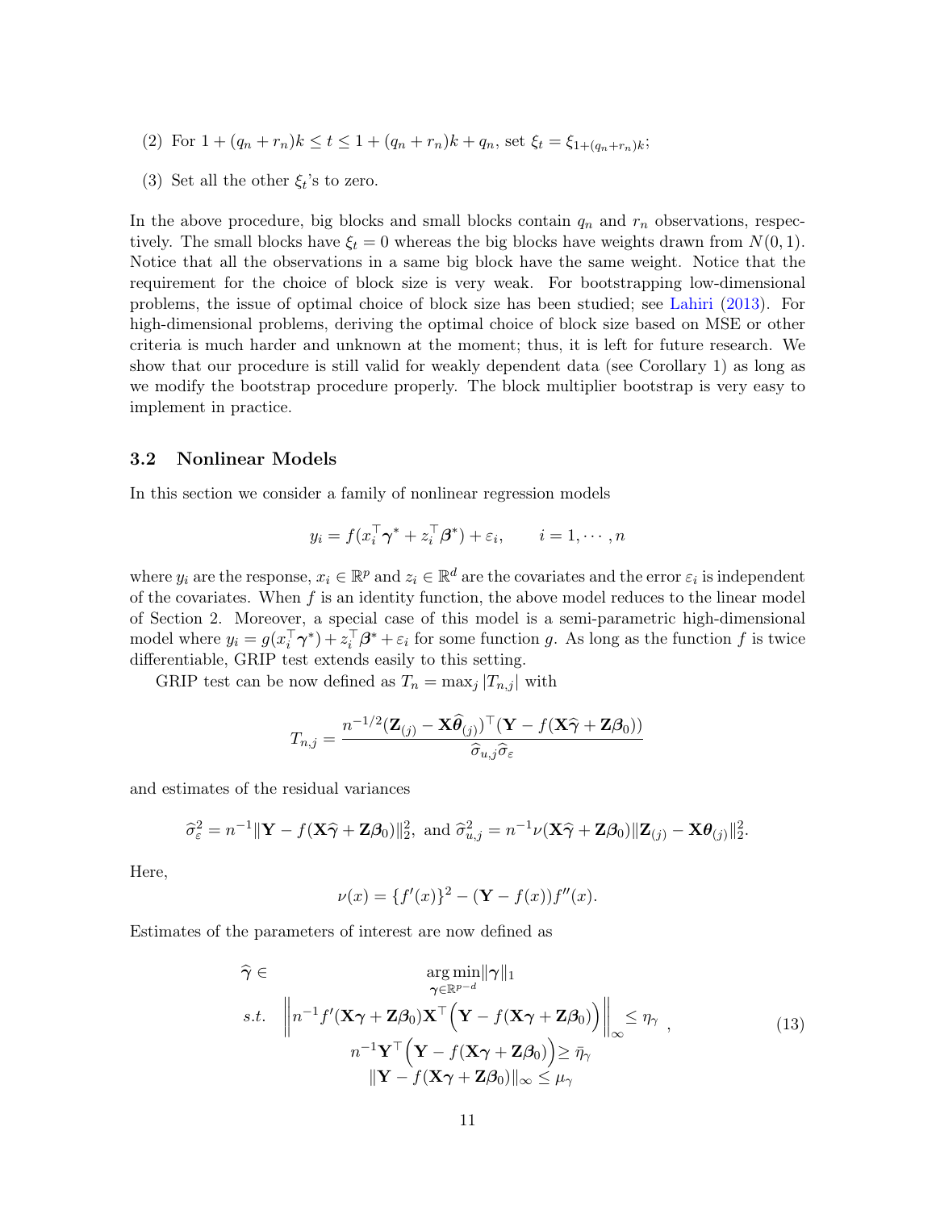(2) For $1 + (q_n + r_n)k \leq t \leq 1 + (q_n + r_n)k + q_n$, set $\xi_t = \xi_{1+(q_n+r_n)k}$;

(3) Set all the other $\xi_t$'s to zero.

In the above procedure, big blocks and small blocks contain $q_n$ and $r_n$ observations, respectively. The small blocks have $\xi_t = 0$ whereas the big blocks have weights drawn from $N(0, 1)$. Notice that all the observations in a same big block have the same weight. Notice that the requirement for the choice of block size is very weak. For bootstrapping low-dimensional problems, the issue of optimal choice of block size has been studied; see Lahiri (2013). For high-dimensional problems, deriving the optimal choice of block size based on MSE or other criteria is much harder and unknown at the moment; thus, it is left for future research. We show that our procedure is still valid for weakly dependent data (see Corollary 1) as long as we modify the bootstrap procedure properly. The block multiplier bootstrap is very easy to implement in practice.

### 3.2 Nonlinear Models

In this section we consider a family of nonlinear regression models

$$y_i = f(x_i^\top \boldsymbol{\gamma}^* + z_i^\top \boldsymbol{\beta}^*) + \varepsilon_i, \qquad i = 1, \cdots, n$$

where $y_i$ are the response, $x_i \in \mathbb{R}^p$ and $z_i \in \mathbb{R}^d$ are the covariates and the error $\varepsilon_i$ is independent of the covariates. When $f$ is an identity function, the above model reduces to the linear model of Section 2. Moreover, a special case of this model is a semi-parametric high-dimensional model where $y_i = g(x_i^\top \boldsymbol{\gamma}^*) + z_i^\top \boldsymbol{\beta}^* + \varepsilon_i$ for some function $g$. As long as the function $f$ is twice differentiable, GRIP test extends easily to this setting.

GRIP test can be now defined as $T_n = \max_j |T_{n,j}|$ with

$$T_{n,j} = \frac{n^{-1/2}(\mathbf{Z}_{(j)} - \mathbf{X}\widehat{\boldsymbol{\theta}}_{(j)})^\top (\mathbf{Y} - f(\mathbf{X}\widehat{\boldsymbol{\gamma}} + \mathbf{Z}\boldsymbol{\beta}_0))}{\widehat{\sigma}_{u,j}\widehat{\sigma}_\varepsilon}$$

and estimates of the residual variances

$$\widehat{\sigma}_\varepsilon^2 = n^{-1}\|\mathbf{Y} - f(\mathbf{X}\widehat{\boldsymbol{\gamma}} + \mathbf{Z}\boldsymbol{\beta}_0)\|_2^2, \text{ and } \widehat{\sigma}_{u,j}^2 = n^{-1}\nu(\mathbf{X}\widehat{\boldsymbol{\gamma}} + \mathbf{Z}\boldsymbol{\beta}_0)\|\mathbf{Z}_{(j)} - \mathbf{X}\boldsymbol{\theta}_{(j)}\|_2^2.$$

Here,

$$\nu(x) = \{f'(x)\}^2 - (\mathbf{Y} - f(x))f''(x).$$

Estimates of the parameters of interest are now defined as

$$\begin{aligned} \widehat{\boldsymbol{\gamma}} \in & \quad \underset{\boldsymbol{\gamma} \in \mathbb{R}^{p-d}}{\arg\min} \|\boldsymbol{\gamma}\|_1 \\ s.t. & \quad \left\| n^{-1} f'(\mathbf{X}\boldsymbol{\gamma} + \mathbf{Z}\boldsymbol{\beta}_0)\mathbf{X}^\top \Big(\mathbf{Y} - f(\mathbf{X}\boldsymbol{\gamma} + \mathbf{Z}\boldsymbol{\beta}_0)\Big) \right\|_\infty \leq \eta_\gamma \ , \\ & \quad n^{-1}\mathbf{Y}^\top \Big(\mathbf{Y} - f(\mathbf{X}\boldsymbol{\gamma} + \mathbf{Z}\boldsymbol{\beta}_0)\Big) \geq \bar{\eta}_\gamma \\ & \quad \|\mathbf{Y} - f(\mathbf{X}\boldsymbol{\gamma} + \mathbf{Z}\boldsymbol{\beta}_0)\|_\infty \leq \mu_\gamma \end{aligned} \tag{13}$$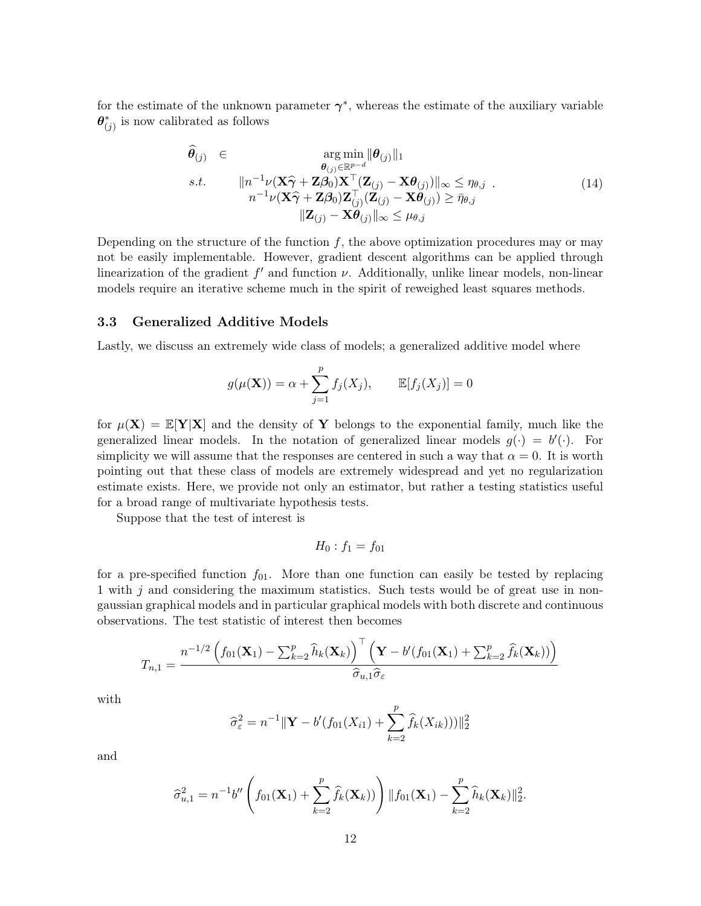for the estimate of the unknown parameter $\boldsymbol{\gamma}^*$, whereas the estimate of the auxiliary variable $\boldsymbol{\theta}^*_{(j)}$ is now calibrated as follows

$$
\begin{array}{rc}
\widehat{\boldsymbol{\theta}}_{(j)} \in & \underset{\boldsymbol{\theta}_{(j)} \in \mathbb{R}^{p-d}}{\arg\min} \|\boldsymbol{\theta}_{(j)}\|_1 \\
s.t. & \|n^{-1}\nu(\mathbf{X}\widehat{\boldsymbol{\gamma}} + \mathbf{Z}\boldsymbol{\beta}_0)\mathbf{X}^\top(\mathbf{Z}_{(j)} - \mathbf{X}\boldsymbol{\theta}_{(j)})\|_\infty \le \eta_{\theta,j} \\
& n^{-1}\nu(\mathbf{X}\widehat{\boldsymbol{\gamma}} + \mathbf{Z}\boldsymbol{\beta}_0)\mathbf{Z}_{(j)}^\top(\mathbf{Z}_{(j)} - \mathbf{X}\boldsymbol{\theta}_{(j)}) \ge \bar{\eta}_{\theta,j} \\
& \|\mathbf{Z}_{(j)} - \mathbf{X}\boldsymbol{\theta}_{(j)}\|_\infty \le \mu_{\theta,j}
\end{array} . \tag{14}
$$

Depending on the structure of the function $f$, the above optimization procedures may or may not be easily implementable. However, gradient descent algorithms can be applied through linearization of the gradient $f'$ and function $\nu$. Additionally, unlike linear models, non-linear models require an iterative scheme much in the spirit of reweighed least squares methods.

### 3.3 Generalized Additive Models

Lastly, we discuss an extremely wide class of models; a generalized additive model where

$$
g(\mu(\mathbf{X})) = \alpha + \sum_{j=1}^p f_j(X_j), \qquad \mathbb{E}[f_j(X_j)] = 0
$$

for $\mu(\mathbf{X}) = \mathbb{E}[\mathbf{Y}|\mathbf{X}]$ and the density of $\mathbf{Y}$ belongs to the exponential family, much like the generalized linear models. In the notation of generalized linear models $g(\cdot) = b'(\cdot)$. For simplicity we will assume that the responses are centered in such a way that $\alpha = 0$. It is worth pointing out that these class of models are extremely widespread and yet no regularization estimate exists. Here, we provide not only an estimator, but rather a testing statistics useful for a broad range of multivariate hypothesis tests.

Suppose that the test of interest is

$$
H_0 : f_1 = f_{01}
$$

for a pre-specified function $f_{01}$. More than one function can easily be tested by replacing 1 with $j$ and considering the maximum statistics. Such tests would be of great use in non-gaussian graphical models and in particular graphical models with both discrete and continuous observations. The test statistic of interest then becomes

$$
T_{n,1} = \frac{n^{-1/2}\left(f_{01}(\mathbf{X}_1) - \sum_{k=2}^p \widehat{h}_k(\mathbf{X}_k)\right)^\top \left(\mathbf{Y} - b'(f_{01}(\mathbf{X}_1) + \sum_{k=2}^p \widehat{f}_k(\mathbf{X}_k))\right)}{\widehat{\sigma}_{u,1}\widehat{\sigma}_\varepsilon}
$$

with

$$
\widehat{\sigma}_\varepsilon^2 = n^{-1}\|\mathbf{Y} - b'(f_{01}(X_{i1}) + \sum_{k=2}^p \widehat{f}_k(X_{ik})))\|_2^2
$$

and

$$
\widehat{\sigma}_{u,1}^2 = n^{-1} b''\left(f_{01}(\mathbf{X}_1) + \sum_{k=2}^p \widehat{f}_k(\mathbf{X}_k))\right)\|f_{01}(\mathbf{X}_1) - \sum_{k=2}^p \widehat{h}_k(\mathbf{X}_k)\|_2^2.
$$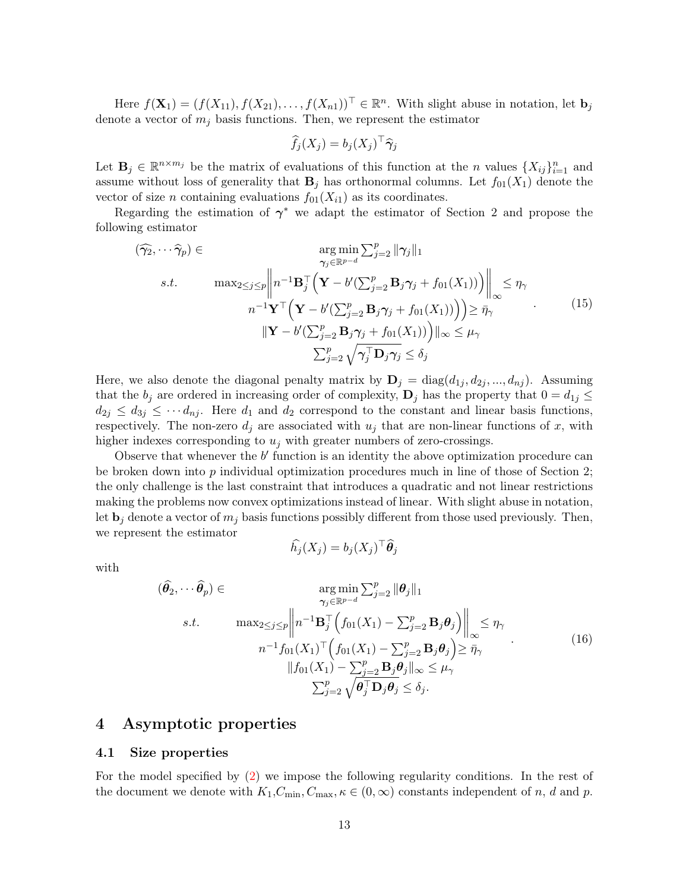Here $f(\mathbf{X}_1) = (f(X_{11}), f(X_{21}), \ldots, f(X_{n1}))^\top \in \mathbb{R}^n$. With slight abuse in notation, let $\mathbf{b}_j$ denote a vector of $m_j$ basis functions. Then, we represent the estimator

$$\widehat{f}_j(X_j) = b_j(X_j)^\top \widehat{\gamma}_j$$

Let $\mathbf{B}_j \in \mathbb{R}^{n \times m_j}$ be the matrix of evaluations of this function at the $n$ values $\{X_{ij}\}_{i=1}^n$ and assume without loss of generality that $\mathbf{B}_j$ has orthonormal columns. Let $f_{01}(X_1)$ denote the vector of size $n$ containing evaluations $f_{01}(X_{i1})$ as its coordinates.

Regarding the estimation of $\boldsymbol{\gamma}^*$ we adapt the estimator of Section 2 and propose the following estimator

$$
\begin{array}{rc}
(\widehat{\gamma_2}, \cdots \widehat{\gamma}_p) \in & \underset{\boldsymbol{\gamma}_j \in \mathbb{R}^{p-d}}{\arg\min} \sum_{j=2}^p \|\boldsymbol{\gamma}_j\|_1 \\
s.t. & \max_{2 \le j \le p} \left\| n^{-1} \mathbf{B}_j^\top \Big( \mathbf{Y} - b'(\sum_{j=2}^p \mathbf{B}_j \boldsymbol{\gamma}_j + f_{01}(X_1)) \Big) \right\|_\infty \le \eta_\gamma \\
 & n^{-1} \mathbf{Y}^\top \Big( \mathbf{Y} - b'(\sum_{j=2}^p \mathbf{B}_j \boldsymbol{\gamma}_j + f_{01}(X_1)) \Big) \ge \bar{\eta}_\gamma \\
 & \|\mathbf{Y} - b'(\sum_{j=2}^p \mathbf{B}_j \boldsymbol{\gamma}_j + f_{01}(X_1)) \Big) \|_\infty \le \mu_\gamma \\
 & \sum_{j=2}^p \sqrt{\boldsymbol{\gamma}_j^\top \mathbf{D}_j \boldsymbol{\gamma}_j} \le \delta_j
\end{array} \qquad (15)
$$

Here, we also denote the diagonal penalty matrix by $\mathbf{D}_j = \text{diag}(d_{1j}, d_{2j}, ..., d_{nj})$. Assuming that the $b_j$ are ordered in increasing order of complexity, $\mathbf{D}_j$ has the property that $0 = d_{1j} \le d_{2j} \le d_{3j} \le \cdots d_{nj}$. Here $d_1$ and $d_2$ correspond to the constant and linear basis functions, respectively. The non-zero $d_j$ are associated with $u_j$ that are non-linear functions of $x$, with higher indexes corresponding to $u_j$ with greater numbers of zero-crossings.

Observe that whenever the $b'$ function is an identity the above optimization procedure can be broken down into $p$ individual optimization procedures much in line of those of Section 2; the only challenge is the last constraint that introduces a quadratic and not linear restrictions making the problems now convex optimizations instead of linear. With slight abuse in notation, let $\mathbf{b}_j$ denote a vector of $m_j$ basis functions possibly different from those used previously. Then, we represent the estimator

$$\widehat{h}_j(X_j) = b_j(X_j)^\top \widehat{\boldsymbol{\theta}}_j$$

with

$$
\begin{array}{rc}
(\widehat{\boldsymbol{\theta}}_2, \cdots \widehat{\boldsymbol{\theta}}_p) \in & \underset{\boldsymbol{\gamma}_j \in \mathbb{R}^{p-d}}{\arg\min} \sum_{j=2}^p \|\boldsymbol{\theta}_j\|_1 \\
s.t. & \max_{2 \le j \le p} \left\| n^{-1} \mathbf{B}_j^\top \Big( f_{01}(X_1) - \sum_{j=2}^p \mathbf{B}_j \boldsymbol{\theta}_j \Big) \right\|_\infty \le \eta_\gamma \\
 & n^{-1} f_{01}(X_1)^\top \Big( f_{01}(X_1) - \sum_{j=2}^p \mathbf{B}_j \boldsymbol{\theta}_j \Big) \ge \bar{\eta}_\gamma \\
 & \|f_{01}(X_1) - \sum_{j=2}^p \mathbf{B}_j \boldsymbol{\theta}_j\|_\infty \le \mu_\gamma \\
 & \sum_{j=2}^p \sqrt{\boldsymbol{\theta}_j^\top \mathbf{D}_j \boldsymbol{\theta}_j} \le \delta_j.
\end{array} \qquad (16)
$$

# 4 Asymptotic properties

## 4.1 Size properties

For the model specified by (2) we impose the following regularity conditions. In the rest of the document we denote with $K_1, C_{\min}, C_{\max}, \kappa \in (0, \infty)$ constants independent of $n$, $d$ and $p$.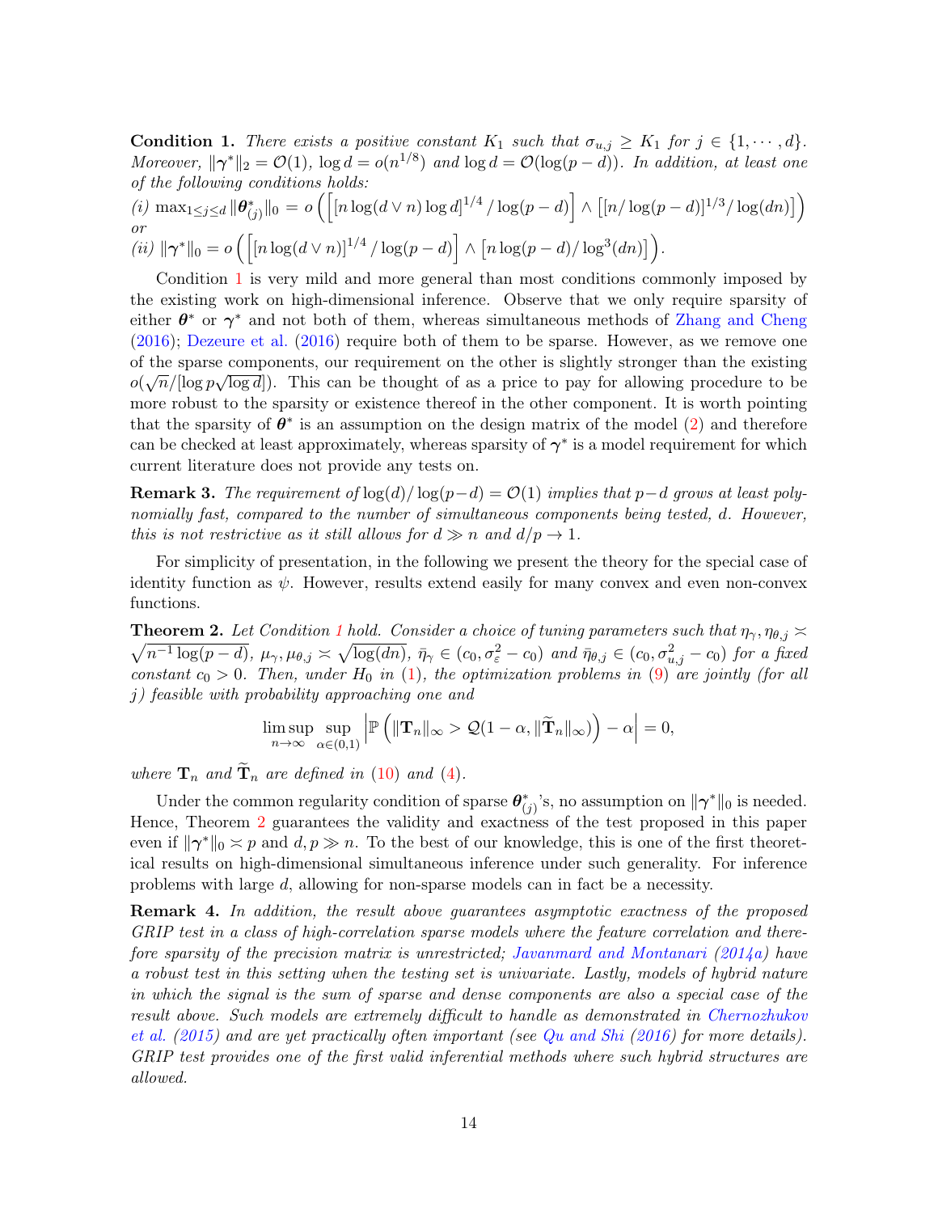**Condition 1.** *There exists a positive constant $K_1$ such that $\sigma_{u,j} \geq K_1$ for $j \in \{1, \cdots, d\}$. Moreover, $\|\boldsymbol{\gamma}^*\|_2 = \mathcal{O}(1)$, $\log d = o(n^{1/8})$ and $\log d = \mathcal{O}(\log(p-d))$. In addition, at least one of the following conditions holds:*
*(i)* $\max_{1 \leq j \leq d} \|\boldsymbol{\theta}^*_{(j)}\|_0 = o\left(\left[[n \log(d \vee n) \log d]^{1/4} / \log(p-d)\right] \wedge \left[[n/\log(p-d)]^{1/3} / \log(dn)\right]\right)$
*or*
*(ii)* $\|\boldsymbol{\gamma}^*\|_0 = o\left(\left[[n \log(d \vee n)]^{1/4} / \log(p-d)\right] \wedge \left[n \log(p-d)/\log^3(dn)\right]\right)$.

Condition 1 is very mild and more general than most conditions commonly imposed by the existing work on high-dimensional inference. Observe that we only require sparsity of either $\boldsymbol{\theta}^*$ or $\boldsymbol{\gamma}^*$ and not both of them, whereas simultaneous methods of Zhang and Cheng (2016); Dezeure et al. (2016) require both of them to be sparse. However, as we remove one of the sparse components, our requirement on the other is slightly stronger than the existing $o(\sqrt{n}/[\log p \sqrt{\log d}])$. This can be thought of as a price to pay for allowing procedure to be more robust to the sparsity or existence thereof in the other component. It is worth pointing that the sparsity of $\boldsymbol{\theta}^*$ is an assumption on the design matrix of the model (2) and therefore can be checked at least approximately, whereas sparsity of $\boldsymbol{\gamma}^*$ is a model requirement for which current literature does not provide any tests on.

**Remark 3.** *The requirement of $\log(d)/\log(p-d) = \mathcal{O}(1)$ implies that $p-d$ grows at least polynomially fast, compared to the number of simultaneous components being tested, $d$. However, this is not restrictive as it still allows for $d \gg n$ and $d/p \to 1$.*

For simplicity of presentation, in the following we present the theory for the special case of identity function as $\psi$. However, results extend easily for many convex and even non-convex functions.

**Theorem 2.** *Let Condition 1 hold. Consider a choice of tuning parameters such that $\eta_\gamma, \eta_{\theta,j} \asymp \sqrt{n^{-1}\log(p-d)}$, $\mu_\gamma, \mu_{\theta,j} \asymp \sqrt{\log(dn)}$, $\bar{\eta}_\gamma \in (c_0, \sigma_\varepsilon^2 - c_0)$ and $\bar{\eta}_{\theta,j} \in (c_0, \sigma_{u,j}^2 - c_0)$ for a fixed constant $c_0 > 0$. Then, under $H_0$ in (1), the optimization problems in (9) are jointly (for all $j$) feasible with probability approaching one and*

$$\limsup_{n \to \infty} \sup_{\alpha \in (0,1)} \left| \mathbb{P}\left(\|\mathbf{T}_n\|_\infty > \mathcal{Q}(1-\alpha, \|\widetilde{\mathbf{T}}_n\|_\infty)\right) - \alpha \right| = 0,$$

*where $\mathbf{T}_n$ and $\widetilde{\mathbf{T}}_n$ are defined in (10) and (4).*

Under the common regularity condition of sparse $\boldsymbol{\theta}^*_{(j)}$'s, no assumption on $\|\boldsymbol{\gamma}^*\|_0$ is needed. Hence, Theorem 2 guarantees the validity and exactness of the test proposed in this paper even if $\|\boldsymbol{\gamma}^*\|_0 \asymp p$ and $d, p \gg n$. To the best of our knowledge, this is one of the first theoretical results on high-dimensional simultaneous inference under such generality. For inference problems with large $d$, allowing for non-sparse models can in fact be a necessity.

**Remark 4.** *In addition, the result above guarantees asymptotic exactness of the proposed GRIP test in a class of high-correlation sparse models where the feature correlation and therefore sparsity of the precision matrix is unrestricted; Javanmard and Montanari (2014a) have a robust test in this setting when the testing set is univariate. Lastly, models of hybrid nature in which the signal is the sum of sparse and dense components are also a special case of the result above. Such models are extremely difficult to handle as demonstrated in Chernozhukov et al. (2015) and are yet practically often important (see Qu and Shi (2016) for more details). GRIP test provides one of the first valid inferential methods where such hybrid structures are allowed.*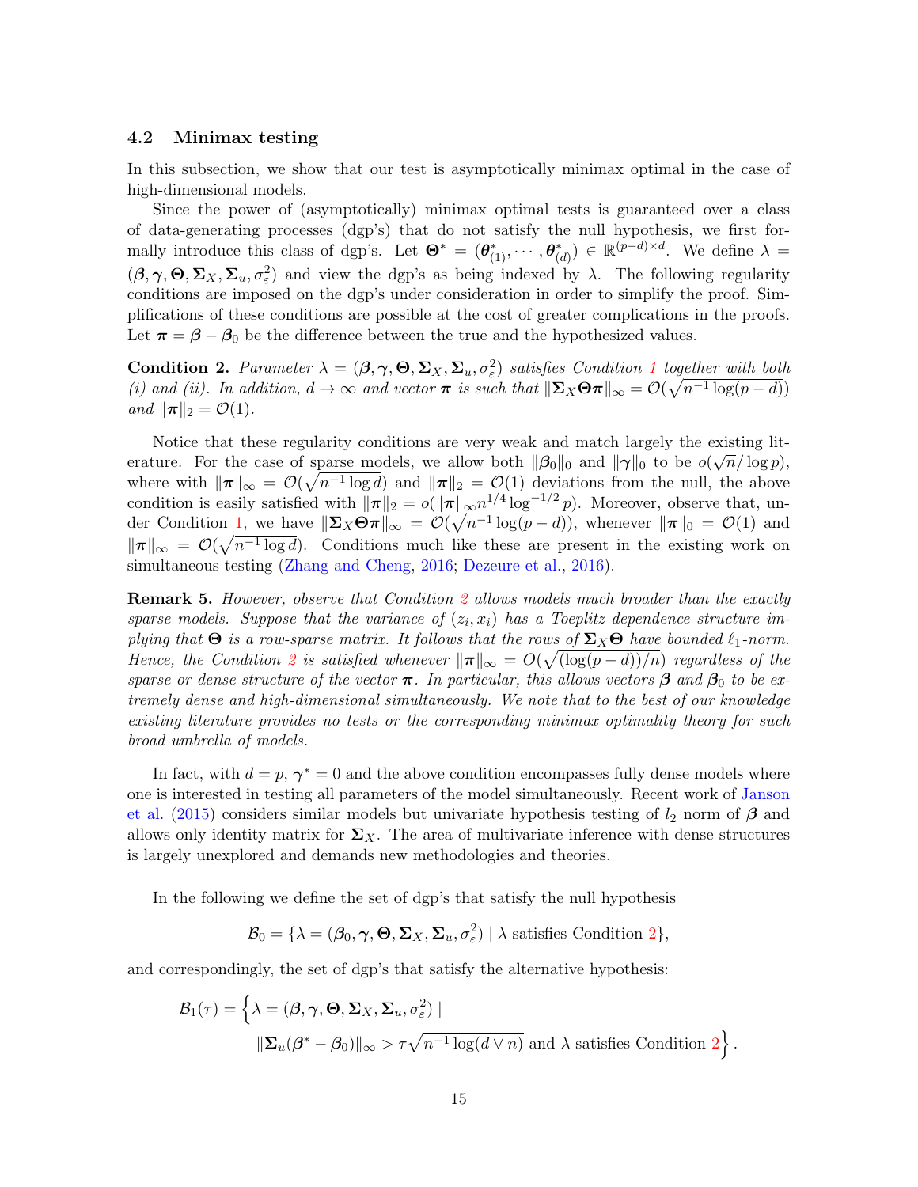### 4.2 Minimax testing

In this subsection, we show that our test is asymptotically minimax optimal in the case of high-dimensional models.

Since the power of (asymptotically) minimax optimal tests is guaranteed over a class of data-generating processes (dgp's) that do not satisfy the null hypothesis, we first formally introduce this class of dgp's. Let $\boldsymbol{\Theta}^* = (\boldsymbol{\theta}^*_{(1)}, \cdots, \boldsymbol{\theta}^*_{(d)}) \in \mathbb{R}^{(p-d)\times d}$. We define $\lambda = (\boldsymbol{\beta}, \boldsymbol{\gamma}, \boldsymbol{\Theta}, \boldsymbol{\Sigma}_X, \boldsymbol{\Sigma}_u, \sigma_\varepsilon^2)$ and view the dgp's as being indexed by $\lambda$. The following regularity conditions are imposed on the dgp's under consideration in order to simplify the proof. Simplifications of these conditions are possible at the cost of greater complications in the proofs. Let $\boldsymbol{\pi} = \boldsymbol{\beta} - \boldsymbol{\beta}_0$ be the difference between the true and the hypothesized values.

**Condition 2.** *Parameter $\lambda = (\boldsymbol{\beta}, \boldsymbol{\gamma}, \boldsymbol{\Theta}, \boldsymbol{\Sigma}_X, \boldsymbol{\Sigma}_u, \sigma_\varepsilon^2)$ satisfies Condition 1 together with both (i) and (ii). In addition, $d \to \infty$ and vector $\boldsymbol{\pi}$ is such that $\|\boldsymbol{\Sigma}_X \boldsymbol{\Theta} \boldsymbol{\pi}\|_\infty = \mathcal{O}(\sqrt{n^{-1}\log(p-d)})$ and $\|\boldsymbol{\pi}\|_2 = \mathcal{O}(1)$.*

Notice that these regularity conditions are very weak and match largely the existing literature. For the case of sparse models, we allow both $\|\boldsymbol{\beta}_0\|_0$ and $\|\boldsymbol{\gamma}\|_0$ to be $o(\sqrt{n}/\log p)$, where with $\|\boldsymbol{\pi}\|_\infty = \mathcal{O}(\sqrt{n^{-1}\log d})$ and $\|\boldsymbol{\pi}\|_2 = \mathcal{O}(1)$ deviations from the null, the above condition is easily satisfied with $\|\boldsymbol{\pi}\|_2 = o(\|\boldsymbol{\pi}\|_\infty n^{1/4} \log^{-1/2} p)$. Moreover, observe that, under Condition 1, we have $\|\boldsymbol{\Sigma}_X \boldsymbol{\Theta} \boldsymbol{\pi}\|_\infty = \mathcal{O}(\sqrt{n^{-1}\log(p-d)})$, whenever $\|\boldsymbol{\pi}\|_0 = \mathcal{O}(1)$ and $\|\boldsymbol{\pi}\|_\infty = \mathcal{O}(\sqrt{n^{-1}\log d})$. Conditions much like these are present in the existing work on simultaneous testing (Zhang and Cheng, 2016; Dezeure et al., 2016).

**Remark 5.** *However, observe that Condition 2 allows models much broader than the exactly sparse models. Suppose that the variance of $(z_i, x_i)$ has a Toeplitz dependence structure implying that $\boldsymbol{\Theta}$ is a row-sparse matrix. It follows that the rows of $\boldsymbol{\Sigma}_X \boldsymbol{\Theta}$ have bounded $\ell_1$-norm. Hence, the Condition 2 is satisfied whenever $\|\boldsymbol{\pi}\|_\infty = O(\sqrt{(\log(p-d))/n})$ regardless of the sparse or dense structure of the vector $\boldsymbol{\pi}$. In particular, this allows vectors $\boldsymbol{\beta}$ and $\boldsymbol{\beta}_0$ to be extremely dense and high-dimensional simultaneously. We note that to the best of our knowledge existing literature provides no tests or the corresponding minimax optimality theory for such broad umbrella of models.*

In fact, with $d = p$, $\boldsymbol{\gamma}^* = 0$ and the above condition encompasses fully dense models where one is interested in testing all parameters of the model simultaneously. Recent work of Janson et al. (2015) considers similar models but univariate hypothesis testing of $l_2$ norm of $\boldsymbol{\beta}$ and allows only identity matrix for $\boldsymbol{\Sigma}_X$. The area of multivariate inference with dense structures is largely unexplored and demands new methodologies and theories.

In the following we define the set of dgp's that satisfy the null hypothesis

$$\mathcal{B}_0 = \{\lambda = (\boldsymbol{\beta}_0, \boldsymbol{\gamma}, \boldsymbol{\Theta}, \boldsymbol{\Sigma}_X, \boldsymbol{\Sigma}_u, \sigma_\varepsilon^2) \mid \lambda \text{ satisfies Condition 2}\},$$

and correspondingly, the set of dgp's that satisfy the alternative hypothesis:

$$\mathcal{B}_1(\tau) = \Big\{\lambda = (\boldsymbol{\beta}, \boldsymbol{\gamma}, \boldsymbol{\Theta}, \boldsymbol{\Sigma}_X, \boldsymbol{\Sigma}_u, \sigma_\varepsilon^2) \mid \\ \|\boldsymbol{\Sigma}_u(\boldsymbol{\beta}^* - \boldsymbol{\beta}_0)\|_\infty > \tau\sqrt{n^{-1}\log(d \vee n)} \text{ and } \lambda \text{ satisfies Condition 2}\Big\}.$$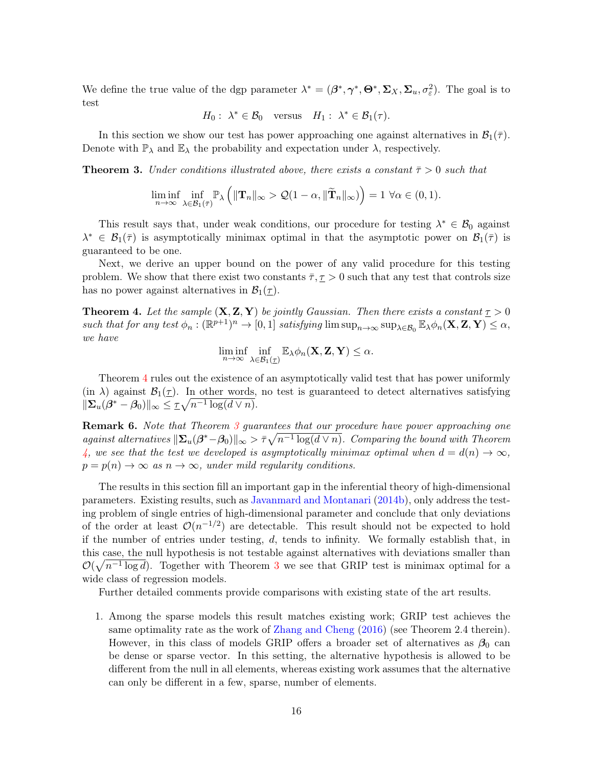We define the true value of the dgp parameter $\lambda^* = (\boldsymbol{\beta}^*, \boldsymbol{\gamma}^*, \boldsymbol{\Theta}^*, \boldsymbol{\Sigma}_X, \boldsymbol{\Sigma}_u, \sigma_\varepsilon^2)$. The goal is to test

$$H_0: \ \lambda^* \in \mathcal{B}_0 \quad \text{versus} \quad H_1: \ \lambda^* \in \mathcal{B}_1(\tau).$$

In this section we show our test has power approaching one against alternatives in $\mathcal{B}_1(\bar{\tau})$. Denote with $\mathbb{P}_\lambda$ and $\mathbb{E}_\lambda$ the probability and expectation under $\lambda$, respectively.

**Theorem 3.** *Under conditions illustrated above, there exists a constant $\bar{\tau} > 0$ such that*

$$\liminf_{n\to\infty} \inf_{\lambda \in \mathcal{B}_1(\bar{\tau})} \mathbb{P}_\lambda \left( \|\mathbf{T}_n\|_\infty > \mathcal{Q}(1-\alpha, \|\widetilde{\mathbf{T}}_n\|_\infty) \right) = 1 \ \forall \alpha \in (0,1).$$

This result says that, under weak conditions, our procedure for testing $\lambda^* \in \mathcal{B}_0$ against $\lambda^* \in \mathcal{B}_1(\bar{\tau})$ is asymptotically minimax optimal in that the asymptotic power on $\mathcal{B}_1(\bar{\tau})$ is guaranteed to be one.

Next, we derive an upper bound on the power of any valid procedure for this testing problem. We show that there exist two constants $\bar{\tau}, \underline{\tau} > 0$ such that any test that controls size has no power against alternatives in $\mathcal{B}_1(\underline{\tau})$.

**Theorem 4.** *Let the sample $(\mathbf{X}, \mathbf{Z}, \mathbf{Y})$ be jointly Gaussian. Then there exists a constant $\underline{\tau} > 0$ such that for any test $\phi_n : (\mathbb{R}^{p+1})^n \to [0,1]$ satisfying $\limsup_{n\to\infty} \sup_{\lambda \in \mathcal{B}_0} \mathbb{E}_\lambda \phi_n(\mathbf{X}, \mathbf{Z}, \mathbf{Y}) \le \alpha$, we have*

$$\liminf_{n\to\infty} \inf_{\lambda \in \mathcal{B}_1(\underline{\tau})} \mathbb{E}_\lambda \phi_n(\mathbf{X}, \mathbf{Z}, \mathbf{Y}) \le \alpha.$$

Theorem 4 rules out the existence of an asymptotically valid test that has power uniformly (in $\lambda$) against $\mathcal{B}_1(\underline{\tau})$. In other words, no test is guaranteed to detect alternatives satisfying $\|\boldsymbol{\Sigma}_u(\boldsymbol{\beta}^* - \boldsymbol{\beta}_0)\|_\infty \le \underline{\tau}\sqrt{n^{-1}\log(d \vee n)}$.

**Remark 6.** *Note that Theorem 3 guarantees that our procedure have power approaching one against alternatives $\|\boldsymbol{\Sigma}_u(\boldsymbol{\beta}^* - \boldsymbol{\beta}_0)\|_\infty > \bar{\tau}\sqrt{n^{-1}\log(d \vee n)}$. Comparing the bound with Theorem 4, we see that the test we developed is asymptotically minimax optimal when $d = d(n) \to \infty$, $p = p(n) \to \infty$ as $n \to \infty$, under mild regularity conditions.*

The results in this section fill an important gap in the inferential theory of high-dimensional parameters. Existing results, such as Javanmard and Montanari (2014b), only address the testing problem of single entries of high-dimensional parameter and conclude that only deviations of the order at least $\mathcal{O}(n^{-1/2})$ are detectable. This result should not be expected to hold if the number of entries under testing, $d$, tends to infinity. We formally establish that, in this case, the null hypothesis is not testable against alternatives with deviations smaller than $\mathcal{O}(\sqrt{n^{-1}\log d})$. Together with Theorem 3 we see that GRIP test is minimax optimal for a wide class of regression models.

Further detailed comments provide comparisons with existing state of the art results.

1. Among the sparse models this result matches existing work; GRIP test achieves the same optimality rate as the work of Zhang and Cheng (2016) (see Theorem 2.4 therein). However, in this class of models GRIP offers a broader set of alternatives as $\boldsymbol{\beta}_0$ can be dense or sparse vector. In this setting, the alternative hypothesis is allowed to be different from the null in all elements, whereas existing work assumes that the alternative can only be different in a few, sparse, number of elements.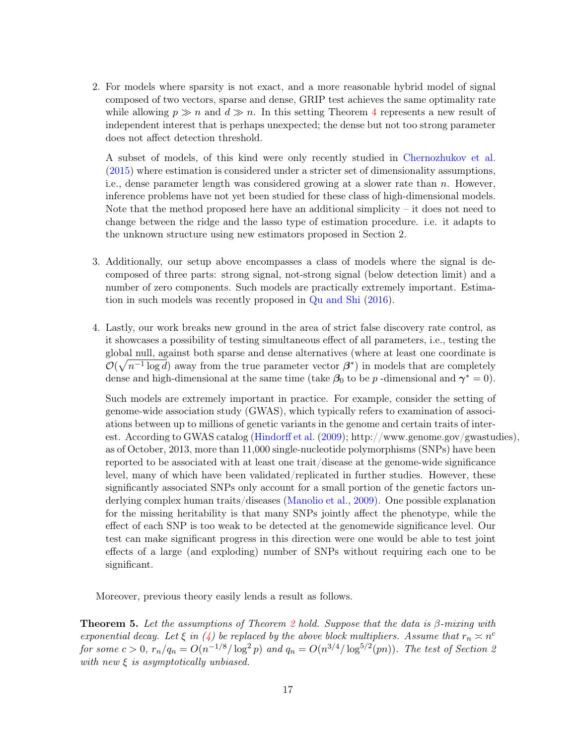2. For models where sparsity is not exact, and a more reasonable hybrid model of signal composed of two vectors, sparse and dense, GRIP test achieves the same optimality rate while allowing $p \gg n$ and $d \gg n$. In this setting Theorem 4 represents a new result of independent interest that is perhaps unexpected; the dense but not too strong parameter does not affect detection threshold.

   A subset of models, of this kind were only recently studied in Chernozhukov et al. (2015) where estimation is considered under a stricter set of dimensionality assumptions, i.e., dense parameter length was considered growing at a slower rate than $n$. However, inference problems have not yet been studied for these class of high-dimensional models. Note that the method proposed here have an additional simplicity – it does not need to change between the ridge and the lasso type of estimation procedure. i.e. it adapts to the unknown structure using new estimators proposed in Section 2.

3. Additionally, our setup above encompasses a class of models where the signal is decomposed of three parts: strong signal, not-strong signal (below detection limit) and a number of zero components. Such models are practically extremely important. Estimation in such models was recently proposed in Qu and Shi (2016).

4. Lastly, our work breaks new ground in the area of strict false discovery rate control, as it showcases a possibility of testing simultaneous effect of all parameters, i.e., testing the global null, against both sparse and dense alternatives (where at least one coordinate is $\mathcal{O}(\sqrt{n^{-1}\log d})$ away from the true parameter vector $\boldsymbol{\beta}^*$) in models that are completely dense and high-dimensional at the same time (take $\boldsymbol{\beta}_0$ to be $p$ -dimensional and $\boldsymbol{\gamma}^* = 0$).

   Such models are extremely important in practice. For example, consider the setting of genome-wide association study (GWAS), which typically refers to examination of associations between up to millions of genetic variants in the genome and certain traits of interest. According to GWAS catalog (Hindorff et al. (2009); http://www.genome.gov/gwastudies), as of October, 2013, more than 11,000 single-nucleotide polymorphisms (SNPs) have been reported to be associated with at least one trait/disease at the genome-wide significance level, many of which have been validated/replicated in further studies. However, these significantly associated SNPs only account for a small portion of the genetic factors underlying complex human traits/diseases (Manolio et al., 2009). One possible explanation for the missing heritability is that many SNPs jointly affect the phenotype, while the effect of each SNP is too weak to be detected at the genomewide significance level. Our test can make significant progress in this direction were one would be able to test joint effects of a large (and exploding) number of SNPs without requiring each one to be significant.

Moreover, previous theory easily lends a result as follows.

**Theorem 5.** *Let the assumptions of Theorem 2 hold. Suppose that the data is $\beta$-mixing with exponential decay. Let $\xi$ in (4) be replaced by the above block multipliers. Assume that $r_n \asymp n^c$ for some $c > 0$, $r_n/q_n = O(n^{-1/8}/\log^2 p)$ and $q_n = O(n^{3/4}/\log^{5/2}(pn))$. The test of Section 2 with new $\xi$ is asymptotically unbiased.*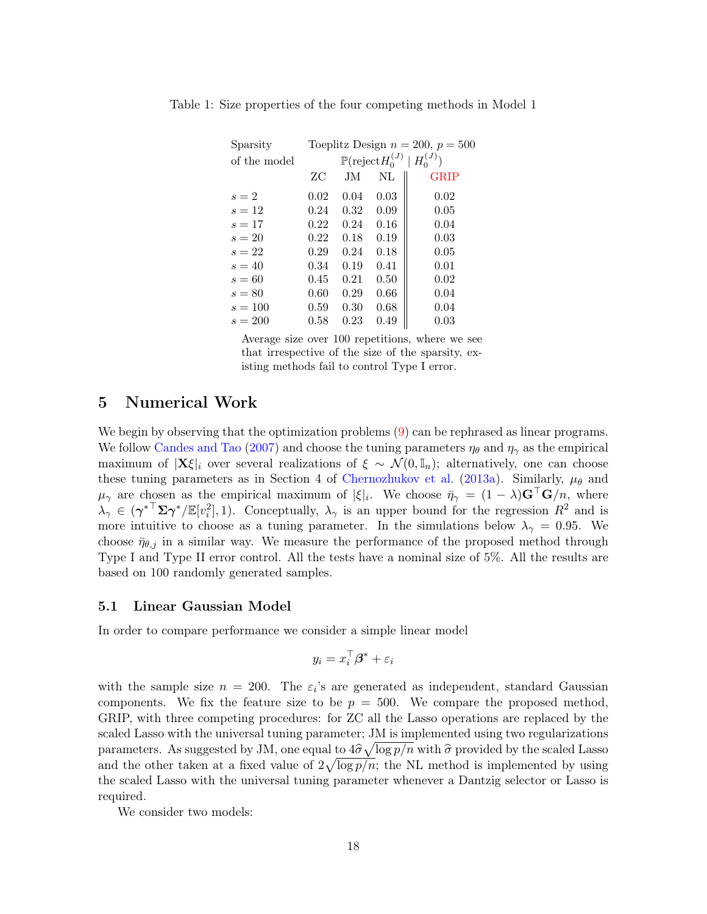Table 1: Size properties of the four competing methods in Model 1

| Sparsity of the model | Toeplitz Design $n = 200$, $p = 500$ | | | |
|---|---|---|---|---|
| | $\mathbb{P}(\text{reject} H_0^{(J)} \mid H_0^{(J)})$ | | | |
| | ZC | JM | NL | GRIP |
| $s = 2$ | 0.02 | 0.04 | 0.03 | 0.02 |
| $s = 12$ | 0.24 | 0.32 | 0.09 | 0.05 |
| $s = 17$ | 0.22 | 0.24 | 0.16 | 0.04 |
| $s = 20$ | 0.22 | 0.18 | 0.19 | 0.03 |
| $s = 22$ | 0.29 | 0.24 | 0.18 | 0.05 |
| $s = 40$ | 0.34 | 0.19 | 0.41 | 0.01 |
| $s = 60$ | 0.45 | 0.21 | 0.50 | 0.02 |
| $s = 80$ | 0.60 | 0.29 | 0.66 | 0.04 |
| $s = 100$ | 0.59 | 0.30 | 0.68 | 0.04 |
| $s = 200$ | 0.58 | 0.23 | 0.49 | 0.03 |

Average size over 100 repetitions, where we see that irrespective of the size of the sparsity, existing methods fail to control Type I error.

## 5 Numerical Work

We begin by observing that the optimization problems (9) can be rephrased as linear programs. We follow Candes and Tao (2007) and choose the tuning parameters $\eta_\theta$ and $\eta_\gamma$ as the empirical maximum of $|\mathbf{X}\xi|_i$ over several realizations of $\xi \sim \mathcal{N}(0, \mathbb{I}_n)$; alternatively, one can choose these tuning parameters as in Section 4 of Chernozhukov et al. (2013a). Similarly, $\mu_\theta$ and $\mu_\gamma$ are chosen as the empirical maximum of $|\xi|_i$. We choose $\bar{\eta}_\gamma = (1-\lambda)\mathbf{G}^\top \mathbf{G}/n$, where $\lambda_\gamma \in ({\boldsymbol{\gamma}^*}^\top \boldsymbol{\Sigma} \boldsymbol{\gamma}^* / \mathbb{E}[v_i^2], 1)$. Conceptually, $\lambda_\gamma$ is an upper bound for the regression $R^2$ and is more intuitive to choose as a tuning parameter. In the simulations below $\lambda_\gamma = 0.95$. We choose $\bar{\eta}_{\theta,j}$ in a similar way. We measure the performance of the proposed method through Type I and Type II error control. All the tests have a nominal size of 5%. All the results are based on 100 randomly generated samples.

### 5.1 Linear Gaussian Model

In order to compare performance we consider a simple linear model

$$y_i = x_i^\top \boldsymbol{\beta}^* + \varepsilon_i$$

with the sample size $n = 200$. The $\varepsilon_i$'s are generated as independent, standard Gaussian components. We fix the feature size to be $p = 500$. We compare the proposed method, GRIP, with three competing procedures: for ZC all the Lasso operations are replaced by the scaled Lasso with the universal tuning parameter; JM is implemented using two regularizations parameters. As suggested by JM, one equal to $4\widehat{\sigma}\sqrt{\log p/n}$ with $\widehat{\sigma}$ provided by the scaled Lasso and the other taken at a fixed value of $2\sqrt{\log p/n}$; the NL method is implemented by using the scaled Lasso with the universal tuning parameter whenever a Dantzig selector or Lasso is required.

We consider two models: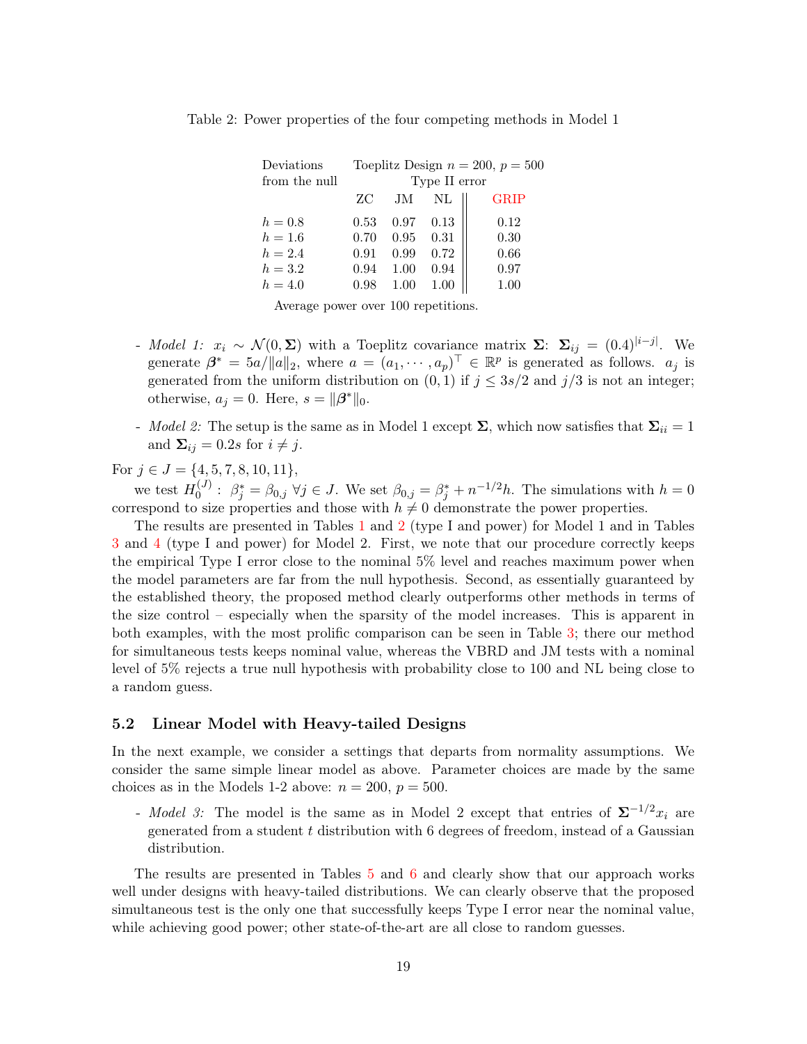Table 2: Power properties of the four competing methods in Model 1

| Deviations from the null | Toeplitz Design $n = 200$, $p = 500$ Type II error | | | |
|---|---|---|---|---|
| | ZC | JM | NL | GRIP |
| $h = 0.8$ | 0.53 | 0.97 | 0.13 | 0.12 |
| $h = 1.6$ | 0.70 | 0.95 | 0.31 | 0.30 |
| $h = 2.4$ | 0.91 | 0.99 | 0.72 | 0.66 |
| $h = 3.2$ | 0.94 | 1.00 | 0.94 | 0.97 |
| $h = 4.0$ | 0.98 | 1.00 | 1.00 | 1.00 |

Average power over 100 repetitions.

- *Model 1:* $x_i \sim \mathcal{N}(0, \mathbf{\Sigma})$ with a Toeplitz covariance matrix $\mathbf{\Sigma}$: $\mathbf{\Sigma}_{ij} = (0.4)^{|i-j|}$. We generate $\boldsymbol{\beta}^* = 5a/\|a\|_2$, where $a = (a_1, \cdots, a_p)^\top \in \mathbb{R}^p$ is generated as follows. $a_j$ is generated from the uniform distribution on $(0, 1)$ if $j \le 3s/2$ and $j/3$ is not an integer; otherwise, $a_j = 0$. Here, $s = \|\boldsymbol{\beta}^*\|_0$.
- *Model 2:* The setup is the same as in Model 1 except $\mathbf{\Sigma}$, which now satisfies that $\mathbf{\Sigma}_{ii} = 1$ and $\mathbf{\Sigma}_{ij} = 0.2s$ for $i \neq j$.

For $j \in J = \{4, 5, 7, 8, 10, 11\}$,

we test $H_0^{(J)}: \ \beta_j^* = \beta_{0,j} \ \forall j \in J$. We set $\beta_{0,j} = \beta_j^* + n^{-1/2}h$. The simulations with $h = 0$ correspond to size properties and those with $h \neq 0$ demonstrate the power properties.

The results are presented in Tables 1 and 2 (type I and power) for Model 1 and in Tables 3 and 4 (type I and power) for Model 2. First, we note that our procedure correctly keeps the empirical Type I error close to the nominal 5% level and reaches maximum power when the model parameters are far from the null hypothesis. Second, as essentially guaranteed by the established theory, the proposed method clearly outperforms other methods in terms of the size control – especially when the sparsity of the model increases. This is apparent in both examples, with the most prolific comparison can be seen in Table 3; there our method for simultaneous tests keeps nominal value, whereas the VBRD and JM tests with a nominal level of 5% rejects a true null hypothesis with probability close to 100 and NL being close to a random guess.

### 5.2 Linear Model with Heavy-tailed Designs

In the next example, we consider a settings that departs from normality assumptions. We consider the same simple linear model as above. Parameter choices are made by the same choices as in the Models 1-2 above: $n = 200$, $p = 500$.

- *Model 3:* The model is the same as in Model 2 except that entries of $\mathbf{\Sigma}^{-1/2}x_i$ are generated from a student $t$ distribution with 6 degrees of freedom, instead of a Gaussian distribution.

The results are presented in Tables 5 and 6 and clearly show that our approach works well under designs with heavy-tailed distributions. We can clearly observe that the proposed simultaneous test is the only one that successfully keeps Type I error near the nominal value, while achieving good power; other state-of-the-art are all close to random guesses.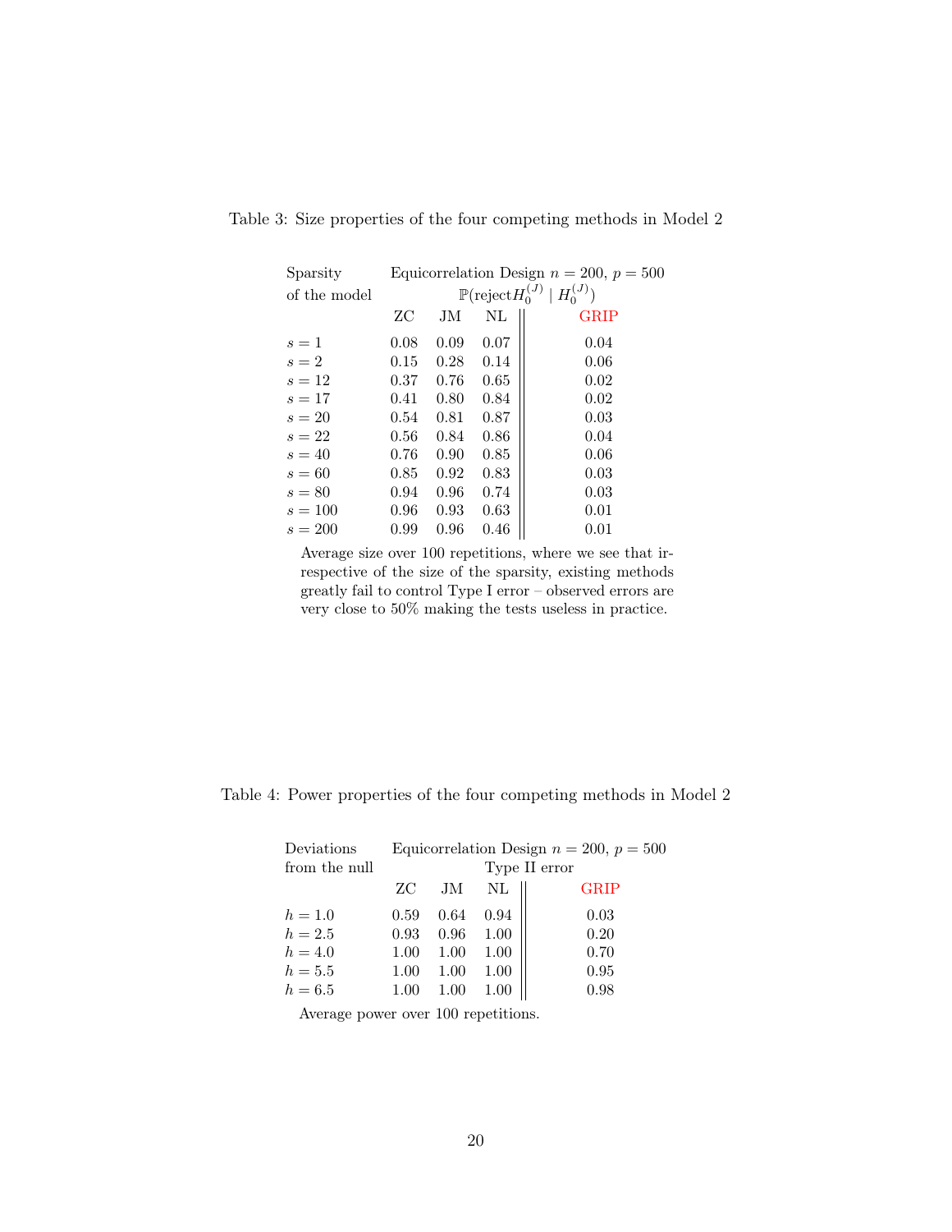Table 3: Size properties of the four competing methods in Model 2

| Sparsity of the model | Equicorrelation Design $n = 200$, $p = 500$ $\mathbb{P}(\text{reject} H_0^{(J)} \mid H_0^{(J)})$ | | | |
|---|---|---|---|---|
| | ZC | JM | NL | GRIP |
| $s = 1$ | 0.08 | 0.09 | 0.07 | 0.04 |
| $s = 2$ | 0.15 | 0.28 | 0.14 | 0.06 |
| $s = 12$ | 0.37 | 0.76 | 0.65 | 0.02 |
| $s = 17$ | 0.41 | 0.80 | 0.84 | 0.02 |
| $s = 20$ | 0.54 | 0.81 | 0.87 | 0.03 |
| $s = 22$ | 0.56 | 0.84 | 0.86 | 0.04 |
| $s = 40$ | 0.76 | 0.90 | 0.85 | 0.06 |
| $s = 60$ | 0.85 | 0.92 | 0.83 | 0.03 |
| $s = 80$ | 0.94 | 0.96 | 0.74 | 0.03 |
| $s = 100$ | 0.96 | 0.93 | 0.63 | 0.01 |
| $s = 200$ | 0.99 | 0.96 | 0.46 | 0.01 |

Average size over 100 repetitions, where we see that irrespective of the size of the sparsity, existing methods greatly fail to control Type I error – observed errors are very close to 50% making the tests useless in practice.

Table 4: Power properties of the four competing methods in Model 2

| Deviations from the null | Equicorrelation Design $n = 200$, $p = 500$ Type II error | | | |
|---|---|---|---|---|
| | ZC | JM | NL | GRIP |
| $h = 1.0$ | 0.59 | 0.64 | 0.94 | 0.03 |
| $h = 2.5$ | 0.93 | 0.96 | 1.00 | 0.20 |
| $h = 4.0$ | 1.00 | 1.00 | 1.00 | 0.70 |
| $h = 5.5$ | 1.00 | 1.00 | 1.00 | 0.95 |
| $h = 6.5$ | 1.00 | 1.00 | 1.00 | 0.98 |

Average power over 100 repetitions.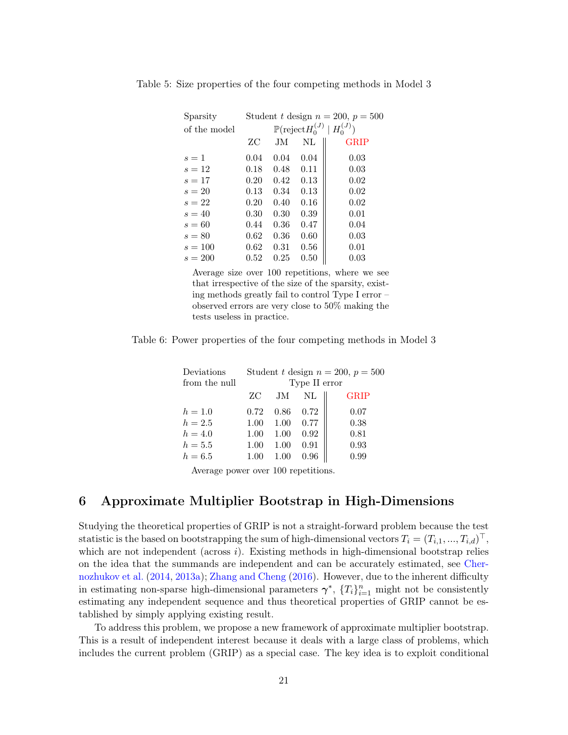Table 5: Size properties of the four competing methods in Model 3

| Sparsity of the model | Student $t$ design $n = 200$, $p = 500$ $\mathbb{P}(\text{reject} H_0^{(J)} \mid H_0^{(J)})$ | | | |
|---|---|---|---|---|
| | ZC | JM | NL | GRIP |
| $s = 1$ | 0.04 | 0.04 | 0.04 | 0.03 |
| $s = 12$ | 0.18 | 0.48 | 0.11 | 0.03 |
| $s = 17$ | 0.20 | 0.42 | 0.13 | 0.02 |
| $s = 20$ | 0.13 | 0.34 | 0.13 | 0.02 |
| $s = 22$ | 0.20 | 0.40 | 0.16 | 0.02 |
| $s = 40$ | 0.30 | 0.30 | 0.39 | 0.01 |
| $s = 60$ | 0.44 | 0.36 | 0.47 | 0.04 |
| $s = 80$ | 0.62 | 0.36 | 0.60 | 0.03 |
| $s = 100$ | 0.62 | 0.31 | 0.56 | 0.01 |
| $s = 200$ | 0.52 | 0.25 | 0.50 | 0.03 |

Average size over 100 repetitions, where we see that irrespective of the size of the sparsity, existing methods greatly fail to control Type I error – observed errors are very close to 50% making the tests useless in practice.

Table 6: Power properties of the four competing methods in Model 3

| Deviations from the null | Student $t$ design $n = 200$, $p = 500$ Type II error | | | |
|---|---|---|---|---|
| | ZC | JM | NL | GRIP |
| $h = 1.0$ | 0.72 | 0.86 | 0.72 | 0.07 |
| $h = 2.5$ | 1.00 | 1.00 | 0.77 | 0.38 |
| $h = 4.0$ | 1.00 | 1.00 | 0.92 | 0.81 |
| $h = 5.5$ | 1.00 | 1.00 | 0.91 | 0.93 |
| $h = 6.5$ | 1.00 | 1.00 | 0.96 | 0.99 |

Average power over 100 repetitions.

# 6 Approximate Multiplier Bootstrap in High-Dimensions

Studying the theoretical properties of GRIP is not a straight-forward problem because the test statistic is the based on bootstrapping the sum of high-dimensional vectors $T_i = (T_{i,1}, ..., T_{i,d})^\top$, which are not independent (across $i$). Existing methods in high-dimensional bootstrap relies on the idea that the summands are independent and can be accurately estimated, see Chernozhukov et al. (2014, 2013a); Zhang and Cheng (2016). However, due to the inherent difficulty in estimating non-sparse high-dimensional parameters $\boldsymbol{\gamma}^*$, $\{T_i\}_{i=1}^n$ might not be consistently estimating any independent sequence and thus theoretical properties of GRIP cannot be established by simply applying existing result.

To address this problem, we propose a new framework of approximate multiplier bootstrap. This is a result of independent interest because it deals with a large class of problems, which includes the current problem (GRIP) as a special case. The key idea is to exploit conditional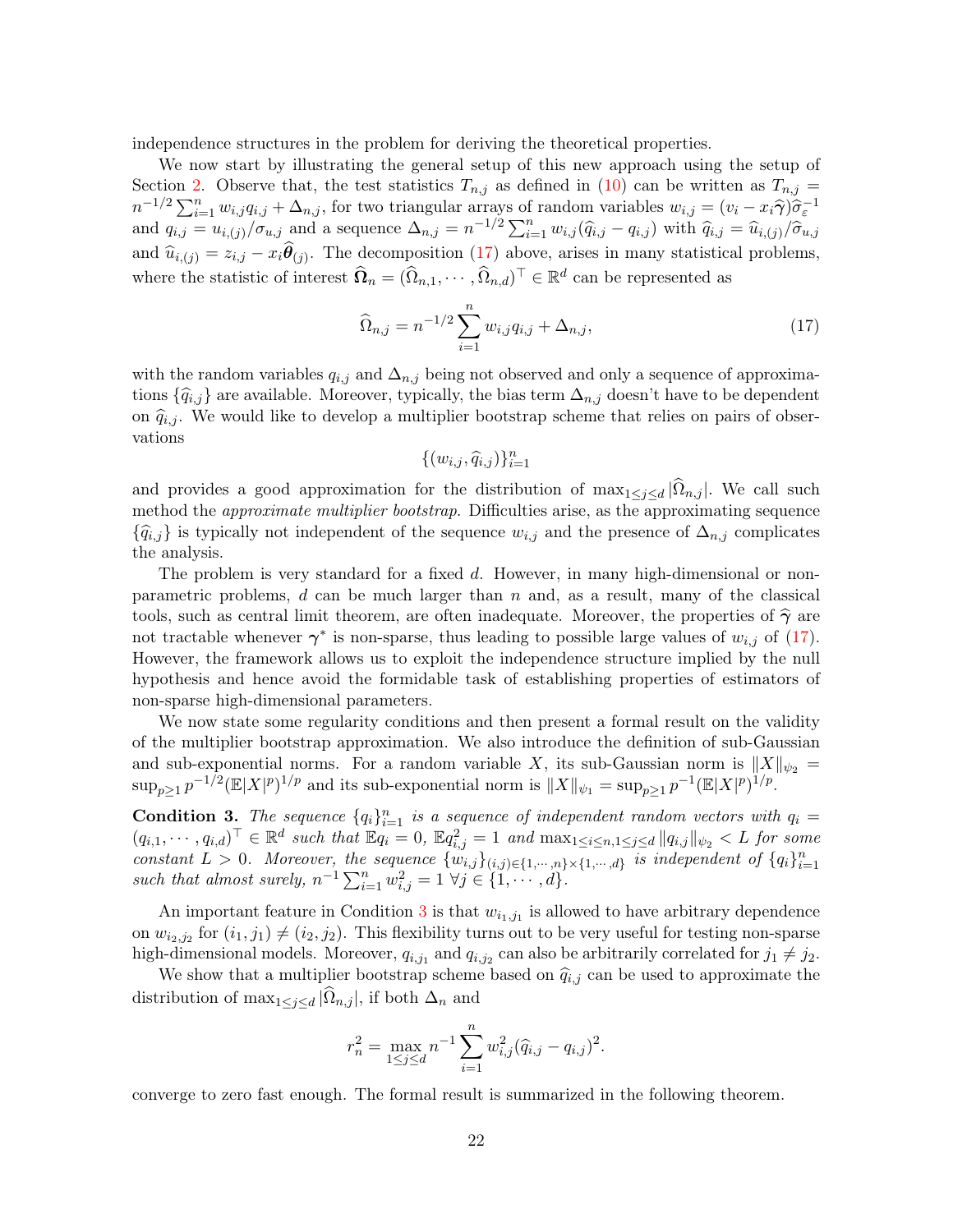independence structures in the problem for deriving the theoretical properties.

We now start by illustrating the general setup of this new approach using the setup of Section 2. Observe that, the test statistics $T_{n,j}$ as defined in (10) can be written as $T_{n,j} = n^{-1/2}\sum_{i=1}^{n} w_{i,j} q_{i,j} + \Delta_{n,j}$, for two triangular arrays of random variables $w_{i,j} = (v_i - x_i\widehat{\gamma})\widehat{\sigma}_{\varepsilon}^{-1}$ and $q_{i,j} = u_{i,(j)}/\sigma_{u,j}$ and a sequence $\Delta_{n,j} = n^{-1/2}\sum_{i=1}^{n} w_{i,j}(\widehat{q}_{i,j} - q_{i,j})$ with $\widehat{q}_{i,j} = \widehat{u}_{i,(j)}/\widehat{\sigma}_{u,j}$ and $\widehat{u}_{i,(j)} = z_{i,j} - x_i\widehat{\boldsymbol{\theta}}_{(j)}$. The decomposition (17) above, arises in many statistical problems, where the statistic of interest $\widehat{\boldsymbol{\Omega}}_n = (\widehat{\Omega}_{n,1}, \cdots, \widehat{\Omega}_{n,d})^{\top} \in \mathbb{R}^d$ can be represented as

$$\widehat{\Omega}_{n,j} = n^{-1/2}\sum_{i=1}^{n} w_{i,j} q_{i,j} + \Delta_{n,j}, \tag{17}$$

with the random variables $q_{i,j}$ and $\Delta_{n,j}$ being not observed and only a sequence of approximations $\{\widehat{q}_{i,j}\}$ are available. Moreover, typically, the bias term $\Delta_{n,j}$ doesn't have to be dependent on $\widehat{q}_{i,j}$. We would like to develop a multiplier bootstrap scheme that relies on pairs of observations

$$\{(w_{i,j}, \widehat{q}_{i,j})\}_{i=1}^{n}$$

and provides a good approximation for the distribution of $\max_{1\le j\le d}|\widehat{\Omega}_{n,j}|$. We call such method the *approximate multiplier bootstrap*. Difficulties arise, as the approximating sequence $\{\widehat{q}_{i,j}\}$ is typically not independent of the sequence $w_{i,j}$ and the presence of $\Delta_{n,j}$ complicates the analysis.

The problem is very standard for a fixed $d$. However, in many high-dimensional or nonparametric problems, $d$ can be much larger than $n$ and, as a result, many of the classical tools, such as central limit theorem, are often inadequate. Moreover, the properties of $\widehat{\boldsymbol{\gamma}}$ are not tractable whenever $\boldsymbol{\gamma}^*$ is non-sparse, thus leading to possible large values of $w_{i,j}$ of (17). However, the framework allows us to exploit the independence structure implied by the null hypothesis and hence avoid the formidable task of establishing properties of estimators of non-sparse high-dimensional parameters.

We now state some regularity conditions and then present a formal result on the validity of the multiplier bootstrap approximation. We also introduce the definition of sub-Gaussian and sub-exponential norms. For a random variable $X$, its sub-Gaussian norm is $\|X\|_{\psi_2} = \sup_{p\ge 1} p^{-1/2}(\mathbb{E}|X|^p)^{1/p}$ and its sub-exponential norm is $\|X\|_{\psi_1} = \sup_{p\ge 1} p^{-1}(\mathbb{E}|X|^p)^{1/p}$.

**Condition 3.** *The sequence $\{q_i\}_{i=1}^{n}$ is a sequence of independent random vectors with $q_i = (q_{i,1}, \cdots, q_{i,d})^{\top} \in \mathbb{R}^d$ such that $\mathbb{E}q_i = 0$, $\mathbb{E}q_{i,j}^2 = 1$ and $\max_{1\le i\le n, 1\le j\le d}\|q_{i,j}\|_{\psi_2} < L$ for some constant $L > 0$. Moreover, the sequence $\{w_{i,j}\}_{(i,j)\in\{1,\cdots,n\}\times\{1,\cdots,d\}}$ is independent of $\{q_i\}_{i=1}^{n}$ such that almost surely, $n^{-1}\sum_{i=1}^{n} w_{i,j}^2 = 1$ $\forall j \in \{1, \cdots, d\}$.*

An important feature in Condition 3 is that $w_{i_1,j_1}$ is allowed to have arbitrary dependence on $w_{i_2,j_2}$ for $(i_1, j_1) \neq (i_2, j_2)$. This flexibility turns out to be very useful for testing non-sparse high-dimensional models. Moreover, $q_{i,j_1}$ and $q_{i,j_2}$ can also be arbitrarily correlated for $j_1 \neq j_2$.

We show that a multiplier bootstrap scheme based on $\widehat{q}_{i,j}$ can be used to approximate the distribution of $\max_{1\le j\le d}|\widehat{\Omega}_{n,j}|$, if both $\Delta_n$ and

$$r_n^2 = \max_{1\le j\le d} n^{-1}\sum_{i=1}^{n} w_{i,j}^2(\widehat{q}_{i,j} - q_{i,j})^2.$$

converge to zero fast enough. The formal result is summarized in the following theorem.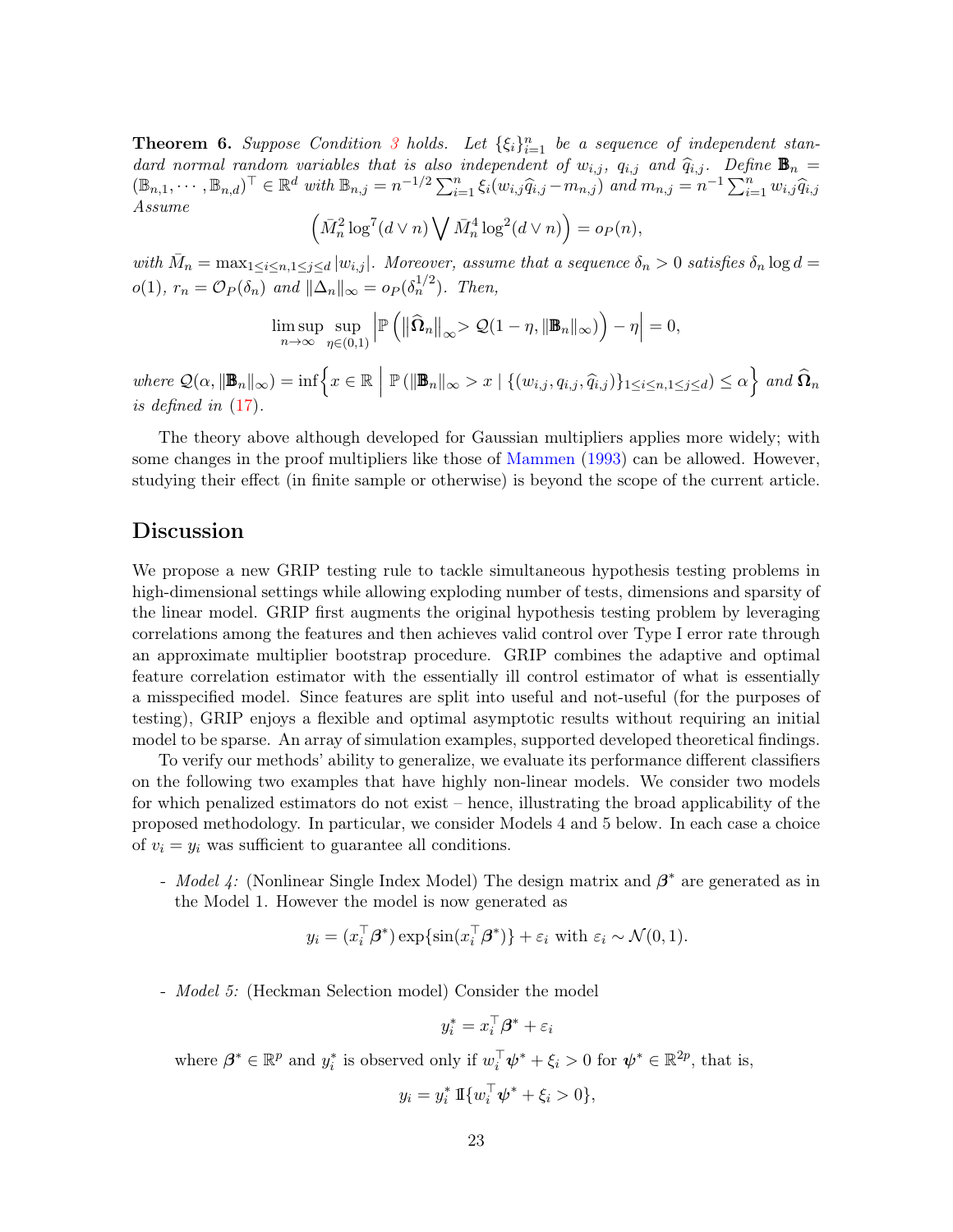**Theorem 6.** *Suppose Condition 3 holds. Let $\{\xi_i\}_{i=1}^n$ be a sequence of independent standard normal variables that is also independent of $w_{i,j}$, $q_{i,j}$ and $\widehat{q}_{i,j}$. Define $\mathbb{B}_n = (\mathbb{B}_{n,1}, \cdots, \mathbb{B}_{n,d})^\top \in \mathbb{R}^d$ with $\mathbb{B}_{n,j} = n^{-1/2}\sum_{i=1}^n \xi_i(w_{i,j}\widehat{q}_{i,j} - m_{n,j})$ and $m_{n,j} = n^{-1}\sum_{i=1}^n w_{i,j}\widehat{q}_{i,j}$ Assume*

$$\left(\bar{M}_n^2 \log^7(d \vee n) \bigvee \bar{M}_n^4 \log^2(d \vee n)\right) = o_P(n),$$

*with $\bar{M}_n = \max_{1\le i\le n, 1\le j\le d}|w_{i,j}|$. Moreover, assume that a sequence $\delta_n > 0$ satisfies $\delta_n \log d = o(1)$, $r_n = \mathcal{O}_P(\delta_n)$ and $\|\Delta_n\|_\infty = o_P(\delta_n^{1/2})$. Then,*

$$\limsup_{n\to\infty} \sup_{\eta\in(0,1)} \left| \mathbb{P}\left(\left\|\widehat{\mathbf{\Omega}}_n\right\|_\infty > \mathcal{Q}(1-\eta, \|\mathbb{B}_n\|_\infty)\right) - \eta \right| = 0,$$

*where $\mathcal{Q}(\alpha, \|\mathbb{B}_n\|_\infty) = \inf\left\{x \in \mathbb{R} \;\middle|\; \mathbb{P}\left(\|\mathbb{B}_n\|_\infty > x \mid \{(w_{i,j}, q_{i,j}, \widehat{q}_{i,j})\}_{1\le i\le n, 1\le j\le d}\right) \le \alpha\right\}$ and $\widehat{\mathbf{\Omega}}_n$ is defined in (17).*

The theory above although developed for Gaussian multipliers applies more widely; with some changes in the proof multipliers like those of Mammen (1993) can be allowed. However, studying their effect (in finite sample or otherwise) is beyond the scope of the current article.

## Discussion

We propose a new GRIP testing rule to tackle simultaneous hypothesis testing problems in high-dimensional settings while allowing exploding number of tests, dimensions and sparsity of the linear model. GRIP first augments the original hypothesis testing problem by leveraging correlations among the features and then achieves valid control over Type I error rate through an approximate multiplier bootstrap procedure. GRIP combines the adaptive and optimal feature correlation estimator with the essentially ill control estimator of what is essentially a misspecified model. Since features are split into useful and not-useful (for the purposes of testing), GRIP enjoys a flexible and optimal asymptotic results without requiring an initial model to be sparse. An array of simulation examples, supported developed theoretical findings.

To verify our methods' ability to generalize, we evaluate its performance different classifiers on the following two examples that have highly non-linear models. We consider two models for which penalized estimators do not exist – hence, illustrating the broad applicability of the proposed methodology. In particular, we consider Models 4 and 5 below. In each case a choice of $v_i = y_i$ was sufficient to guarantee all conditions.

- *Model 4:* (Nonlinear Single Index Model) The design matrix and $\boldsymbol{\beta}^*$ are generated as in the Model 1. However the model is now generated as

$$y_i = (x_i^\top \boldsymbol{\beta}^*) \exp\{\sin(x_i^\top \boldsymbol{\beta}^*)\} + \varepsilon_i \text{ with } \varepsilon_i \sim \mathcal{N}(0, 1).$$

- *Model 5:* (Heckman Selection model) Consider the model

$$y_i^* = x_i^\top \boldsymbol{\beta}^* + \varepsilon_i$$

  where $\boldsymbol{\beta}^* \in \mathbb{R}^p$ and $y_i^*$ is observed only if $w_i^\top \boldsymbol{\psi}^* + \xi_i > 0$ for $\boldsymbol{\psi}^* \in \mathbb{R}^{2p}$, that is,

$$y_i = y_i^* \, \mathbb{I}\{w_i^\top \boldsymbol{\psi}^* + \xi_i > 0\},$$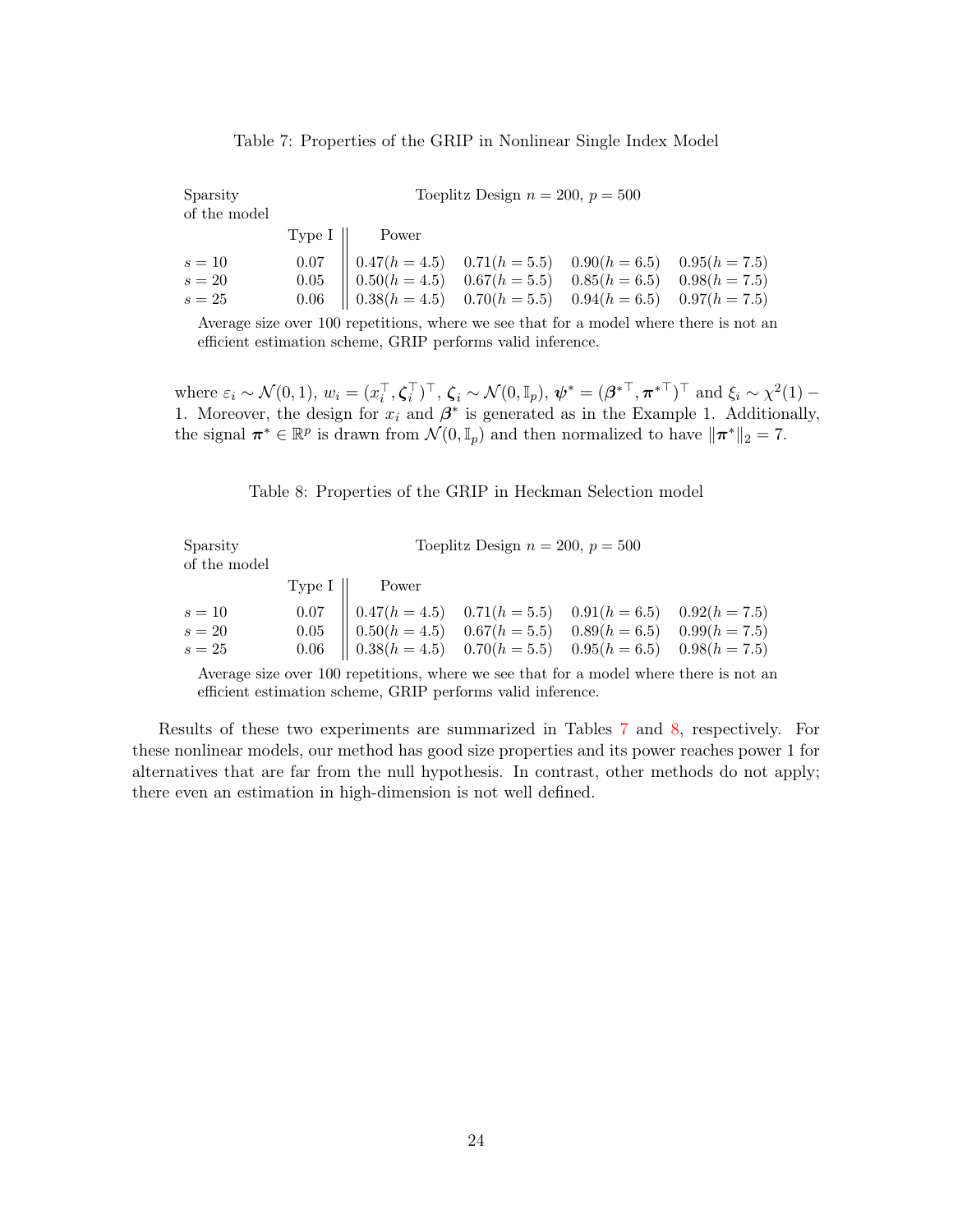Table 7: Properties of the GRIP in Nonlinear Single Index Model

| Sparsity of the model | Toeplitz Design $n = 200$, $p = 500$ | | | | |
|---|---|---|---|---|---|
| | Type I | Power | | | |
| $s = 10$ | 0.07 | $0.47(h = 4.5)$ | $0.71(h = 5.5)$ | $0.90(h = 6.5)$ | $0.95(h = 7.5)$ |
| $s = 20$ | 0.05 | $0.50(h = 4.5)$ | $0.67(h = 5.5)$ | $0.85(h = 6.5)$ | $0.98(h = 7.5)$ |
| $s = 25$ | 0.06 | $0.38(h = 4.5)$ | $0.70(h = 5.5)$ | $0.94(h = 6.5)$ | $0.97(h = 7.5)$ |

Average size over 100 repetitions, where we see that for a model where there is not an efficient estimation scheme, GRIP performs valid inference.

where $\varepsilon_i \sim \mathcal{N}(0, 1)$, $w_i = (x_i^\top, \boldsymbol{\zeta}_i^\top)^\top$, $\boldsymbol{\zeta}_i \sim \mathcal{N}(0, \mathbb{I}_p)$, $\boldsymbol{\psi}^* = (\boldsymbol{\beta}^{*\top}, \boldsymbol{\pi}^{*\top})^\top$ and $\xi_i \sim \chi^2(1) - 1$. Moreover, the design for $x_i$ and $\boldsymbol{\beta}^*$ is generated as in the Example 1. Additionally, the signal $\boldsymbol{\pi}^* \in \mathbb{R}^p$ is drawn from $\mathcal{N}(0, \mathbb{I}_p)$ and then normalized to have $\|\boldsymbol{\pi}^*\|_2 = 7$.

Table 8: Properties of the GRIP in Heckman Selection model

| Sparsity of the model | Toeplitz Design $n = 200$, $p = 500$ | | | | |
|---|---|---|---|---|---|
| | Type I | Power | | | |
| $s = 10$ | 0.07 | $0.47(h = 4.5)$ | $0.71(h = 5.5)$ | $0.91(h = 6.5)$ | $0.92(h = 7.5)$ |
| $s = 20$ | 0.05 | $0.50(h = 4.5)$ | $0.67(h = 5.5)$ | $0.89(h = 6.5)$ | $0.99(h = 7.5)$ |
| $s = 25$ | 0.06 | $0.38(h = 4.5)$ | $0.70(h = 5.5)$ | $0.95(h = 6.5)$ | $0.98(h = 7.5)$ |

Average size over 100 repetitions, where we see that for a model where there is not an efficient estimation scheme, GRIP performs valid inference.

Results of these two experiments are summarized in Tables 7 and 8, respectively. For these nonlinear models, our method has good size properties and its power reaches power 1 for alternatives that are far from the null hypothesis. In contrast, other methods do not apply; there even an estimation in high-dimension is not well defined.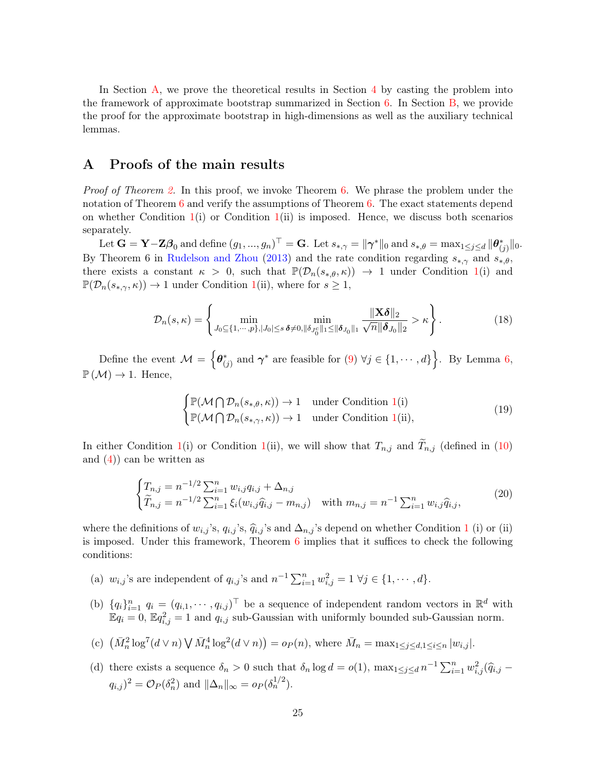In Section A, we prove the theoretical results in Section 4 by casting the problem into the framework of approximate bootstrap summarized in Section 6. In Section B, we provide the proof for the approximate bootstrap in high-dimensions as well as the auxiliary technical lemmas.

# A Proofs of the main results

*Proof of Theorem 2.* In this proof, we invoke Theorem 6. We phrase the problem under the notation of Theorem 6 and verify the assumptions of Theorem 6. The exact statements depend on whether Condition 1(i) or Condition 1(ii) is imposed. Hence, we discuss both scenarios separately.

Let $\mathbf{G} = \mathbf{Y} - \mathbf{Z}\boldsymbol{\beta}_0$ and define $(g_1, ..., g_n)^\top = \mathbf{G}$. Let $s_{*,\gamma} = \|\boldsymbol{\gamma}^*\|_0$ and $s_{*,\theta} = \max_{1\leq j\leq d} \|\boldsymbol{\theta}^*_{(j)}\|_0$. By Theorem 6 in Rudelson and Zhou (2013) and the rate condition regarding $s_{*,\gamma}$ and $s_{*,\theta}$, there exists a constant $\kappa > 0$, such that $\mathbb{P}(\mathcal{D}_n(s_{*,\theta}, \kappa)) \to 1$ under Condition 1(i) and $\mathbb{P}(\mathcal{D}_n(s_{*,\gamma}, \kappa)) \to 1$ under Condition 1(ii), where for $s \geq 1$,

$$
\mathcal{D}_n(s, \kappa) = \left\{ \min_{J_0 \subseteq \{1,\cdots,p\}, |J_0|\leq s} \; \min_{\boldsymbol{\delta}\neq 0, \|\boldsymbol{\delta}_{J_0^c}\|_1 \leq \|\boldsymbol{\delta}_{J_0}\|_1} \frac{\|\mathbf{X}\boldsymbol{\delta}\|_2}{\sqrt{n}\|\boldsymbol{\delta}_{J_0}\|_2} > \kappa \right\}. \tag{18}
$$

Define the event $\mathcal{M} = \left\{ \boldsymbol{\theta}^*_{(j)} \text{ and } \boldsymbol{\gamma}^* \text{ are feasible for (9) } \forall j \in \{1, \cdots, d\} \right\}$. By Lemma 6, $\mathbb{P}(\mathcal{M}) \to 1$. Hence,

$$
\begin{cases} \mathbb{P}(\mathcal{M} \bigcap \mathcal{D}_n(s_{*,\theta}, \kappa)) \to 1 & \text{under Condition 1(i)} \\ \mathbb{P}(\mathcal{M} \bigcap \mathcal{D}_n(s_{*,\gamma}, \kappa)) \to 1 & \text{under Condition 1(ii),} \end{cases} \tag{19}
$$

In either Condition 1(i) or Condition 1(ii), we will show that $T_{n,j}$ and $\widetilde{T}_{n,j}$ (defined in (10) and (4)) can be written as

$$
\begin{cases} T_{n,j} = n^{-1/2} \sum_{i=1}^n w_{i,j} q_{i,j} + \Delta_{n,j} \\ \widetilde{T}_{n,j} = n^{-1/2} \sum_{i=1}^n \xi_i (w_{i,j}\widehat{q}_{i,j} - m_{n,j}) \quad \text{with } m_{n,j} = n^{-1} \sum_{i=1}^n w_{i,j}\widehat{q}_{i,j}, \end{cases} \tag{20}
$$

where the definitions of $w_{i,j}$'s, $q_{i,j}$'s, $\widehat{q}_{i,j}$'s and $\Delta_{n,j}$'s depend on whether Condition 1 (i) or (ii) is imposed. Under this framework, Theorem 6 implies that it suffices to check the following conditions:

(a) $w_{i,j}$'s are independent of $q_{i,j}$'s and $n^{-1} \sum_{i=1}^n w_{i,j}^2 = 1 \; \forall j \in \{1, \cdots, d\}$.

(b) $\{q_i\}_{i=1}^n$ $q_i = (q_{i,1}, \cdots, q_{i,j})^\top$ be a sequence of independent random vectors in $\mathbb{R}^d$ with $\mathbb{E}q_i = 0$, $\mathbb{E}q_{i,j}^2 = 1$ and $q_{i,j}$ sub-Gaussian with uniformly bounded sub-Gaussian norm.

(c) $\left( \bar{M}_n^2 \log^7(d \vee n) \bigvee \bar{M}_n^4 \log^2(d \vee n) \right) = o_P(n)$, where $\bar{M}_n = \max_{1\leq j\leq d, 1\leq i\leq n} |w_{i,j}|$.

(d) there exists a sequence $\delta_n > 0$ such that $\delta_n \log d = o(1)$, $\max_{1\leq j\leq d} n^{-1} \sum_{i=1}^n w_{i,j}^2 (\widehat{q}_{i,j} - q_{i,j})^2 = \mathcal{O}_P(\delta_n^2)$ and $\|\Delta_n\|_\infty = o_P(\delta_n^{1/2})$.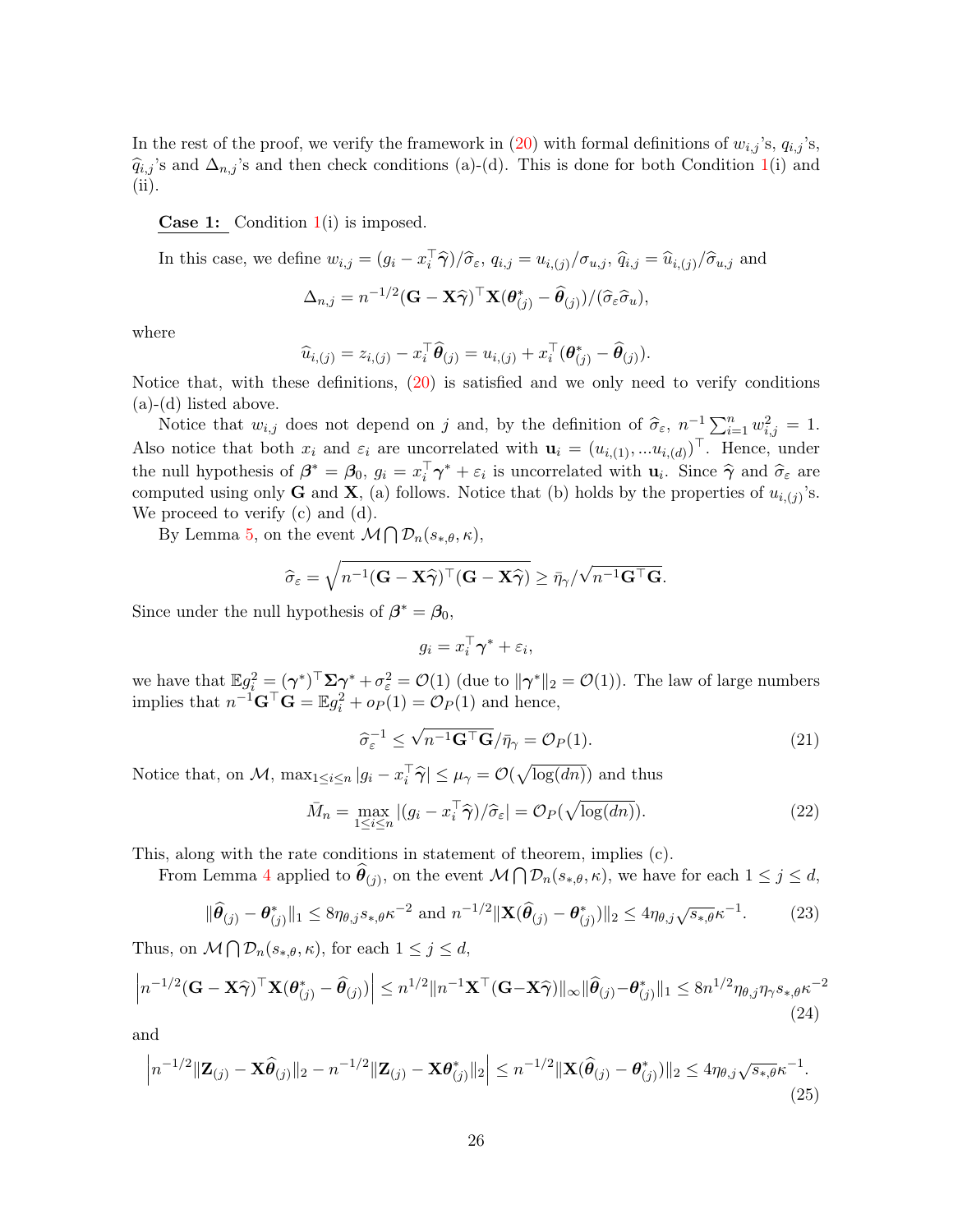In the rest of the proof, we verify the framework in (20) with formal definitions of $w_{i,j}$'s, $q_{i,j}$'s, $\widehat{q}_{i,j}$'s and $\Delta_{n,j}$'s and then check conditions (a)-(d). This is done for both Condition 1(i) and (ii).

**Case 1:** Condition 1(i) is imposed.

In this case, we define $w_{i,j} = (g_i - x_i^\top \widehat{\boldsymbol{\gamma}})/\widehat{\sigma}_\varepsilon$, $q_{i,j} = u_{i,(j)}/\sigma_{u,j}$, $\widehat{q}_{i,j} = \widehat{u}_{i,(j)}/\widehat{\sigma}_{u,j}$ and

$$\Delta_{n,j} = n^{-1/2}(\mathbf{G} - \mathbf{X}\widehat{\boldsymbol{\gamma}})^\top \mathbf{X}(\boldsymbol{\theta}^*_{(j)} - \widehat{\boldsymbol{\theta}}_{(j)})/(\widehat{\sigma}_\varepsilon \widehat{\sigma}_u),$$

where

$$\widehat{u}_{i,(j)} = z_{i,(j)} - x_i^\top \widehat{\boldsymbol{\theta}}_{(j)} = u_{i,(j)} + x_i^\top (\boldsymbol{\theta}^*_{(j)} - \widehat{\boldsymbol{\theta}}_{(j)}).$$

Notice that, with these definitions, (20) is satisfied and we only need to verify conditions (a)-(d) listed above.

Notice that $w_{i,j}$ does not depend on $j$ and, by the definition of $\widehat{\sigma}_\varepsilon$, $n^{-1}\sum_{i=1}^n w_{i,j}^2 = 1$. Also notice that both $x_i$ and $\varepsilon_i$ are uncorrelated with $\mathbf{u}_i = (u_{i,(1)}, ...u_{i,(d)})^\top$. Hence, under the null hypothesis of $\boldsymbol{\beta}^* = \boldsymbol{\beta}_0$, $g_i = x_i^\top \boldsymbol{\gamma}^* + \varepsilon_i$ is uncorrelated with $\mathbf{u}_i$. Since $\widehat{\boldsymbol{\gamma}}$ and $\widehat{\sigma}_\varepsilon$ are computed using only $\mathbf{G}$ and $\mathbf{X}$, (a) follows. Notice that (b) holds by the properties of $u_{i,(j)}$'s. We proceed to verify (c) and (d).

By Lemma 5, on the event $\mathcal{M} \bigcap \mathcal{D}_n(s_{*,\theta}, \kappa)$,

$$\widehat{\sigma}_\varepsilon = \sqrt{n^{-1}(\mathbf{G} - \mathbf{X}\widehat{\boldsymbol{\gamma}})^\top (\mathbf{G} - \mathbf{X}\widehat{\boldsymbol{\gamma}})} \geq \bar{\eta}_\gamma / \sqrt{n^{-1}\mathbf{G}^\top \mathbf{G}}.$$

Since under the null hypothesis of $\boldsymbol{\beta}^* = \boldsymbol{\beta}_0$,

$$g_i = x_i^\top \boldsymbol{\gamma}^* + \varepsilon_i,$$

we have that $\mathbb{E} g_i^2 = (\boldsymbol{\gamma}^*)^\top \boldsymbol{\Sigma} \boldsymbol{\gamma}^* + \sigma_\varepsilon^2 = \mathcal{O}(1)$ (due to $\|\boldsymbol{\gamma}^*\|_2 = \mathcal{O}(1)$). The law of large numbers implies that $n^{-1}\mathbf{G}^\top \mathbf{G} = \mathbb{E} g_i^2 + o_P(1) = \mathcal{O}_P(1)$ and hence,

$$\widehat{\sigma}_\varepsilon^{-1} \leq \sqrt{n^{-1}\mathbf{G}^\top \mathbf{G}}/\bar{\eta}_\gamma = \mathcal{O}_P(1). \tag{21}$$

Notice that, on $\mathcal{M}$, $\max_{1\leq i\leq n} |g_i - x_i^\top \widehat{\boldsymbol{\gamma}}| \leq \mu_\gamma = \mathcal{O}(\sqrt{\log(dn)})$ and thus

$$\bar{M}_n = \max_{1\leq i\leq n} |(g_i - x_i^\top \widehat{\boldsymbol{\gamma}})/\widehat{\sigma}_\varepsilon| = \mathcal{O}_P(\sqrt{\log(dn)}). \tag{22}$$

This, along with the rate conditions in statement of theorem, implies (c).

From Lemma 4 applied to $\widehat{\boldsymbol{\theta}}_{(j)}$, on the event $\mathcal{M} \bigcap \mathcal{D}_n(s_{*,\theta}, \kappa)$, we have for each $1 \leq j \leq d$,

$$\|\widehat{\boldsymbol{\theta}}_{(j)} - \boldsymbol{\theta}^*_{(j)}\|_1 \leq 8\eta_{\theta,j} s_{*,\theta} \kappa^{-2} \text{ and } n^{-1/2}\|\mathbf{X}(\widehat{\boldsymbol{\theta}}_{(j)} - \boldsymbol{\theta}^*_{(j)})\|_2 \leq 4\eta_{\theta,j}\sqrt{s_{*,\theta}}\kappa^{-1}. \tag{23}$$

Thus, on $\mathcal{M} \bigcap \mathcal{D}_n(s_{*,\theta}, \kappa)$, for each $1 \leq j \leq d$,

$$\left| n^{-1/2}(\mathbf{G} - \mathbf{X}\widehat{\boldsymbol{\gamma}})^\top \mathbf{X}(\boldsymbol{\theta}^*_{(j)} - \widehat{\boldsymbol{\theta}}_{(j)}) \right| \leq n^{1/2} \|n^{-1}\mathbf{X}^\top (\mathbf{G} - \mathbf{X}\widehat{\boldsymbol{\gamma}})\|_\infty \|\widehat{\boldsymbol{\theta}}_{(j)} - \boldsymbol{\theta}^*_{(j)}\|_1 \leq 8n^{1/2}\eta_{\theta,j}\eta_\gamma s_{*,\theta}\kappa^{-2} \tag{24}$$

and

$$\left| n^{-1/2}\|\mathbf{Z}_{(j)} - \mathbf{X}\widehat{\boldsymbol{\theta}}_{(j)}\|_2 - n^{-1/2}\|\mathbf{Z}_{(j)} - \mathbf{X}\boldsymbol{\theta}^*_{(j)}\|_2 \right| \leq n^{-1/2}\|\mathbf{X}(\widehat{\boldsymbol{\theta}}_{(j)} - \boldsymbol{\theta}^*_{(j)})\|_2 \leq 4\eta_{\theta,j}\sqrt{s_{*,\theta}}\kappa^{-1}. \tag{25}$$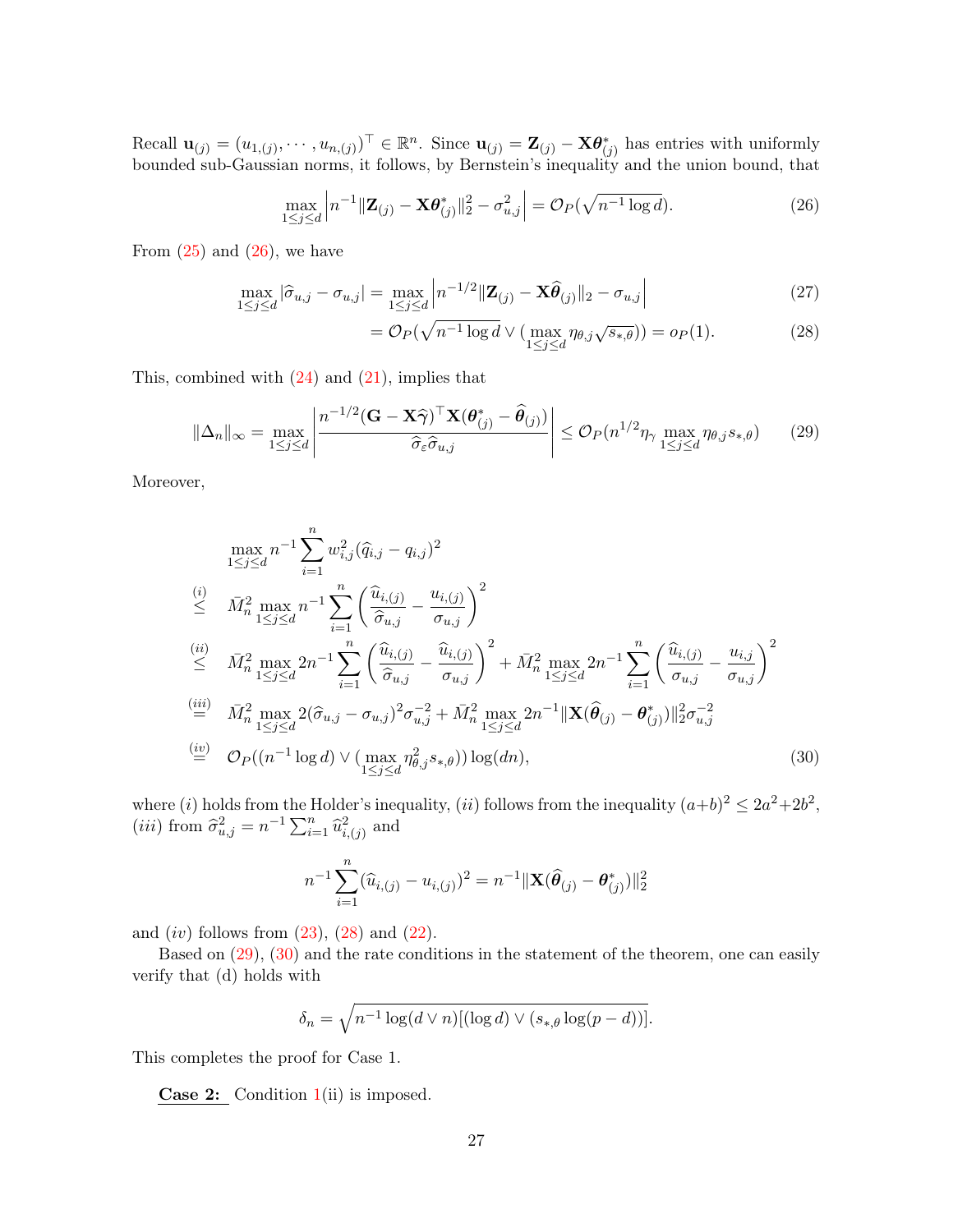Recall $\mathbf{u}_{(j)} = (u_{1,(j)}, \cdots, u_{n,(j)})^\top \in \mathbb{R}^n$. Since $\mathbf{u}_{(j)} = \mathbf{Z}_{(j)} - \mathbf{X}\boldsymbol{\theta}^*_{(j)}$ has entries with uniformly bounded sub-Gaussian norms, it follows, by Bernstein's inequality and the union bound, that

$$\max_{1\le j\le d} \left| n^{-1} \|\mathbf{Z}_{(j)} - \mathbf{X}\boldsymbol{\theta}^*_{(j)}\|_2^2 - \sigma_{u,j}^2 \right| = \mathcal{O}_P(\sqrt{n^{-1}\log d}). \tag{26}$$

From (25) and (26), we have

$$\max_{1\le j\le d} |\widehat{\sigma}_{u,j} - \sigma_{u,j}| = \max_{1\le j\le d} \left| n^{-1/2} \|\mathbf{Z}_{(j)} - \mathbf{X}\widehat{\boldsymbol{\theta}}_{(j)}\|_2 - \sigma_{u,j} \right| \tag{27}$$

$$= \mathcal{O}_P(\sqrt{n^{-1}\log d} \vee (\max_{1\le j\le d} \eta_{\theta,j}\sqrt{s_{*,\theta}})) = o_P(1). \tag{28}$$

This, combined with (24) and (21), implies that

$$\|\Delta_n\|_\infty = \max_{1\le j\le d} \left| \frac{n^{-1/2}(\mathbf{G} - \mathbf{X}\widehat{\boldsymbol{\gamma}})^\top \mathbf{X}(\boldsymbol{\theta}^*_{(j)} - \widehat{\boldsymbol{\theta}}_{(j)})}{\widehat{\sigma}_\varepsilon \widehat{\sigma}_{u,j}} \right| \le \mathcal{O}_P(n^{1/2}\eta_\gamma \max_{1\le j\le d} \eta_{\theta,j} s_{*,\theta}) \tag{29}$$

Moreover,

$$\begin{aligned}
&\max_{1\le j\le d} n^{-1}\sum_{i=1}^n w_{i,j}^2 (\widehat{q}_{i,j} - q_{i,j})^2 \\
\overset{(i)}{\le}\;& \bar{M}_n^2 \max_{1\le j\le d} n^{-1}\sum_{i=1}^n \left( \frac{\widehat{u}_{i,(j)}}{\widehat{\sigma}_{u,j}} - \frac{u_{i,(j)}}{\sigma_{u,j}} \right)^2 \\
\overset{(ii)}{\le}\;& \bar{M}_n^2 \max_{1\le j\le d} 2n^{-1}\sum_{i=1}^n \left( \frac{\widehat{u}_{i,(j)}}{\widehat{\sigma}_{u,j}} - \frac{\widehat{u}_{i,(j)}}{\sigma_{u,j}} \right)^2 + \bar{M}_n^2 \max_{1\le j\le d} 2n^{-1}\sum_{i=1}^n \left( \frac{\widehat{u}_{i,(j)}}{\sigma_{u,j}} - \frac{u_{i,j}}{\sigma_{u,j}} \right)^2 \\
\overset{(iii)}{=}\;& \bar{M}_n^2 \max_{1\le j\le d} 2(\widehat{\sigma}_{u,j} - \sigma_{u,j})^2 \sigma_{u,j}^{-2} + \bar{M}_n^2 \max_{1\le j\le d} 2n^{-1}\|\mathbf{X}(\widehat{\boldsymbol{\theta}}_{(j)} - \boldsymbol{\theta}^*_{(j)})\|_2^2 \sigma_{u,j}^{-2} \\
\overset{(iv)}{=}\;& \mathcal{O}_P((n^{-1}\log d) \vee (\max_{1\le j\le d} \eta_{\theta,j}^2 s_{*,\theta})) \log(dn),
\end{aligned} \tag{30}$$

where $(i)$ holds from the Holder's inequality, $(ii)$ follows from the inequality $(a+b)^2 \le 2a^2 + 2b^2$, $(iii)$ from $\widehat{\sigma}_{u,j}^2 = n^{-1}\sum_{i=1}^n \widehat{u}_{i,(j)}^2$ and

$$n^{-1}\sum_{i=1}^n (\widehat{u}_{i,(j)} - u_{i,(j)})^2 = n^{-1}\|\mathbf{X}(\widehat{\boldsymbol{\theta}}_{(j)} - \boldsymbol{\theta}^*_{(j)})\|_2^2$$

and $(iv)$ follows from (23), (28) and (22).

Based on (29), (30) and the rate conditions in the statement of the theorem, one can easily verify that (d) holds with

$$\delta_n = \sqrt{n^{-1}\log(d \vee n)[(\log d) \vee (s_{*,\theta}\log(p-d))]}.$$

This completes the proof for Case 1.

**Case 2:** Condition 1(ii) is imposed.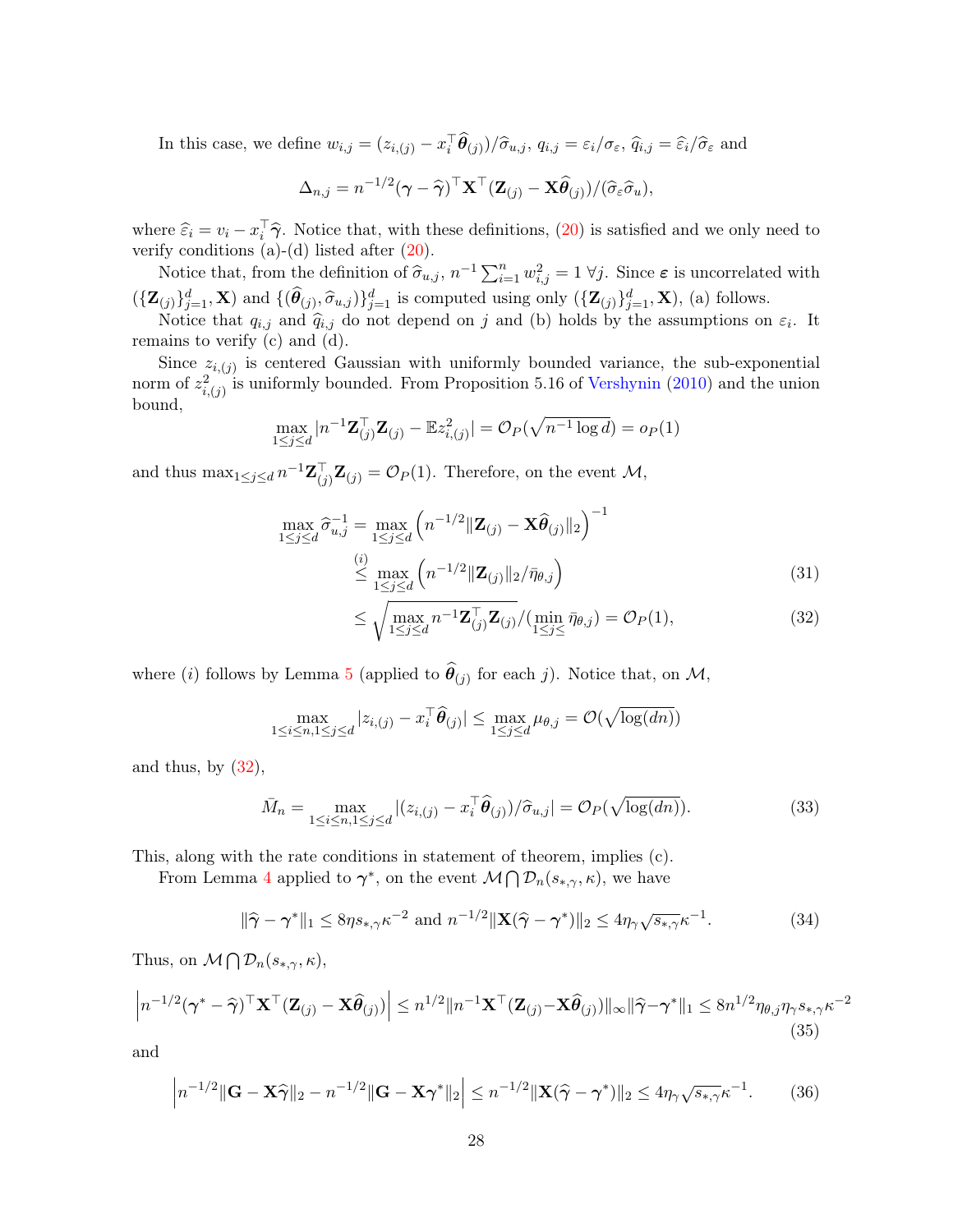In this case, we define $w_{i,j} = (z_{i,(j)} - x_i^\top \widehat{\boldsymbol{\theta}}_{(j)})/\widehat{\sigma}_{u,j}$, $q_{i,j} = \varepsilon_i/\sigma_\varepsilon$, $\widehat{q}_{i,j} = \widehat{\varepsilon}_i/\widehat{\sigma}_\varepsilon$ and

$$\Delta_{n,j} = n^{-1/2}(\boldsymbol{\gamma} - \widehat{\boldsymbol{\gamma}})^\top \mathbf{X}^\top (\mathbf{Z}_{(j)} - \mathbf{X}\widehat{\boldsymbol{\theta}}_{(j)})/(\widehat{\sigma}_\varepsilon \widehat{\sigma}_u),$$

where $\widehat{\varepsilon}_i = v_i - x_i^\top \widehat{\boldsymbol{\gamma}}$. Notice that, with these definitions, (20) is satisfied and we only need to verify conditions (a)-(d) listed after (20).

Notice that, from the definition of $\widehat{\sigma}_{u,j}$, $n^{-1}\sum_{i=1}^n w_{i,j}^2 = 1\ \forall j$. Since $\boldsymbol{\varepsilon}$ is uncorrelated with $(\{\mathbf{Z}_{(j)}\}_{j=1}^d, \mathbf{X})$ and $\{(\widehat{\boldsymbol{\theta}}_{(j)}, \widehat{\sigma}_{u,j})\}_{j=1}^d$ is computed using only $(\{\mathbf{Z}_{(j)}\}_{j=1}^d, \mathbf{X})$, (a) follows.

Notice that $q_{i,j}$ and $\widehat{q}_{i,j}$ do not depend on $j$ and (b) holds by the assumptions on $\varepsilon_i$. It remains to verify (c) and (d).

Since $z_{i,(j)}$ is centered Gaussian with uniformly bounded variance, the sub-exponential norm of $z_{i,(j)}^2$ is uniformly bounded. From Proposition 5.16 of Vershynin (2010) and the union bound,

$$\max_{1\leq j\leq d} |n^{-1}\mathbf{Z}_{(j)}^\top \mathbf{Z}_{(j)} - \mathbb{E}z_{i,(j)}^2| = \mathcal{O}_P(\sqrt{n^{-1}\log d}) = o_P(1)$$

and thus $\max_{1\leq j\leq d} n^{-1}\mathbf{Z}_{(j)}^\top \mathbf{Z}_{(j)} = \mathcal{O}_P(1)$. Therefore, on the event $\mathcal{M}$,

$$\begin{aligned}
\max_{1\leq j\leq d} \widehat{\sigma}_{u,j}^{-1} &= \max_{1\leq j\leq d}\left(n^{-1/2}\|\mathbf{Z}_{(j)} - \mathbf{X}\widehat{\boldsymbol{\theta}}_{(j)}\|_2\right)^{-1} \\
&\overset{(i)}{\leq} \max_{1\leq j\leq d}\left(n^{-1/2}\|\mathbf{Z}_{(j)}\|_2/\bar{\eta}_{\theta,j}\right) \qquad (31)\\
&\leq \sqrt{\max_{1\leq j\leq d} n^{-1}\mathbf{Z}_{(j)}^\top \mathbf{Z}_{(j)}}/(\min_{1\leq j\leq} \bar{\eta}_{\theta,j}) = \mathcal{O}_P(1), \qquad (32)
\end{aligned}$$

where $(i)$ follows by Lemma 5 (applied to $\widehat{\boldsymbol{\theta}}_{(j)}$ for each $j$). Notice that, on $\mathcal{M}$,

$$\max_{1\leq i\leq n, 1\leq j\leq d} |z_{i,(j)} - x_i^\top \widehat{\boldsymbol{\theta}}_{(j)}| \leq \max_{1\leq j\leq d} \mu_{\theta,j} = \mathcal{O}(\sqrt{\log(dn)})$$

and thus, by (32),

$$\bar{M}_n = \max_{1\leq i\leq n, 1\leq j\leq d} |(z_{i,(j)} - x_i^\top \widehat{\boldsymbol{\theta}}_{(j)})/\widehat{\sigma}_{u,j}| = \mathcal{O}_P(\sqrt{\log(dn)}). \qquad (33)$$

This, along with the rate conditions in statement of theorem, implies (c).

From Lemma 4 applied to $\boldsymbol{\gamma}^*$, on the event $\mathcal{M}\bigcap\mathcal{D}_n(s_{*,\gamma},\kappa)$, we have

$$\|\widehat{\boldsymbol{\gamma}} - \boldsymbol{\gamma}^*\|_1 \leq 8\eta s_{*,\gamma}\kappa^{-2} \text{ and } n^{-1/2}\|\mathbf{X}(\widehat{\boldsymbol{\gamma}} - \boldsymbol{\gamma}^*)\|_2 \leq 4\eta_\gamma\sqrt{s_{*,\gamma}}\kappa^{-1}. \qquad (34)$$

Thus, on $\mathcal{M}\bigcap\mathcal{D}_n(s_{*,\gamma},\kappa)$,

$$\left|n^{-1/2}(\boldsymbol{\gamma}^* - \widehat{\boldsymbol{\gamma}})^\top \mathbf{X}^\top (\mathbf{Z}_{(j)} - \mathbf{X}\widehat{\boldsymbol{\theta}}_{(j)})\right| \leq n^{1/2}\|n^{-1}\mathbf{X}^\top(\mathbf{Z}_{(j)} - \mathbf{X}\widehat{\boldsymbol{\theta}}_{(j)})\|_\infty \|\widehat{\boldsymbol{\gamma}} - \boldsymbol{\gamma}^*\|_1 \leq 8n^{1/2}\eta_{\theta,j}\eta_\gamma s_{*,\gamma}\kappa^{-2} \qquad (35)$$

and

$$\left|n^{-1/2}\|\mathbf{G} - \mathbf{X}\widehat{\boldsymbol{\gamma}}\|_2 - n^{-1/2}\|\mathbf{G} - \mathbf{X}\boldsymbol{\gamma}^*\|_2\right| \leq n^{-1/2}\|\mathbf{X}(\widehat{\boldsymbol{\gamma}} - \boldsymbol{\gamma}^*)\|_2 \leq 4\eta_\gamma\sqrt{s_{*,\gamma}}\kappa^{-1}. \qquad (36)$$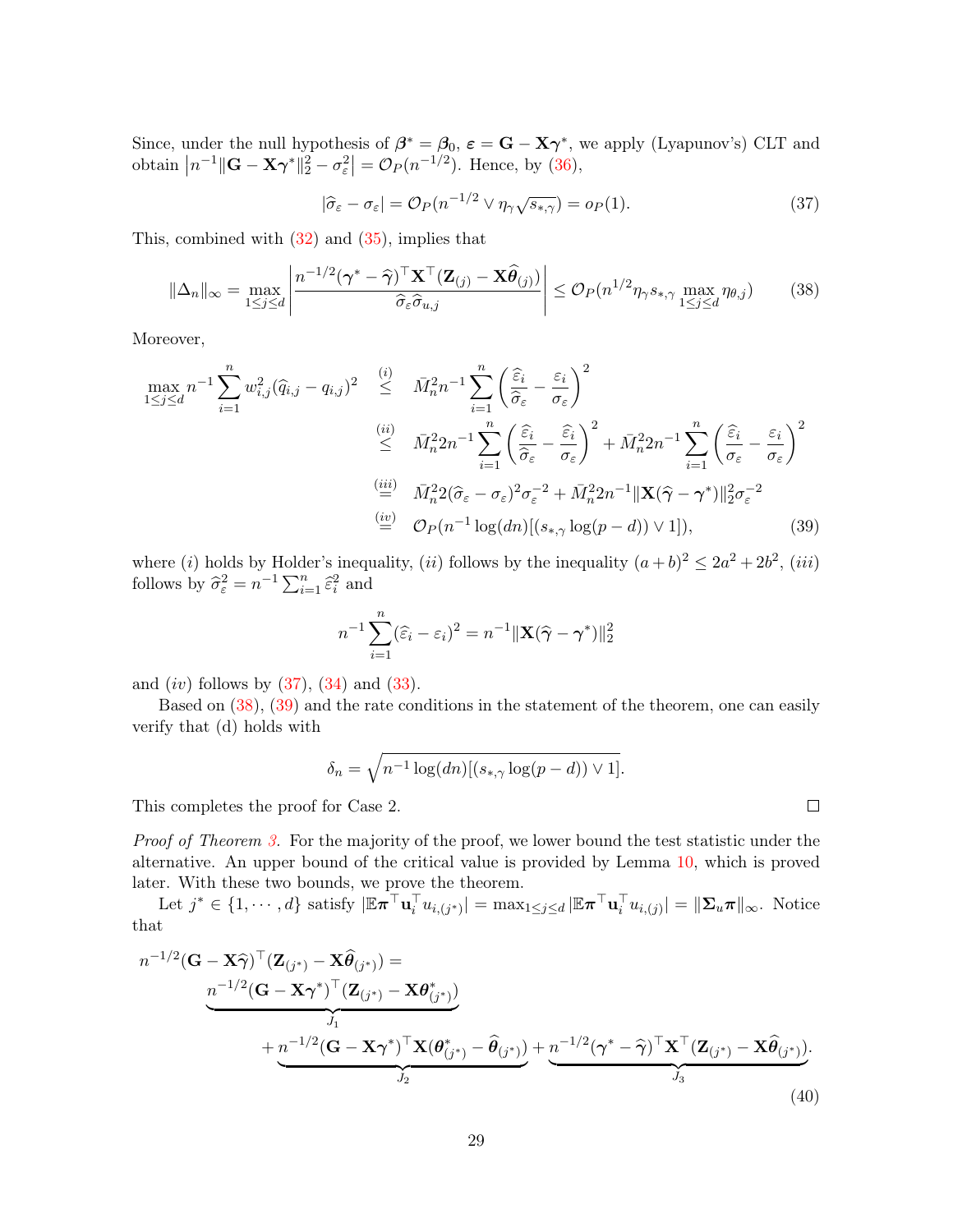Since, under the null hypothesis of $\boldsymbol{\beta}^* = \boldsymbol{\beta}_0$, $\boldsymbol{\varepsilon} = \mathbf{G} - \mathbf{X}\boldsymbol{\gamma}^*$, we apply (Lyapunov's) CLT and obtain $\left|n^{-1}\|\mathbf{G} - \mathbf{X}\boldsymbol{\gamma}^*\|_2^2 - \sigma_\varepsilon^2\right| = \mathcal{O}_P(n^{-1/2})$. Hence, by (36),

$$
|\widehat{\sigma}_\varepsilon - \sigma_\varepsilon| = \mathcal{O}_P(n^{-1/2} \vee \eta_\gamma \sqrt{s_{*,\gamma}}) = o_P(1). \tag{37}
$$

This, combined with (32) and (35), implies that

$$
\|\Delta_n\|_\infty = \max_{1\le j\le d} \left| \frac{n^{-1/2}(\boldsymbol{\gamma}^* - \widehat{\boldsymbol{\gamma}})^\top \mathbf{X}^\top (\mathbf{Z}_{(j)} - \mathbf{X}\widehat{\boldsymbol{\theta}}_{(j)})}{\widehat{\sigma}_\varepsilon \widehat{\sigma}_{u,j}} \right| \le \mathcal{O}_P(n^{1/2}\eta_\gamma s_{*,\gamma} \max_{1\le j\le d} \eta_{\theta,j}) \tag{38}
$$

Moreover,

$$
\begin{aligned}
\max_{1\le j\le d} n^{-1}\sum_{i=1}^n w_{i,j}^2(\widehat{q}_{i,j} - q_{i,j})^2 &\overset{(i)}{\le} \bar{M}_n^2 n^{-1}\sum_{i=1}^n \left(\frac{\widehat{\varepsilon}_i}{\widehat{\sigma}_\varepsilon} - \frac{\varepsilon_i}{\sigma_\varepsilon}\right)^2 \\
&\overset{(ii)}{\le} \bar{M}_n^2 2n^{-1}\sum_{i=1}^n \left(\frac{\widehat{\varepsilon}_i}{\widehat{\sigma}_\varepsilon} - \frac{\widehat{\varepsilon}_i}{\sigma_\varepsilon}\right)^2 + \bar{M}_n^2 2n^{-1}\sum_{i=1}^n \left(\frac{\widehat{\varepsilon}_i}{\sigma_\varepsilon} - \frac{\varepsilon_i}{\sigma_\varepsilon}\right)^2 \\
&\overset{(iii)}{=} \bar{M}_n^2 2(\widehat{\sigma}_\varepsilon - \sigma_\varepsilon)^2\sigma_\varepsilon^{-2} + \bar{M}_n^2 2n^{-1}\|\mathbf{X}(\widehat{\boldsymbol{\gamma}} - \boldsymbol{\gamma}^*)\|_2^2\sigma_\varepsilon^{-2} \\
&\overset{(iv)}{=} \mathcal{O}_P(n^{-1}\log(dn)[(s_{*,\gamma}\log(p-d)) \vee 1]),
\end{aligned} \tag{39}
$$

where $(i)$ holds by Holder's inequality, $(ii)$ follows by the inequality $(a+b)^2 \le 2a^2 + 2b^2$, $(iii)$ follows by $\widehat{\sigma}_\varepsilon^2 = n^{-1}\sum_{i=1}^n \widehat{\varepsilon}_i^2$ and

$$
n^{-1}\sum_{i=1}^n (\widehat{\varepsilon}_i - \varepsilon_i)^2 = n^{-1}\|\mathbf{X}(\widehat{\boldsymbol{\gamma}} - \boldsymbol{\gamma}^*)\|_2^2
$$

and $(iv)$ follows by (37), (34) and (33).

Based on (38), (39) and the rate conditions in the statement of the theorem, one can easily verify that (d) holds with

$$
\delta_n = \sqrt{n^{-1}\log(dn)[(s_{*,\gamma}\log(p-d)) \vee 1]}.
$$

This completes the proof for Case 2. □

*Proof of Theorem 3.* For the majority of the proof, we lower bound the test statistic under the alternative. An upper bound of the critical value is provided by Lemma 10, which is proved later. With these two bounds, we prove the theorem.

Let $j^* \in \{1, \cdots, d\}$ satisfy $|\mathbb{E}\boldsymbol{\pi}^\top \mathbf{u}_i^\top u_{i,(j^*)}| = \max_{1\le j\le d}|\mathbb{E}\boldsymbol{\pi}^\top \mathbf{u}_i^\top u_{i,(j)}| = \|\boldsymbol{\Sigma}_u \boldsymbol{\pi}\|_\infty$. Notice that

$$
\begin{aligned}
n^{-1/2}(\mathbf{G} - \mathbf{X}\widehat{\boldsymbol{\gamma}})^\top(\mathbf{Z}_{(j^*)} - \mathbf{X}\widehat{\boldsymbol{\theta}}_{(j^*)}) = \\
\underbrace{n^{-1/2}(\mathbf{G} - \mathbf{X}\boldsymbol{\gamma}^*)^\top(\mathbf{Z}_{(j^*)} - \mathbf{X}\boldsymbol{\theta}_{(j^*)}^*)}_{J_1} \\
+ \underbrace{n^{-1/2}(\mathbf{G} - \mathbf{X}\boldsymbol{\gamma}^*)^\top \mathbf{X}(\boldsymbol{\theta}_{(j^*)}^* - \widehat{\boldsymbol{\theta}}_{(j^*)})}_{J_2} + \underbrace{n^{-1/2}(\boldsymbol{\gamma}^* - \widehat{\boldsymbol{\gamma}})^\top \mathbf{X}^\top(\mathbf{Z}_{(j^*)} - \mathbf{X}\widehat{\boldsymbol{\theta}}_{(j^*)})}_{J_3}.
\end{aligned} \tag{40}
$$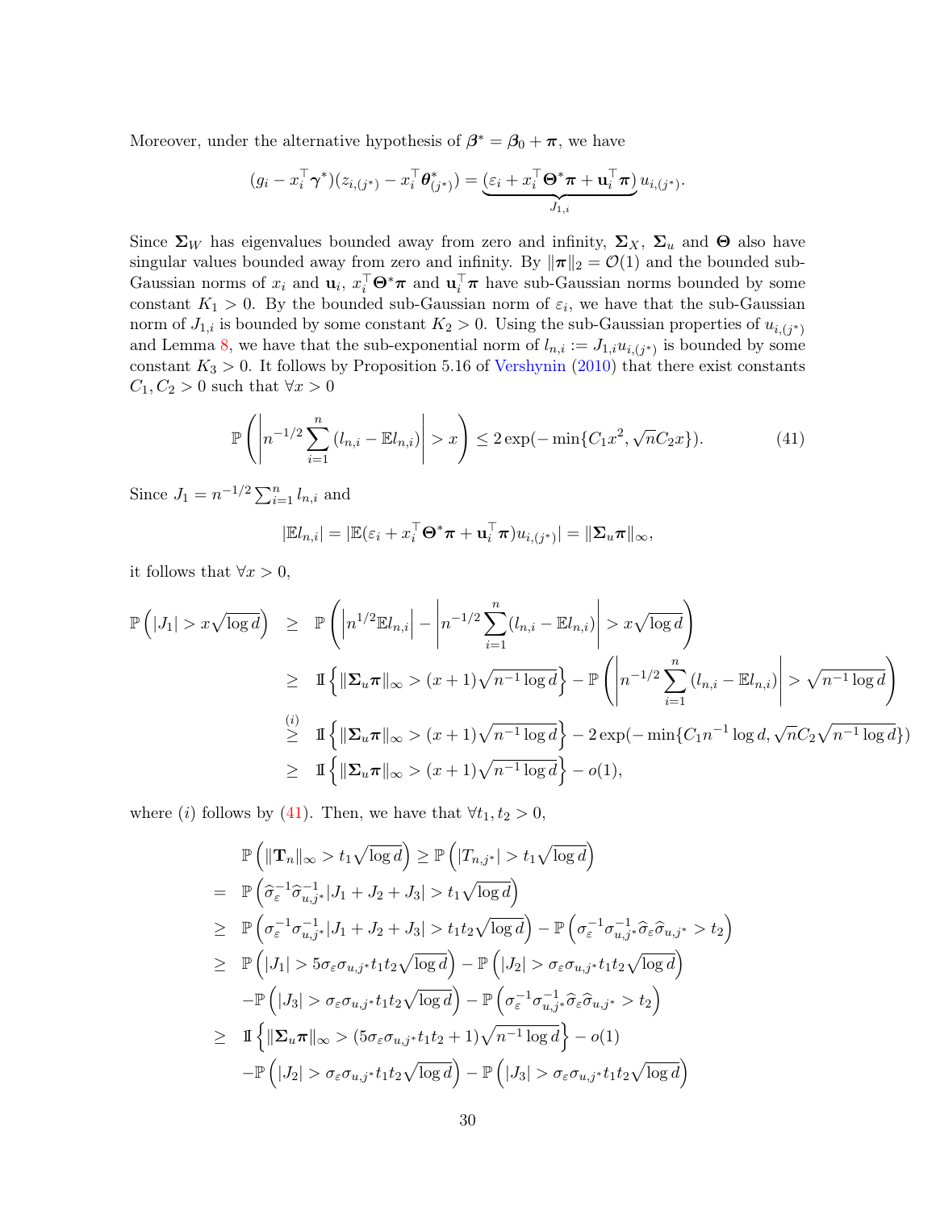Moreover, under the alternative hypothesis of $\boldsymbol{\beta}^* = \boldsymbol{\beta}_0 + \boldsymbol{\pi}$, we have

$$(g_i - x_i^\top \boldsymbol{\gamma}^*)(z_{i,(j^*)} - x_i^\top \boldsymbol{\theta}^*_{(j^*)}) = \underbrace{(\varepsilon_i + x_i^\top \boldsymbol{\Theta}^* \boldsymbol{\pi} + \mathbf{u}_i^\top \boldsymbol{\pi})}_{J_{1,i}} u_{i,(j^*)}.$$

Since $\boldsymbol{\Sigma}_W$ has eigenvalues bounded away from zero and infinity, $\boldsymbol{\Sigma}_X$, $\boldsymbol{\Sigma}_u$ and $\boldsymbol{\Theta}$ also have singular values bounded away from zero and infinity. By $\|\boldsymbol{\pi}\|_2 = \mathcal{O}(1)$ and the bounded sub-Gaussian norms of $x_i$ and $\mathbf{u}_i$, $x_i^\top \boldsymbol{\Theta}^* \boldsymbol{\pi}$ and $\mathbf{u}_i^\top \boldsymbol{\pi}$ have sub-Gaussian norms bounded by some constant $K_1 > 0$. By the bounded sub-Gaussian norm of $\varepsilon_i$, we have that the sub-Gaussian norm of $J_{1,i}$ is bounded by some constant $K_2 > 0$. Using the sub-Gaussian properties of $u_{i,(j^*)}$ and Lemma 8, we have that the sub-exponential norm of $l_{n,i} := J_{1,i} u_{i,(j^*)}$ is bounded by some constant $K_3 > 0$. It follows by Proposition 5.16 of Vershynin (2010) that there exist constants $C_1, C_2 > 0$ such that $\forall x > 0$

$$\mathbb{P}\left( \left| n^{-1/2} \sum_{i=1}^n (l_{n,i} - \mathbb{E} l_{n,i}) \right| > x \right) \leq 2 \exp(-\min\{C_1 x^2, \sqrt{n} C_2 x\}). \tag{41}$$

Since $J_1 = n^{-1/2} \sum_{i=1}^n l_{n,i}$ and

$$|\mathbb{E} l_{n,i}| = |\mathbb{E}(\varepsilon_i + x_i^\top \boldsymbol{\Theta}^* \boldsymbol{\pi} + \mathbf{u}_i^\top \boldsymbol{\pi}) u_{i,(j^*)}| = \|\boldsymbol{\Sigma}_u \boldsymbol{\pi}\|_\infty,$$

it follows that $\forall x > 0$,

$$\begin{aligned}
\mathbb{P}\left( |J_1| > x\sqrt{\log d} \right) &\geq \mathbb{P}\left( \left| n^{1/2} \mathbb{E} l_{n,i} \right| - \left| n^{-1/2} \sum_{i=1}^n (l_{n,i} - \mathbb{E} l_{n,i}) \right| > x\sqrt{\log d} \right) \\
&\geq \mathbb{I}\left\{ \|\boldsymbol{\Sigma}_u \boldsymbol{\pi}\|_\infty > (x+1)\sqrt{n^{-1}\log d} \right\} - \mathbb{P}\left( \left| n^{-1/2} \sum_{i=1}^n (l_{n,i} - \mathbb{E} l_{n,i}) \right| > \sqrt{n^{-1}\log d} \right) \\
&\overset{(i)}{\geq} \mathbb{I}\left\{ \|\boldsymbol{\Sigma}_u \boldsymbol{\pi}\|_\infty > (x+1)\sqrt{n^{-1}\log d} \right\} - 2\exp(-\min\{C_1 n^{-1}\log d, \sqrt{n} C_2 \sqrt{n^{-1}\log d}\}) \\
&\geq \mathbb{I}\left\{ \|\boldsymbol{\Sigma}_u \boldsymbol{\pi}\|_\infty > (x+1)\sqrt{n^{-1}\log d} \right\} - o(1),
\end{aligned}$$

where $(i)$ follows by (41). Then, we have that $\forall t_1, t_2 > 0$,

$$\begin{aligned}
& \mathbb{P}\left( \|\mathbf{T}_n\|_\infty > t_1\sqrt{\log d} \right) \geq \mathbb{P}\left( |T_{n,j^*}| > t_1\sqrt{\log d} \right) \\
= \ & \mathbb{P}\left( \widehat{\sigma}_\varepsilon^{-1} \widehat{\sigma}_{u,j^*}^{-1} |J_1 + J_2 + J_3| > t_1\sqrt{\log d} \right) \\
\geq \ & \mathbb{P}\left( \sigma_\varepsilon^{-1} \sigma_{u,j^*}^{-1} |J_1 + J_2 + J_3| > t_1 t_2 \sqrt{\log d} \right) - \mathbb{P}\left( \sigma_\varepsilon^{-1} \sigma_{u,j^*}^{-1} \widehat{\sigma}_\varepsilon \widehat{\sigma}_{u,j^*} > t_2 \right) \\
\geq \ & \mathbb{P}\left( |J_1| > 5\sigma_\varepsilon \sigma_{u,j^*} t_1 t_2 \sqrt{\log d} \right) - \mathbb{P}\left( |J_2| > \sigma_\varepsilon \sigma_{u,j^*} t_1 t_2 \sqrt{\log d} \right) \\
& - \mathbb{P}\left( |J_3| > \sigma_\varepsilon \sigma_{u,j^*} t_1 t_2 \sqrt{\log d} \right) - \mathbb{P}\left( \sigma_\varepsilon^{-1} \sigma_{u,j^*}^{-1} \widehat{\sigma}_\varepsilon \widehat{\sigma}_{u,j^*} > t_2 \right) \\
\geq \ & \mathbb{I}\left\{ \|\boldsymbol{\Sigma}_u \boldsymbol{\pi}\|_\infty > (5\sigma_\varepsilon \sigma_{u,j^*} t_1 t_2 + 1)\sqrt{n^{-1}\log d} \right\} - o(1) \\
& - \mathbb{P}\left( |J_2| > \sigma_\varepsilon \sigma_{u,j^*} t_1 t_2 \sqrt{\log d} \right) - \mathbb{P}\left( |J_3| > \sigma_\varepsilon \sigma_{u,j^*} t_1 t_2 \sqrt{\log d} \right)
\end{aligned}$$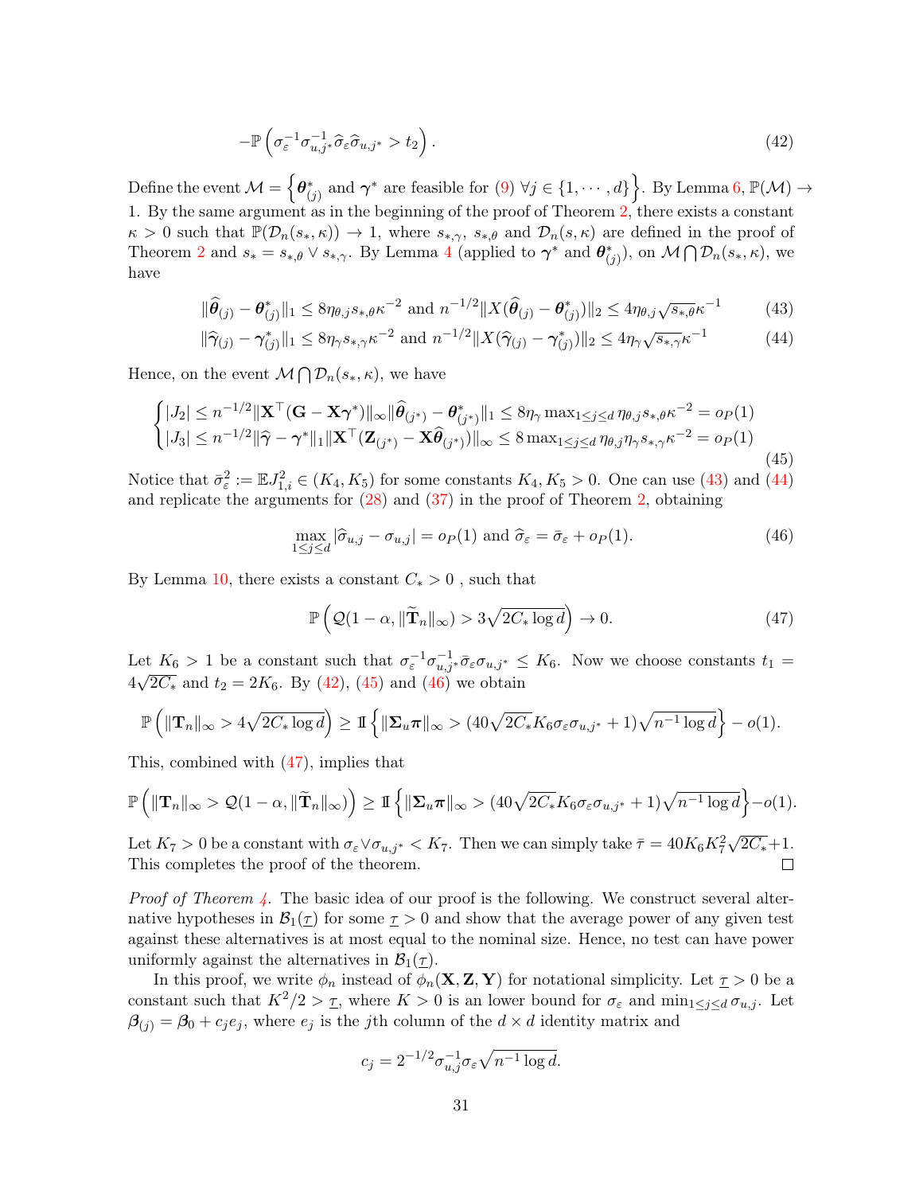$$
-\mathbb{P}\left(\sigma_\varepsilon^{-1}\sigma_{u,j^*}^{-1}\widehat{\sigma}_\varepsilon\widehat{\sigma}_{u,j^*} > t_2\right). \tag{42}
$$

Define the event $\mathcal{M} = \left\{\boldsymbol{\theta}^*_{(j)} \text{ and } \boldsymbol{\gamma}^* \text{ are feasible for (9) } \forall j \in \{1, \cdots, d\}\right\}$. By Lemma 6, $\mathbb{P}(\mathcal{M}) \to 1$. By the same argument as in the beginning of the proof of Theorem 2, there exists a constant $\kappa > 0$ such that $\mathbb{P}(\mathcal{D}_n(s_*, \kappa)) \to 1$, where $s_{*,\gamma}$, $s_{*,\theta}$ and $\mathcal{D}_n(s, \kappa)$ are defined in the proof of Theorem 2 and $s_* = s_{*,\theta} \vee s_{*,\gamma}$. By Lemma 4 (applied to $\boldsymbol{\gamma}^*$ and $\boldsymbol{\theta}^*_{(j)}$), on $\mathcal{M} \bigcap \mathcal{D}_n(s_*, \kappa)$, we have

$$
\|\widehat{\boldsymbol{\theta}}_{(j)} - \boldsymbol{\theta}^*_{(j)}\|_1 \leq 8\eta_{\theta,j} s_{*,\theta}\kappa^{-2} \text{ and } n^{-1/2}\|X(\widehat{\boldsymbol{\theta}}_{(j)} - \boldsymbol{\theta}^*_{(j)})\|_2 \leq 4\eta_{\theta,j}\sqrt{s_{*,\theta}}\kappa^{-1} \tag{43}
$$

$$
\|\widehat{\boldsymbol{\gamma}}_{(j)} - \boldsymbol{\gamma}^*_{(j)}\|_1 \leq 8\eta_\gamma s_{*,\gamma}\kappa^{-2} \text{ and } n^{-1/2}\|X(\widehat{\boldsymbol{\gamma}}_{(j)} - \boldsymbol{\gamma}^*_{(j)})\|_2 \leq 4\eta_\gamma\sqrt{s_{*,\gamma}}\kappa^{-1} \tag{44}
$$

Hence, on the event $\mathcal{M} \bigcap \mathcal{D}_n(s_*, \kappa)$, we have

$$
\begin{cases}
|J_2| \leq n^{-1/2}\|\mathbf{X}^\top(\mathbf{G} - \mathbf{X}\boldsymbol{\gamma}^*)\|_\infty \|\widehat{\boldsymbol{\theta}}_{(j^*)} - \boldsymbol{\theta}^*_{(j^*)}\|_1 \leq 8\eta_\gamma \max_{1\leq j\leq d}\eta_{\theta,j}s_{*,\theta}\kappa^{-2} = o_P(1) \\
|J_3| \leq n^{-1/2}\|\widehat{\boldsymbol{\gamma}} - \boldsymbol{\gamma}^*\|_1 \|\mathbf{X}^\top(\mathbf{Z}_{(j^*)} - \mathbf{X}\widehat{\boldsymbol{\theta}}_{(j^*)})\|_\infty \leq 8\max_{1\leq j\leq d}\eta_{\theta,j}\eta_\gamma s_{*,\gamma}\kappa^{-2} = o_P(1)
\end{cases} \tag{45}
$$

Notice that $\bar{\sigma}_\varepsilon^2 := \mathbb{E}J_{1,i}^2 \in (K_4, K_5)$ for some constants $K_4, K_5 > 0$. One can use (43) and (44) and replicate the arguments for (28) and (37) in the proof of Theorem 2, obtaining

$$
\max_{1\leq j\leq d}|\widehat{\sigma}_{u,j} - \sigma_{u,j}| = o_P(1) \text{ and } \widehat{\sigma}_\varepsilon = \bar{\sigma}_\varepsilon + o_P(1). \tag{46}
$$

By Lemma 10, there exists a constant $C_* > 0$ , such that

$$
\mathbb{P}\left(\mathcal{Q}(1-\alpha, \|\widetilde{\mathbf{T}}_n\|_\infty) > 3\sqrt{2C_*\log d}\right) \to 0. \tag{47}
$$

Let $K_6 > 1$ be a constant such that $\sigma_\varepsilon^{-1}\sigma_{u,j^*}^{-1}\bar{\sigma}_\varepsilon\sigma_{u,j^*} \leq K_6$. Now we choose constants $t_1 = 4\sqrt{2C_*}$ and $t_2 = 2K_6$. By (42), (45) and (46) we obtain

$$
\mathbb{P}\left(\|\mathbf{T}_n\|_\infty > 4\sqrt{2C_*\log d}\right) \geq \mathbb{I}\left\{\|\boldsymbol{\Sigma}_u\boldsymbol{\pi}\|_\infty > (40\sqrt{2C_*}K_6\sigma_\varepsilon\sigma_{u,j^*} + 1)\sqrt{n^{-1}\log d}\right\} - o(1).
$$

This, combined with (47), implies that

$$
\mathbb{P}\left(\|\mathbf{T}_n\|_\infty > \mathcal{Q}(1-\alpha, \|\widetilde{\mathbf{T}}_n\|_\infty)\right) \geq \mathbb{I}\left\{\|\boldsymbol{\Sigma}_u\boldsymbol{\pi}\|_\infty > (40\sqrt{2C_*}K_6\sigma_\varepsilon\sigma_{u,j^*} + 1)\sqrt{n^{-1}\log d}\right\} - o(1).
$$

Let $K_7 > 0$ be a constant with $\sigma_\varepsilon \vee \sigma_{u,j^*} < K_7$. Then we can simply take $\bar{\tau} = 40K_6K_7^2\sqrt{2C_*} + 1$. This completes the proof of the theorem. $\square$

*Proof of Theorem 4.* The basic idea of our proof is the following. We construct several alternative hypotheses in $\mathcal{B}_1(\underline{\tau})$ for some $\underline{\tau} > 0$ and show that the average power of any given test against these alternatives is at most equal to the nominal size. Hence, no test can have power uniformly against the alternatives in $\mathcal{B}_1(\underline{\tau})$.

In this proof, we write $\phi_n$ instead of $\phi_n(\mathbf{X}, \mathbf{Z}, \mathbf{Y})$ for notational simplicity. Let $\underline{\tau} > 0$ be a constant such that $K^2/2 > \underline{\tau}$, where $K > 0$ is an lower bound for $\sigma_\varepsilon$ and $\min_{1\leq j\leq d}\sigma_{u,j}$. Let $\boldsymbol{\beta}_{(j)} = \boldsymbol{\beta}_0 + c_j e_j$, where $e_j$ is the $j$th column of the $d \times d$ identity matrix and

$$
c_j = 2^{-1/2}\sigma_{u,j}^{-1}\sigma_\varepsilon\sqrt{n^{-1}\log d}.
$$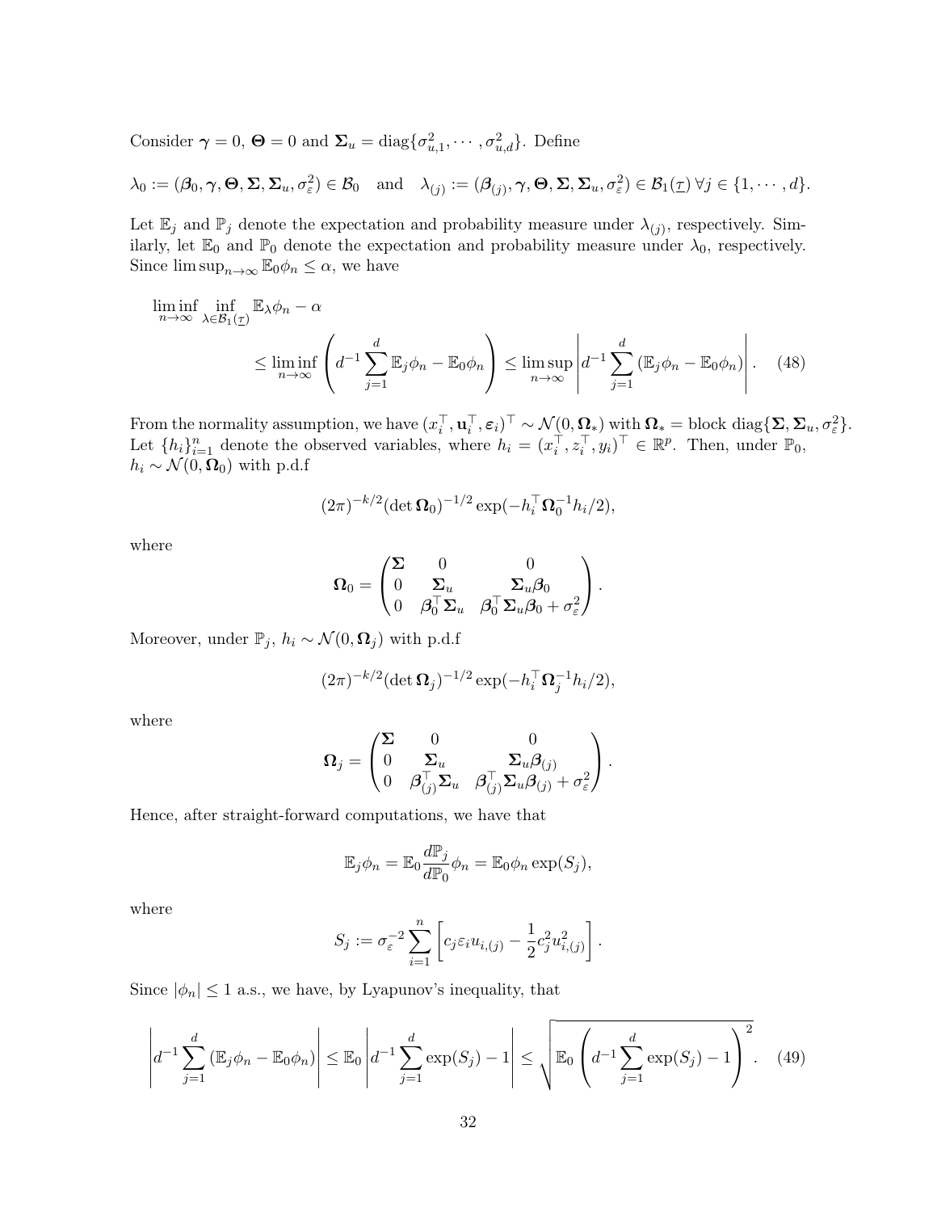Consider $\boldsymbol{\gamma} = 0$, $\boldsymbol{\Theta} = 0$ and $\boldsymbol{\Sigma}_u = \text{diag}\{\sigma_{u,1}^2, \cdots, \sigma_{u,d}^2\}$. Define

$$\lambda_0 := (\boldsymbol{\beta}_0, \boldsymbol{\gamma}, \boldsymbol{\Theta}, \boldsymbol{\Sigma}, \boldsymbol{\Sigma}_u, \sigma_\varepsilon^2) \in \mathcal{B}_0 \quad \text{and} \quad \lambda_{(j)} := (\boldsymbol{\beta}_{(j)}, \boldsymbol{\gamma}, \boldsymbol{\Theta}, \boldsymbol{\Sigma}, \boldsymbol{\Sigma}_u, \sigma_\varepsilon^2) \in \mathcal{B}_1(\underline{\tau}) \; \forall j \in \{1, \cdots, d\}.$$

Let $\mathbb{E}_j$ and $\mathbb{P}_j$ denote the expectation and probability measure under $\lambda_{(j)}$, respectively. Similarly, let $\mathbb{E}_0$ and $\mathbb{P}_0$ denote the expectation and probability measure under $\lambda_0$, respectively. Since $\limsup_{n\to\infty} \mathbb{E}_0 \phi_n \le \alpha$, we have

$$\liminf_{n\to\infty} \inf_{\lambda \in \mathcal{B}_1(\underline{\tau})} \mathbb{E}_\lambda \phi_n - \alpha \le \liminf_{n\to\infty} \left( d^{-1} \sum_{j=1}^d \mathbb{E}_j \phi_n - \mathbb{E}_0 \phi_n \right) \le \limsup_{n\to\infty} \left| d^{-1} \sum_{j=1}^d \left( \mathbb{E}_j \phi_n - \mathbb{E}_0 \phi_n \right) \right|. \quad (48)$$

From the normality assumption, we have $(x_i^\top, \mathbf{u}_i^\top, \boldsymbol{\varepsilon}_i)^\top \sim \mathcal{N}(0, \boldsymbol{\Omega}_*)$ with $\boldsymbol{\Omega}_* = \text{block diag}\{\boldsymbol{\Sigma}, \boldsymbol{\Sigma}_u, \sigma_\varepsilon^2\}$. Let $\{h_i\}_{i=1}^n$ denote the observed variables, where $h_i = (x_i^\top, z_i^\top, y_i)^\top \in \mathbb{R}^p$. Then, under $\mathbb{P}_0$, $h_i \sim \mathcal{N}(0, \boldsymbol{\Omega}_0)$ with p.d.f

$$(2\pi)^{-k/2} (\det \boldsymbol{\Omega}_0)^{-1/2} \exp(-h_i^\top \boldsymbol{\Omega}_0^{-1} h_i / 2),$$

where

$$\boldsymbol{\Omega}_0 = \begin{pmatrix} \boldsymbol{\Sigma} & 0 & 0 \\ 0 & \boldsymbol{\Sigma}_u & \boldsymbol{\Sigma}_u \boldsymbol{\beta}_0 \\ 0 & \boldsymbol{\beta}_0^\top \boldsymbol{\Sigma}_u & \boldsymbol{\beta}_0^\top \boldsymbol{\Sigma}_u \boldsymbol{\beta}_0 + \sigma_\varepsilon^2 \end{pmatrix}.$$

Moreover, under $\mathbb{P}_j$, $h_i \sim \mathcal{N}(0, \boldsymbol{\Omega}_j)$ with p.d.f

$$(2\pi)^{-k/2} (\det \boldsymbol{\Omega}_j)^{-1/2} \exp(-h_i^\top \boldsymbol{\Omega}_j^{-1} h_i / 2),$$

where

$$\boldsymbol{\Omega}_j = \begin{pmatrix} \boldsymbol{\Sigma} & 0 & 0 \\ 0 & \boldsymbol{\Sigma}_u & \boldsymbol{\Sigma}_u \boldsymbol{\beta}_{(j)} \\ 0 & \boldsymbol{\beta}_{(j)}^\top \boldsymbol{\Sigma}_u & \boldsymbol{\beta}_{(j)}^\top \boldsymbol{\Sigma}_u \boldsymbol{\beta}_{(j)} + \sigma_\varepsilon^2 \end{pmatrix}.$$

Hence, after straight-forward computations, we have that

$$\mathbb{E}_j \phi_n = \mathbb{E}_0 \frac{d\mathbb{P}_j}{d\mathbb{P}_0} \phi_n = \mathbb{E}_0 \phi_n \exp(S_j),$$

where

$$S_j := \sigma_\varepsilon^{-2} \sum_{i=1}^n \left[ c_j \varepsilon_i u_{i,(j)} - \frac{1}{2} c_j^2 u_{i,(j)}^2 \right].$$

Since $|\phi_n| \le 1$ a.s., we have, by Lyapunov's inequality, that

$$\left| d^{-1} \sum_{j=1}^d \left( \mathbb{E}_j \phi_n - \mathbb{E}_0 \phi_n \right) \right| \le \mathbb{E}_0 \left| d^{-1} \sum_{j=1}^d \exp(S_j) - 1 \right| \le \sqrt{\mathbb{E}_0 \left( d^{-1} \sum_{j=1}^d \exp(S_j) - 1 \right)^2}. \quad (49)$$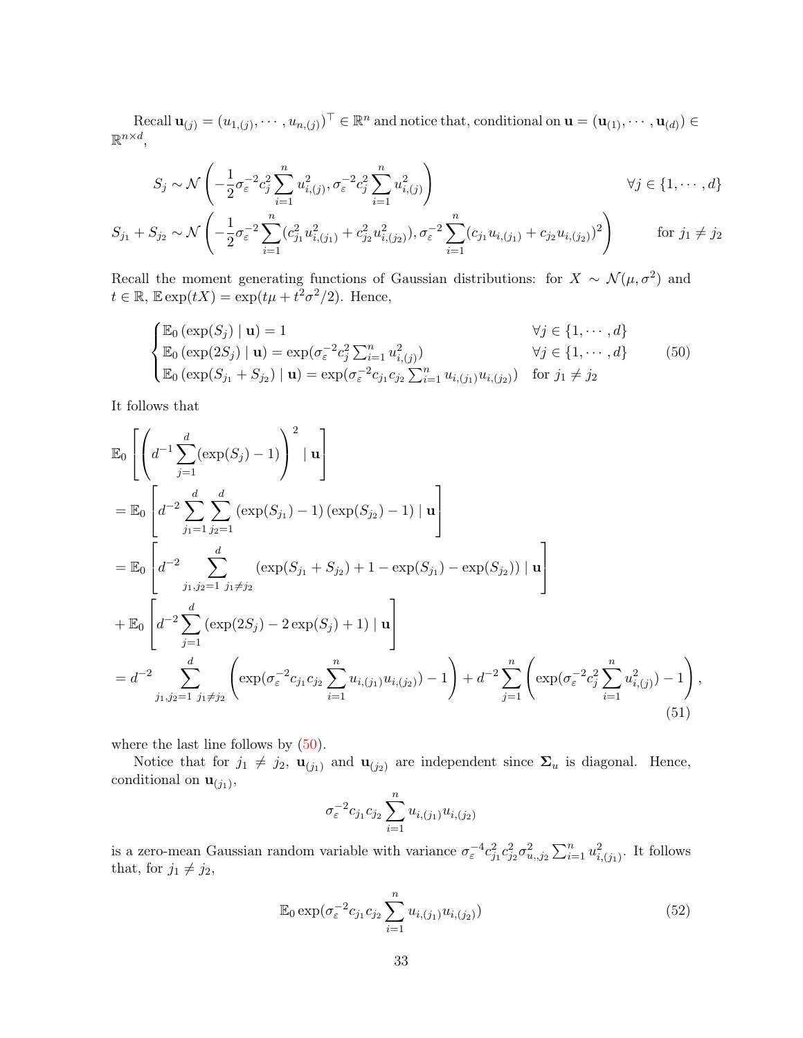Recall $\mathbf{u}_{(j)} = (u_{1,(j)}, \cdots, u_{n,(j)})^\top \in \mathbb{R}^n$ and notice that, conditional on $\mathbf{u} = (\mathbf{u}_{(1)}, \cdots, \mathbf{u}_{(d)}) \in \mathbb{R}^{n\times d}$,

$$
\begin{aligned}
S_j &\sim \mathcal{N}\left(-\frac{1}{2}\sigma_\varepsilon^{-2} c_j^2 \sum_{i=1}^n u_{i,(j)}^2, \sigma_\varepsilon^{-2} c_j^2 \sum_{i=1}^n u_{i,(j)}^2\right) && \forall j \in \{1, \cdots, d\} \\
S_{j_1} + S_{j_2} &\sim \mathcal{N}\left(-\frac{1}{2}\sigma_\varepsilon^{-2} \sum_{i=1}^n (c_{j_1}^2 u_{i,(j_1)}^2 + c_{j_2}^2 u_{i,(j_2)}^2), \sigma_\varepsilon^{-2} \sum_{i=1}^n (c_{j_1} u_{i,(j_1)} + c_{j_2} u_{i,(j_2)})^2\right) && \text{for } j_1 \neq j_2
\end{aligned}
$$

Recall the moment generating functions of Gaussian distributions: for $X \sim \mathcal{N}(\mu, \sigma^2)$ and $t \in \mathbb{R}$, $\mathbb{E}\exp(tX) = \exp(t\mu + t^2\sigma^2/2)$. Hence,

$$
\begin{cases}
\mathbb{E}_0\left(\exp(S_j) \mid \mathbf{u}\right) = 1 & \forall j \in \{1, \cdots, d\} \\
\mathbb{E}_0\left(\exp(2S_j) \mid \mathbf{u}\right) = \exp(\sigma_\varepsilon^{-2} c_j^2 \sum_{i=1}^n u_{i,(j)}^2) & \forall j \in \{1, \cdots, d\} \\
\mathbb{E}_0\left(\exp(S_{j_1} + S_{j_2}) \mid \mathbf{u}\right) = \exp(\sigma_\varepsilon^{-2} c_{j_1} c_{j_2} \sum_{i=1}^n u_{i,(j_1)} u_{i,(j_2)}) & \text{for } j_1 \neq j_2
\end{cases} \tag{50}
$$

It follows that

$$
\begin{aligned}
&\mathbb{E}_0\left[\left(d^{-1}\sum_{j=1}^d (\exp(S_j) - 1)\right)^2 \mid \mathbf{u}\right] \\
&= \mathbb{E}_0\left[d^{-2}\sum_{j_1=1}^d \sum_{j_2=1}^d (\exp(S_{j_1}) - 1)(\exp(S_{j_2}) - 1) \mid \mathbf{u}\right] \\
&= \mathbb{E}_0\left[d^{-2}\sum_{j_1,j_2=1\ j_1\neq j_2}^d (\exp(S_{j_1} + S_{j_2}) + 1 - \exp(S_{j_1}) - \exp(S_{j_2})) \mid \mathbf{u}\right] \\
&+ \mathbb{E}_0\left[d^{-2}\sum_{j=1}^d (\exp(2S_j) - 2\exp(S_j) + 1) \mid \mathbf{u}\right] \\
&= d^{-2}\sum_{j_1,j_2=1\ j_1\neq j_2}^d \left(\exp(\sigma_\varepsilon^{-2} c_{j_1} c_{j_2} \sum_{i=1}^n u_{i,(j_1)} u_{i,(j_2)}) - 1\right) + d^{-2}\sum_{j=1}^n \left(\exp(\sigma_\varepsilon^{-2} c_j^2 \sum_{i=1}^n u_{i,(j)}^2) - 1\right),
\end{aligned} \tag{51}
$$

where the last line follows by (50).

Notice that for $j_1 \neq j_2$, $\mathbf{u}_{(j_1)}$ and $\mathbf{u}_{(j_2)}$ are independent since $\boldsymbol{\Sigma}_u$ is diagonal. Hence, conditional on $\mathbf{u}_{(j_1)}$,

$$
\sigma_\varepsilon^{-2} c_{j_1} c_{j_2} \sum_{i=1}^n u_{i,(j_1)} u_{i,(j_2)}
$$

is a zero-mean Gaussian random variable with variance $\sigma_\varepsilon^{-4} c_{j_1}^2 c_{j_2}^2 \sigma_{u,,j_2}^2 \sum_{i=1}^n u_{i,(j_1)}^2$. It follows that, for $j_1 \neq j_2$,

$$
\mathbb{E}_0 \exp(\sigma_\varepsilon^{-2} c_{j_1} c_{j_2} \sum_{i=1}^n u_{i,(j_1)} u_{i,(j_2)}) \tag{52}
$$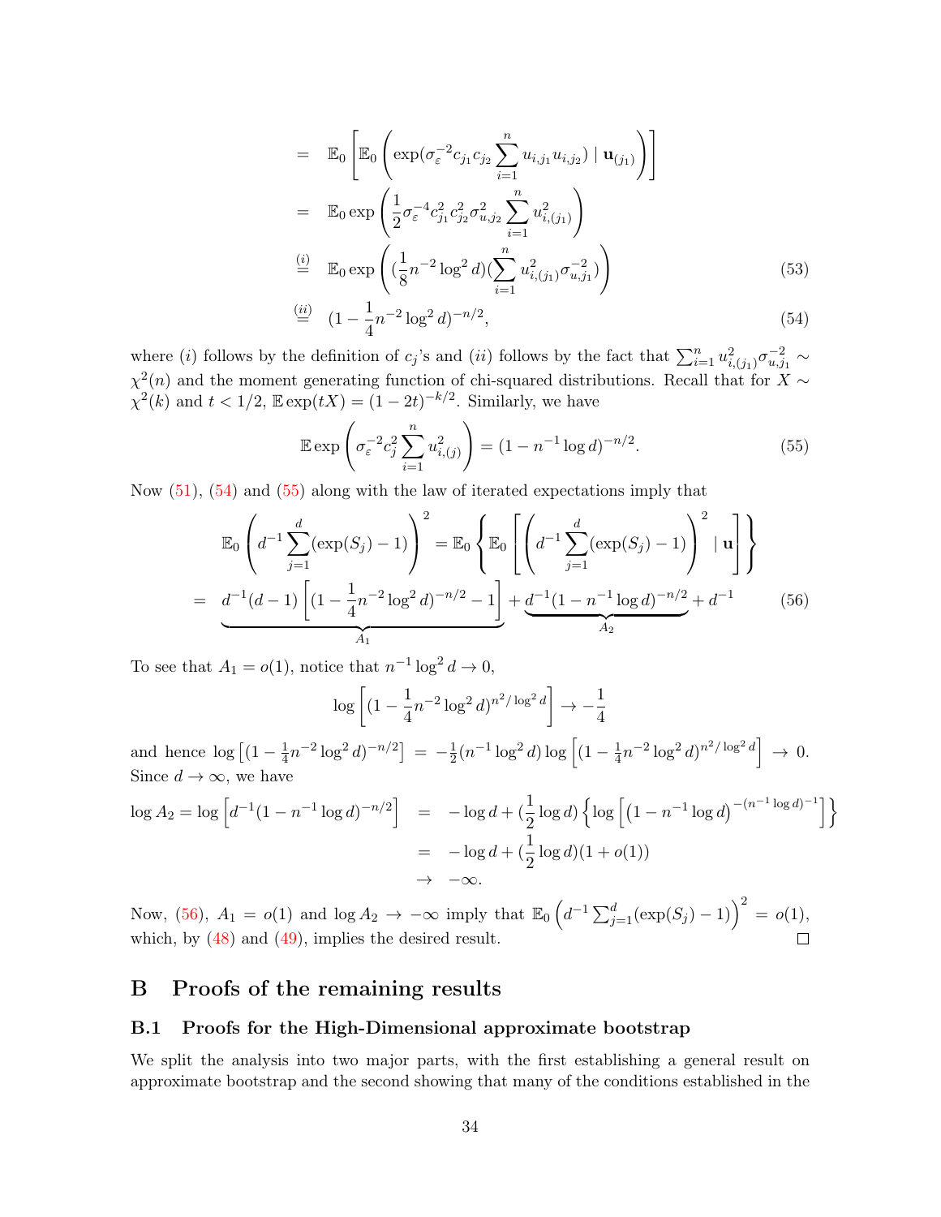$$
\begin{aligned}
&= \mathbb{E}_0 \left[ \mathbb{E}_0 \left( \exp(\sigma_\varepsilon^{-2} c_{j_1} c_{j_2} \sum_{i=1}^n u_{i,j_1} u_{i,j_2}) \mid \mathbf{u}_{(j_1)} \right) \right] \\
&= \mathbb{E}_0 \exp \left( \frac{1}{2} \sigma_\varepsilon^{-4} c_{j_1}^2 c_{j_2}^2 \sigma_{u,j_2}^2 \sum_{i=1}^n u_{i,(j_1)}^2 \right) \\
&\overset{(i)}{=} \mathbb{E}_0 \exp \left( (\frac{1}{8} n^{-2} \log^2 d)(\sum_{i=1}^n u_{i,(j_1)}^2 \sigma_{u,j_1}^{-2}) \right) \qquad (53) \\
&\overset{(ii)}{=} (1 - \frac{1}{4} n^{-2} \log^2 d)^{-n/2}, \qquad (54)
\end{aligned}
$$

where $(i)$ follows by the definition of $c_j$'s and $(ii)$ follows by the fact that $\sum_{i=1}^n u_{i,(j_1)}^2 \sigma_{u,j_1}^{-2} \sim \chi^2(n)$ and the moment generating function of chi-squared distributions. Recall that for $X \sim \chi^2(k)$ and $t < 1/2$, $\mathbb{E} \exp(tX) = (1-2t)^{-k/2}$. Similarly, we have

$$
\mathbb{E} \exp \left( \sigma_\varepsilon^{-2} c_j^2 \sum_{i=1}^n u_{i,(j)}^2 \right) = (1 - n^{-1} \log d)^{-n/2}. \qquad (55)
$$

Now (51), (54) and (55) along with the law of iterated expectations imply that

$$
\begin{aligned}
&\mathbb{E}_0 \left( d^{-1} \sum_{j=1}^d (\exp(S_j) - 1) \right)^2 = \mathbb{E}_0 \left\{ \mathbb{E}_0 \left[ \left( d^{-1} \sum_{j=1}^d (\exp(S_j) - 1) \right)^2 \mid \mathbf{u} \right] \right\} \\
&= \underbrace{d^{-1}(d-1) \left[ (1 - \frac{1}{4} n^{-2} \log^2 d)^{-n/2} - 1 \right]}_{A_1} + \underbrace{d^{-1} (1 - n^{-1} \log d)^{-n/2}}_{A_2} + d^{-1} \qquad (56)
\end{aligned}
$$

To see that $A_1 = o(1)$, notice that $n^{-1} \log^2 d \to 0$,

$$
\log \left[ (1 - \frac{1}{4} n^{-2} \log^2 d)^{n^2 / \log^2 d} \right] \to -\frac{1}{4}
$$

and hence $\log \left[ (1 - \frac{1}{4} n^{-2} \log^2 d)^{-n/2} \right] = -\frac{1}{2} (n^{-1} \log^2 d) \log \left[ (1 - \frac{1}{4} n^{-2} \log^2 d)^{n^2 / \log^2 d} \right] \to 0$. Since $d \to \infty$, we have

$$
\begin{aligned}
\log A_2 = \log \left[ d^{-1} (1 - n^{-1} \log d)^{-n/2} \right] &= -\log d + (\frac{1}{2} \log d) \left\{ \log \left[ \left( 1 - n^{-1} \log d \right)^{-(n^{-1} \log d)^{-1}} \right] \right\} \\
&= -\log d + (\frac{1}{2} \log d)(1 + o(1)) \\
&\to -\infty.
\end{aligned}
$$

Now, (56), $A_1 = o(1)$ and $\log A_2 \to -\infty$ imply that $\mathbb{E}_0 \left( d^{-1} \sum_{j=1}^d (\exp(S_j) - 1) \right)^2 = o(1)$, which, by (48) and (49), implies the desired result. $\square$

# B Proofs of the remaining results

## B.1 Proofs for the High-Dimensional approximate bootstrap

We split the analysis into two major parts, with the first establishing a general result on approximate bootstrap and the second showing that many of the conditions established in the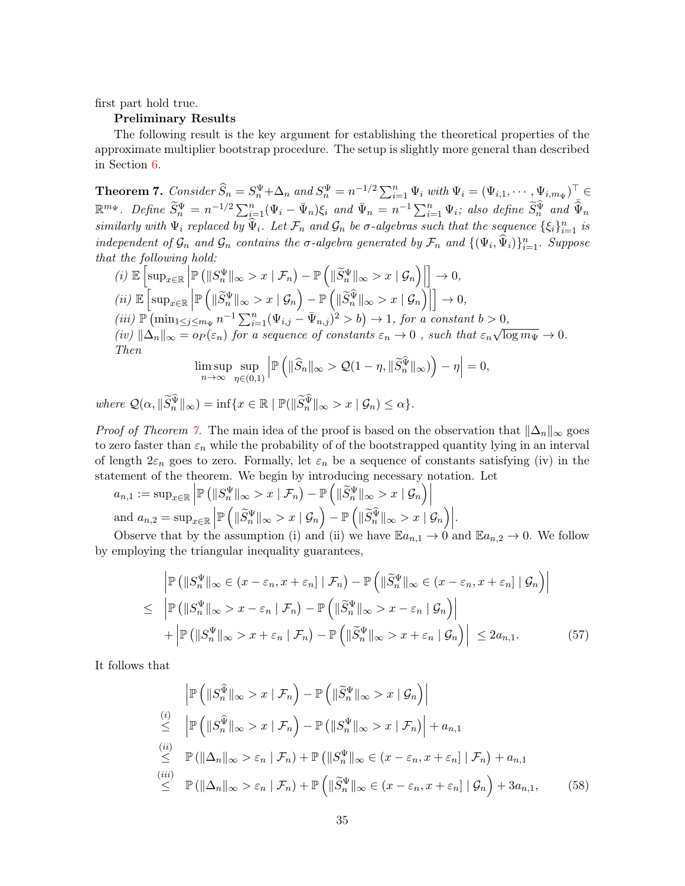first part hold true.

**Preliminary Results**

The following result is the key argument for establishing the theoretical properties of the approximate multiplier bootstrap procedure. The setup is slightly more general than described in Section 6.

**Theorem 7.** *Consider $\widehat{S}_n = S_n^{\Psi} + \Delta_n$ and $S_n^{\Psi} = n^{-1/2}\sum_{i=1}^n \Psi_i$ with $\Psi_i = (\Psi_{i,1}, \cdots, \Psi_{i,m_\Psi})^\top \in \mathbb{R}^{m_\Psi}$. Define $\widetilde{S}_n^{\Psi} = n^{-1/2}\sum_{i=1}^n(\Psi_i - \bar{\Psi}_n)\xi_i$ and $\bar{\Psi}_n = n^{-1}\sum_{i=1}^n \Psi_i$; also define $\widetilde{S}_n^{\widehat{\Psi}}$ and $\bar{\widehat{\Psi}}_n$ similarly with $\Psi_i$ replaced by $\widehat{\Psi}_i$. Let $\mathcal{F}_n$ and $\mathcal{G}_n$ be $\sigma$-algebras such that the sequence $\{\xi_i\}_{i=1}^n$ is independent of $\mathcal{G}_n$ and $\mathcal{G}_n$ contains the $\sigma$-algebra generated by $\mathcal{F}_n$ and $\{(\Psi_i, \widehat{\Psi}_i)\}_{i=1}^n$. Suppose that the following hold:*

*(i)* $\mathbb{E}\left[\sup_{x\in\mathbb{R}}\left|\mathbb{P}\left(\|S_n^{\Psi}\|_\infty > x \mid \mathcal{F}_n\right) - \mathbb{P}\left(\|\widetilde{S}_n^{\Psi}\|_\infty > x \mid \mathcal{G}_n\right)\right|\right] \to 0,$

*(ii)* $\mathbb{E}\left[\sup_{x\in\mathbb{R}}\left|\mathbb{P}\left(\|\widetilde{S}_n^{\Psi}\|_\infty > x \mid \mathcal{G}_n\right) - \mathbb{P}\left(\|\widetilde{S}_n^{\widehat{\Psi}}\|_\infty > x \mid \mathcal{G}_n\right)\right|\right] \to 0,$

*(iii)* $\mathbb{P}\left(\min_{1\le j\le m_\Psi} n^{-1}\sum_{i=1}^n(\Psi_{i,j} - \bar{\Psi}_{n,j})^2 > b\right) \to 1$, *for a constant $b > 0$,*

*(iv)* $\|\Delta_n\|_\infty = o_P(\varepsilon_n)$ *for a sequence of constants $\varepsilon_n \to 0$ , such that $\varepsilon_n\sqrt{\log m_\Psi} \to 0$.*

*Then*

$$\limsup_{n\to\infty}\sup_{\eta\in(0,1)}\left|\mathbb{P}\left(\|\widehat{S}_n\|_\infty > \mathcal{Q}(1-\eta, \|\widetilde{S}_n^{\widehat{\Psi}}\|_\infty)\right) - \eta\right| = 0,$$

*where $\mathcal{Q}(\alpha, \|\widetilde{S}_n^{\widehat{\Psi}}\|_\infty) = \inf\{x \in \mathbb{R} \mid \mathbb{P}(\|\widetilde{S}_n^{\widehat{\Psi}}\|_\infty > x \mid \mathcal{G}_n) \le \alpha\}$.*

*Proof of Theorem 7.* The main idea of the proof is based on the observation that $\|\Delta_n\|_\infty$ goes to zero faster than $\varepsilon_n$ while the probability of of the bootstrapped quantity lying in an interval of length $2\varepsilon_n$ goes to zero. Formally, let $\varepsilon_n$ be a sequence of constants satisfying (iv) in the statement of the theorem. We begin by introducing necessary notation. Let

$a_{n,1} := \sup_{x\in\mathbb{R}}\left|\mathbb{P}\left(\|S_n^{\Psi}\|_\infty > x \mid \mathcal{F}_n\right) - \mathbb{P}\left(\|\widetilde{S}_n^{\Psi}\|_\infty > x \mid \mathcal{G}_n\right)\right|$

and $a_{n,2} = \sup_{x\in\mathbb{R}}\left|\mathbb{P}\left(\|\widetilde{S}_n^{\Psi}\|_\infty > x \mid \mathcal{G}_n\right) - \mathbb{P}\left(\|\widetilde{S}_n^{\widehat{\Psi}}\|_\infty > x \mid \mathcal{G}_n\right)\right|$.

Observe that by the assumption (i) and (ii) we have $\mathbb{E}a_{n,1} \to 0$ and $\mathbb{E}a_{n,2} \to 0$. We follow by employing the triangular inequality guarantees,

$$\begin{aligned}
&\left|\mathbb{P}\left(\|S_n^{\Psi}\|_\infty \in (x-\varepsilon_n, x+\varepsilon_n] \mid \mathcal{F}_n\right) - \mathbb{P}\left(\|\widetilde{S}_n^{\Psi}\|_\infty \in (x-\varepsilon_n, x+\varepsilon_n] \mid \mathcal{G}_n\right)\right| \\
\le\ &\left|\mathbb{P}\left(\|S_n^{\Psi}\|_\infty > x-\varepsilon_n \mid \mathcal{F}_n\right) - \mathbb{P}\left(\|\widetilde{S}_n^{\Psi}\|_\infty > x-\varepsilon_n \mid \mathcal{G}_n\right)\right| \\
&+\left|\mathbb{P}\left(\|S_n^{\Psi}\|_\infty > x+\varepsilon_n \mid \mathcal{F}_n\right) - \mathbb{P}\left(\|\widetilde{S}_n^{\Psi}\|_\infty > x+\varepsilon_n \mid \mathcal{G}_n\right)\right| \le 2a_{n,1}.
\end{aligned} \tag{57}$$

It follows that

$$\begin{aligned}
&\left|\mathbb{P}\left(\|S_n^{\widehat{\Psi}}\|_\infty > x \mid \mathcal{F}_n\right) - \mathbb{P}\left(\|\widetilde{S}_n^{\Psi}\|_\infty > x \mid \mathcal{G}_n\right)\right| \\
\overset{(i)}{\le}\ &\left|\mathbb{P}\left(\|S_n^{\widehat{\Psi}}\|_\infty > x \mid \mathcal{F}_n\right) - \mathbb{P}\left(\|S_n^{\Psi}\|_\infty > x \mid \mathcal{F}_n\right)\right| + a_{n,1} \\
\overset{(ii)}{\le}\ &\mathbb{P}\left(\|\Delta_n\|_\infty > \varepsilon_n \mid \mathcal{F}_n\right) + \mathbb{P}\left(\|S_n^{\Psi}\|_\infty \in (x-\varepsilon_n, x+\varepsilon_n] \mid \mathcal{F}_n\right) + a_{n,1} \\
\overset{(iii)}{\le}\ &\mathbb{P}\left(\|\Delta_n\|_\infty > \varepsilon_n \mid \mathcal{F}_n\right) + \mathbb{P}\left(\|\widetilde{S}_n^{\Psi}\|_\infty \in (x-\varepsilon_n, x+\varepsilon_n] \mid \mathcal{G}_n\right) + 3a_{n,1},
\end{aligned} \tag{58}$$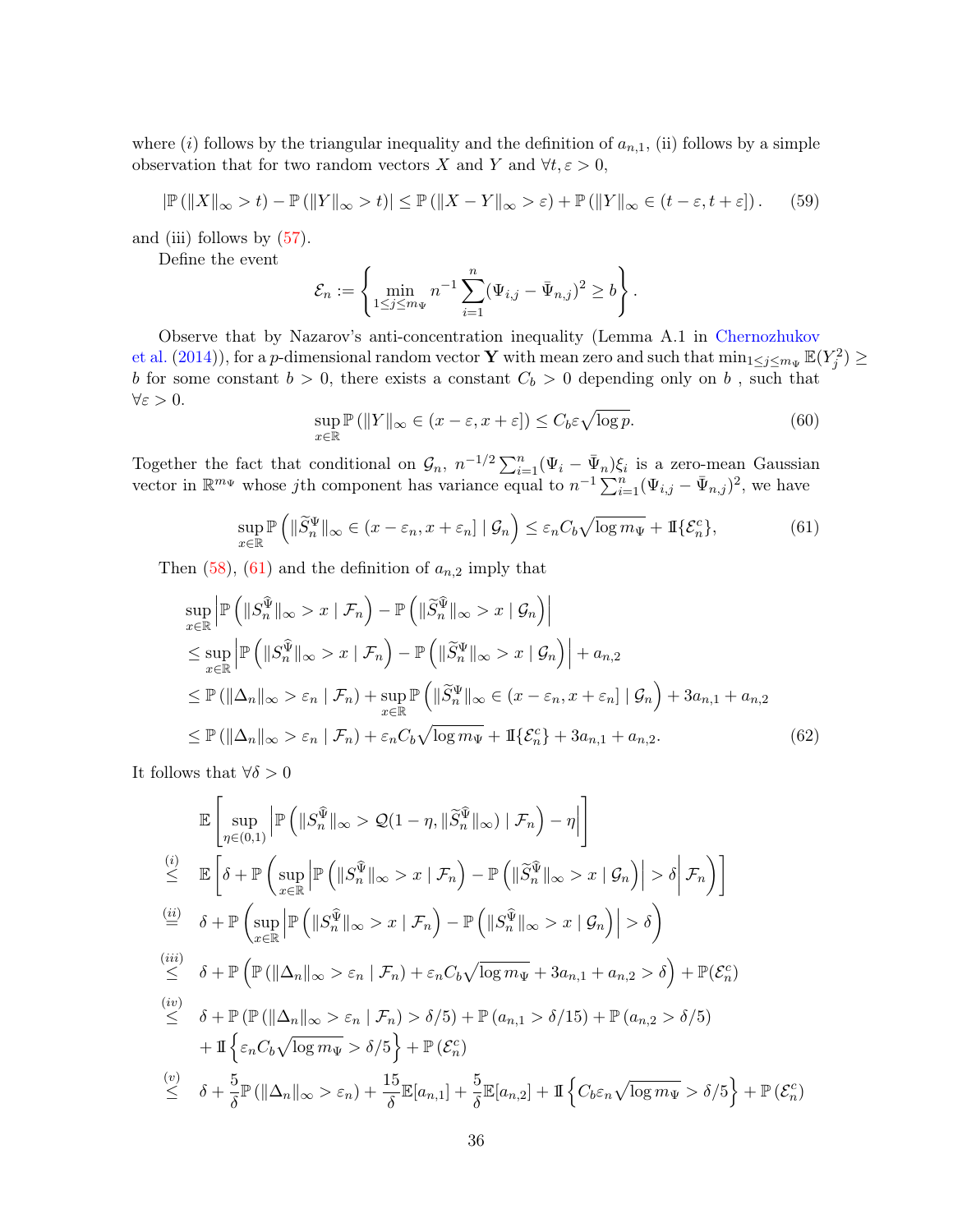where $(i)$ follows by the triangular inequality and the definition of $a_{n,1}$, (ii) follows by a simple observation that for two random vectors $X$ and $Y$ and $\forall t, \varepsilon > 0$,

$$|\mathbb{P}(\|X\|_\infty > t) - \mathbb{P}(\|Y\|_\infty > t)| \leq \mathbb{P}(\|X - Y\|_\infty > \varepsilon) + \mathbb{P}(\|Y\|_\infty \in (t - \varepsilon, t + \varepsilon]). \tag{59}$$

and (iii) follows by (57).

Define the event

$$\mathcal{E}_n := \left\{ \min_{1 \leq j \leq m_\Psi} n^{-1} \sum_{i=1}^n (\Psi_{i,j} - \bar{\Psi}_{n,j})^2 \geq b \right\}.$$

Observe that by Nazarov's anti-concentration inequality (Lemma A.1 in Chernozhukov et al. (2014)), for a $p$-dimensional random vector $\mathbf{Y}$ with mean zero and such that $\min_{1 \leq j \leq m_\Psi} \mathbb{E}(Y_j^2) \geq b$ for some constant $b > 0$, there exists a constant $C_b > 0$ depending only on $b$ , such that $\forall \varepsilon > 0$.

$$\sup_{x \in \mathbb{R}} \mathbb{P}(\|Y\|_\infty \in (x - \varepsilon, x + \varepsilon]) \leq C_b \varepsilon \sqrt{\log p}. \tag{60}$$

Together the fact that conditional on $\mathcal{G}_n$, $n^{-1/2} \sum_{i=1}^n (\Psi_i - \bar{\Psi}_n) \xi_i$ is a zero-mean Gaussian vector in $\mathbb{R}^{m_\Psi}$ whose $j$th component has variance equal to $n^{-1} \sum_{i=1}^n (\Psi_{i,j} - \bar{\Psi}_{n,j})^2$, we have

$$\sup_{x \in \mathbb{R}} \mathbb{P}\left( \|\widetilde{S}_n^{\Psi}\|_\infty \in (x - \varepsilon_n, x + \varepsilon_n] \mid \mathcal{G}_n \right) \leq \varepsilon_n C_b \sqrt{\log m_\Psi} + \mathbb{I}\{\mathcal{E}_n^c\}, \tag{61}$$

Then (58), (61) and the definition of $a_{n,2}$ imply that

$$\begin{aligned}
&\sup_{x \in \mathbb{R}} \left| \mathbb{P}\left( \|S_n^{\widehat{\Psi}}\|_\infty > x \mid \mathcal{F}_n \right) - \mathbb{P}\left( \|\widetilde{S}_n^{\widehat{\Psi}}\|_\infty > x \mid \mathcal{G}_n \right) \right| \\
&\leq \sup_{x \in \mathbb{R}} \left| \mathbb{P}\left( \|S_n^{\widehat{\Psi}}\|_\infty > x \mid \mathcal{F}_n \right) - \mathbb{P}\left( \|\widetilde{S}_n^{\Psi}\|_\infty > x \mid \mathcal{G}_n \right) \right| + a_{n,2} \\
&\leq \mathbb{P}(\|\Delta_n\|_\infty > \varepsilon_n \mid \mathcal{F}_n) + \sup_{x \in \mathbb{R}} \mathbb{P}\left( \|\widetilde{S}_n^{\Psi}\|_\infty \in (x - \varepsilon_n, x + \varepsilon_n] \mid \mathcal{G}_n \right) + 3a_{n,1} + a_{n,2} \\
&\leq \mathbb{P}(\|\Delta_n\|_\infty > \varepsilon_n \mid \mathcal{F}_n) + \varepsilon_n C_b \sqrt{\log m_\Psi} + \mathbb{I}\{\mathcal{E}_n^c\} + 3a_{n,1} + a_{n,2}.
\end{aligned} \tag{62}$$

It follows that $\forall \delta > 0$

$$\begin{aligned}
&\mathbb{E}\left[ \sup_{\eta \in (0,1)} \left| \mathbb{P}\left( \|S_n^{\widehat{\Psi}}\|_\infty > \mathcal{Q}(1 - \eta, \|\widetilde{S}_n^{\widehat{\Psi}}\|_\infty) \mid \mathcal{F}_n \right) - \eta \right| \right] \\
\overset{(i)}{\leq}\ & \mathbb{E}\left[ \delta + \mathbb{P}\left( \sup_{x \in \mathbb{R}} \left| \mathbb{P}\left( \|S_n^{\widehat{\Psi}}\|_\infty > x \mid \mathcal{F}_n \right) - \mathbb{P}\left( \|\widetilde{S}_n^{\widehat{\Psi}}\|_\infty > x \mid \mathcal{G}_n \right) \right| > \delta \middle| \mathcal{F}_n \right) \right] \\
\overset{(ii)}{=}\ & \delta + \mathbb{P}\left( \sup_{x \in \mathbb{R}} \left| \mathbb{P}\left( \|S_n^{\widehat{\Psi}}\|_\infty > x \mid \mathcal{F}_n \right) - \mathbb{P}\left( \|S_n^{\widehat{\Psi}}\|_\infty > x \mid \mathcal{G}_n \right) \right| > \delta \right) \\
\overset{(iii)}{\leq}\ & \delta + \mathbb{P}\left( \mathbb{P}(\|\Delta_n\|_\infty > \varepsilon_n \mid \mathcal{F}_n) + \varepsilon_n C_b \sqrt{\log m_\Psi} + 3a_{n,1} + a_{n,2} > \delta \right) + \mathbb{P}(\mathcal{E}_n^c) \\
\overset{(iv)}{\leq}\ & \delta + \mathbb{P}(\mathbb{P}(\|\Delta_n\|_\infty > \varepsilon_n \mid \mathcal{F}_n) > \delta/5) + \mathbb{P}(a_{n,1} > \delta/15) + \mathbb{P}(a_{n,2} > \delta/5) \\
& + \mathbb{I}\left\{ \varepsilon_n C_b \sqrt{\log m_\Psi} > \delta/5 \right\} + \mathbb{P}(\mathcal{E}_n^c) \\
\overset{(v)}{\leq}\ & \delta + \frac{5}{\delta} \mathbb{P}(\|\Delta_n\|_\infty > \varepsilon_n) + \frac{15}{\delta} \mathbb{E}[a_{n,1}] + \frac{5}{\delta} \mathbb{E}[a_{n,2}] + \mathbb{I}\left\{ C_b \varepsilon_n \sqrt{\log m_\Psi} > \delta/5 \right\} + \mathbb{P}(\mathcal{E}_n^c)
\end{aligned}$$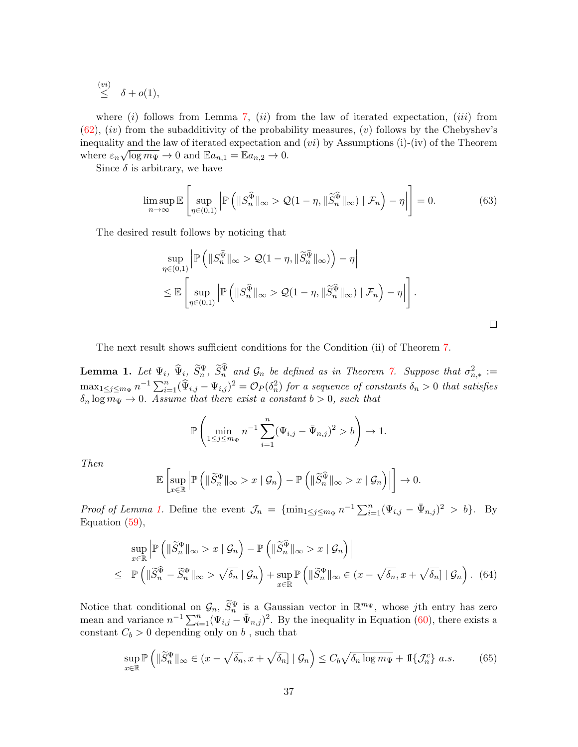$$\stackrel{(vi)}{\leq} \quad \delta + o(1),$$

where $(i)$ follows from Lemma 7, $(ii)$ from the law of iterated expectation, $(iii)$ from (62), $(iv)$ from the subadditivity of the probability measures, $(v)$ follows by the Chebyshev's inequality and the law of iterated expectation and $(vi)$ by Assumptions (i)-(iv) of the Theorem where $\varepsilon_n \sqrt{\log m_\Psi} \to 0$ and $\mathbb{E}a_{n,1} = \mathbb{E}a_{n,2} \to 0$.

Since $\delta$ is arbitrary, we have

$$\limsup_{n\to\infty} \mathbb{E}\left[\sup_{\eta\in(0,1)} \left| \mathbb{P}\left( \|S_n^{\widehat{\Psi}}\|_\infty > \mathcal{Q}(1-\eta, \|\widetilde{S}_n^{\widehat{\Psi}}\|_\infty) \mid \mathcal{F}_n \right) - \eta \right| \right] = 0. \tag{63}$$

The desired result follows by noticing that

$$\begin{aligned}
&\sup_{\eta\in(0,1)} \left| \mathbb{P}\left( \|S_n^{\widehat{\Psi}}\|_\infty > \mathcal{Q}(1-\eta, \|\widetilde{S}_n^{\widehat{\Psi}}\|_\infty) \right) - \eta \right| \\
&\leq \mathbb{E}\left[\sup_{\eta\in(0,1)} \left| \mathbb{P}\left( \|S_n^{\widehat{\Psi}}\|_\infty > \mathcal{Q}(1-\eta, \|\widetilde{S}_n^{\widehat{\Psi}}\|_\infty) \mid \mathcal{F}_n \right) - \eta \right| \right].
\end{aligned}$$

□

The next result shows sufficient conditions for the Condition (ii) of Theorem 7.

**Lemma 1.** *Let $\Psi_i$, $\widehat{\Psi}_i$, $\widetilde{S}_n^{\Psi}$, $\widetilde{S}_n^{\widehat{\Psi}}$ and $\mathcal{G}_n$ be defined as in Theorem 7. Suppose that $\sigma_{n,*}^2 := \max_{1\leq j\leq m_\Psi} n^{-1}\sum_{i=1}^n (\widehat{\Psi}_{i,j} - \Psi_{i,j})^2 = \mathcal{O}_P(\delta_n^2)$ for a sequence of constants $\delta_n > 0$ that satisfies $\delta_n \log m_\Psi \to 0$. Assume that there exist a constant $b > 0$, such that*

$$\mathbb{P}\left( \min_{1\leq j\leq m_\Psi} n^{-1}\sum_{i=1}^n (\Psi_{i,j} - \bar{\Psi}_{n,j})^2 > b \right) \to 1.$$

*Then*

$$\mathbb{E}\left[ \sup_{x\in\mathbb{R}} \left| \mathbb{P}\left( \|\widetilde{S}_n^{\Psi}\|_\infty > x \mid \mathcal{G}_n \right) - \mathbb{P}\left( \|\widetilde{S}_n^{\widehat{\Psi}}\|_\infty > x \mid \mathcal{G}_n \right) \right| \right] \to 0.$$

*Proof of Lemma 1.* Define the event $\mathcal{J}_n = \{\min_{1\leq j\leq m_\Psi} n^{-1}\sum_{i=1}^n (\Psi_{i,j} - \bar{\Psi}_{n,j})^2 > b\}$. By Equation (59),

$$\begin{aligned}
&\sup_{x\in\mathbb{R}} \left| \mathbb{P}\left( \|\widetilde{S}_n^{\Psi}\|_\infty > x \mid \mathcal{G}_n \right) - \mathbb{P}\left( \|\widetilde{S}_n^{\widehat{\Psi}}\|_\infty > x \mid \mathcal{G}_n \right) \right| \\
\leq\; & \mathbb{P}\left( \|\widetilde{S}_n^{\widehat{\Psi}} - \widetilde{S}_n^{\Psi}\|_\infty > \sqrt{\delta_n} \mid \mathcal{G}_n \right) + \sup_{x\in\mathbb{R}} \mathbb{P}\left( \|\widetilde{S}_n^{\Psi}\|_\infty \in (x - \sqrt{\delta_n}, x + \sqrt{\delta_n}] \mid \mathcal{G}_n \right). 
\end{aligned} \tag{64}$$

Notice that conditional on $\mathcal{G}_n$, $\widetilde{S}_n^{\Psi}$ is a Gaussian vector in $\mathbb{R}^{m_\Psi}$, whose $j$th entry has zero mean and variance $n^{-1}\sum_{i=1}^n (\Psi_{i,j} - \bar{\Psi}_{n,j})^2$. By the inequality in Equation (60), there exists a constant $C_b > 0$ depending only on $b$ , such that

$$\sup_{x\in\mathbb{R}} \mathbb{P}\left( \|\widetilde{S}_n^{\Psi}\|_\infty \in (x - \sqrt{\delta_n}, x + \sqrt{\delta_n}] \mid \mathcal{G}_n \right) \leq C_b \sqrt{\delta_n \log m_\Psi} + \mathbb{I}\{\mathcal{J}_n^c\} \; a.s. \tag{65}$$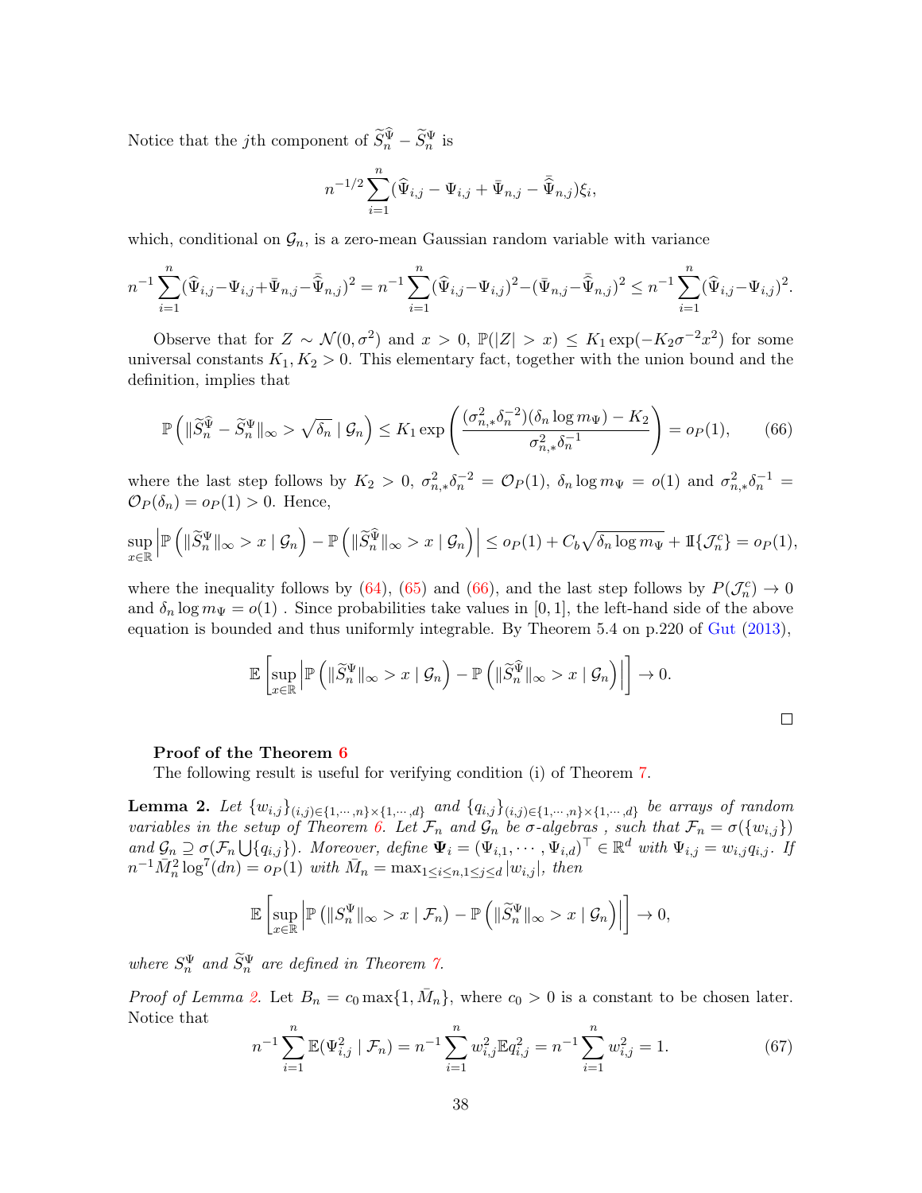Notice that the $j$th component of $\widetilde{S}_n^{\widehat{\Psi}} - \widetilde{S}_n^{\Psi}$ is

$$n^{-1/2}\sum_{i=1}^{n}(\widehat{\Psi}_{i,j} - \Psi_{i,j} + \bar{\Psi}_{n,j} - \bar{\widehat{\Psi}}_{n,j})\xi_i,$$

which, conditional on $\mathcal{G}_n$, is a zero-mean Gaussian random variable with variance

$$n^{-1}\sum_{i=1}^{n}(\widehat{\Psi}_{i,j} - \Psi_{i,j} + \bar{\Psi}_{n,j} - \bar{\widehat{\Psi}}_{n,j})^2 = n^{-1}\sum_{i=1}^{n}(\widehat{\Psi}_{i,j} - \Psi_{i,j})^2 - (\bar{\Psi}_{n,j} - \bar{\widehat{\Psi}}_{n,j})^2 \le n^{-1}\sum_{i=1}^{n}(\widehat{\Psi}_{i,j} - \Psi_{i,j})^2.$$

Observe that for $Z \sim \mathcal{N}(0, \sigma^2)$ and $x > 0$, $\mathbb{P}(|Z| > x) \le K_1 \exp(-K_2\sigma^{-2}x^2)$ for some universal constants $K_1, K_2 > 0$. This elementary fact, together with the union bound and the definition, implies that

$$\mathbb{P}\left(\|\widetilde{S}_n^{\widehat{\Psi}} - \widetilde{S}_n^{\Psi}\|_\infty > \sqrt{\delta_n} \mid \mathcal{G}_n\right) \le K_1 \exp\left(\frac{(\sigma_{n,*}^2\delta_n^{-2})(\delta_n \log m_\Psi) - K_2}{\sigma_{n,*}^2\delta_n^{-1}}\right) = o_P(1), \tag{66}$$

where the last step follows by $K_2 > 0$, $\sigma_{n,*}^2\delta_n^{-2} = \mathcal{O}_P(1)$, $\delta_n \log m_\Psi = o(1)$ and $\sigma_{n,*}^2\delta_n^{-1} = \mathcal{O}_P(\delta_n) = o_P(1) > 0$. Hence,

$$\sup_{x\in\mathbb{R}}\left|\mathbb{P}\left(\|\widetilde{S}_n^{\Psi}\|_\infty > x \mid \mathcal{G}_n\right) - \mathbb{P}\left(\|\widetilde{S}_n^{\widehat{\Psi}}\|_\infty > x \mid \mathcal{G}_n\right)\right| \le o_P(1) + C_b\sqrt{\delta_n \log m_\Psi} + \mathbb{1}\{\mathcal{J}_n^c\} = o_P(1),$$

where the inequality follows by (64), (65) and (66), and the last step follows by $P(\mathcal{J}_n^c) \to 0$ and $\delta_n \log m_\Psi = o(1)$ . Since probabilities take values in $[0, 1]$, the left-hand side of the above equation is bounded and thus uniformly integrable. By Theorem 5.4 on p.220 of Gut (2013),

$$\mathbb{E}\left[\sup_{x\in\mathbb{R}}\left|\mathbb{P}\left(\|\widetilde{S}_n^{\Psi}\|_\infty > x \mid \mathcal{G}_n\right) - \mathbb{P}\left(\|\widetilde{S}_n^{\widehat{\Psi}}\|_\infty > x \mid \mathcal{G}_n\right)\right|\right] \to 0.$$

□

**Proof of the Theorem 6**

The following result is useful for verifying condition (i) of Theorem 7.

**Lemma 2.** *Let $\{w_{i,j}\}_{(i,j)\in\{1,\cdots,n\}\times\{1,\cdots,d\}}$ and $\{q_{i,j}\}_{(i,j)\in\{1,\cdots,n\}\times\{1,\cdots,d\}}$ be arrays of random variables in the setup of Theorem 6. Let $\mathcal{F}_n$ and $\mathcal{G}_n$ be $\sigma$-algebras , such that $\mathcal{F}_n = \sigma(\{w_{i,j}\})$ and $\mathcal{G}_n \supseteq \sigma(\mathcal{F}_n \bigcup\{q_{i,j}\})$. Moreover, define $\mathbf{\Psi}_i = (\Psi_{i,1}, \cdots, \Psi_{i,d})^\top \in \mathbb{R}^d$ with $\Psi_{i,j} = w_{i,j}q_{i,j}$. If $n^{-1}\bar{M}_n^2 \log^7(dn) = o_P(1)$ with $\bar{M}_n = \max_{1\le i\le n, 1\le j\le d}|w_{i,j}|$, then*

$$\mathbb{E}\left[\sup_{x\in\mathbb{R}}\left|\mathbb{P}\left(\|S_n^{\Psi}\|_\infty > x \mid \mathcal{F}_n\right) - \mathbb{P}\left(\|\widetilde{S}_n^{\Psi}\|_\infty > x \mid \mathcal{G}_n\right)\right|\right] \to 0,$$

*where $S_n^\Psi$ and $\widetilde{S}_n^\Psi$ are defined in Theorem 7.*

*Proof of Lemma 2.* Let $B_n = c_0 \max\{1, \bar{M}_n\}$, where $c_0 > 0$ is a constant to be chosen later. Notice that

$$n^{-1}\sum_{i=1}^{n}\mathbb{E}(\Psi_{i,j}^2 \mid \mathcal{F}_n) = n^{-1}\sum_{i=1}^{n}w_{i,j}^2\mathbb{E}q_{i,j}^2 = n^{-1}\sum_{i=1}^{n}w_{i,j}^2 = 1. \tag{67}$$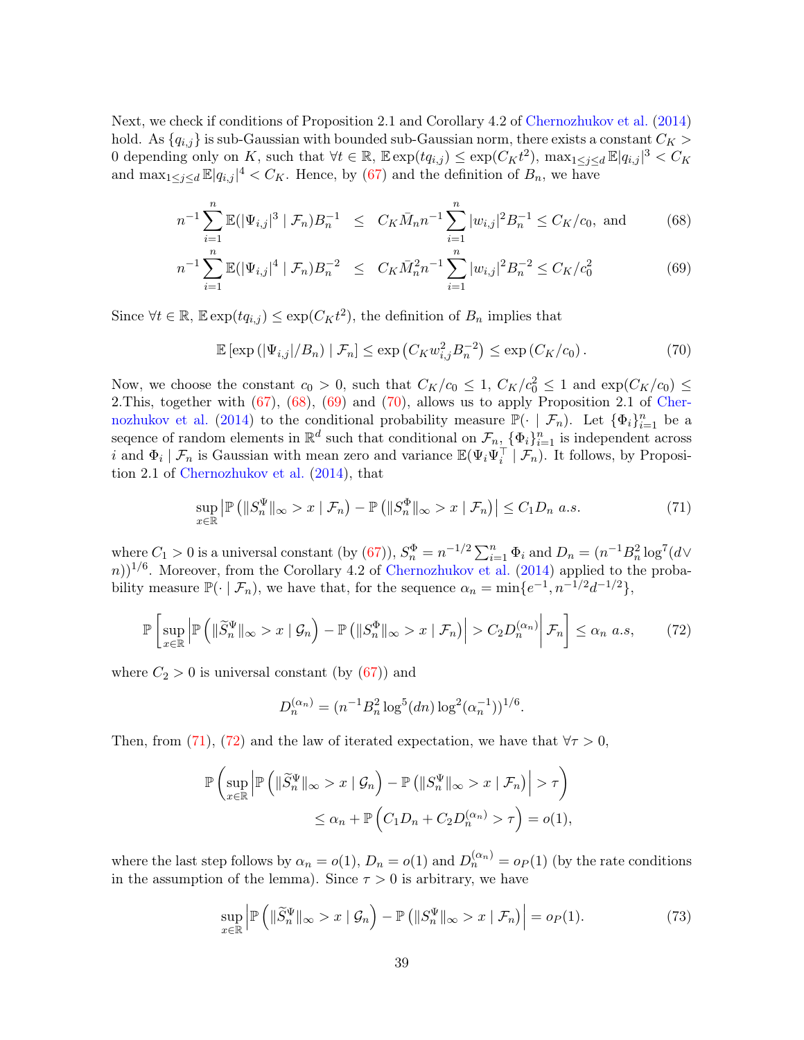Next, we check if conditions of Proposition 2.1 and Corollary 4.2 of Chernozhukov et al. (2014) hold. As $\{q_{i,j}\}$ is sub-Gaussian with bounded sub-Gaussian norm, there exists a constant $C_K > 0$ depending only on $K$, such that $\forall t \in \mathbb{R}$, $\mathbb{E}\exp(tq_{i,j}) \leq \exp(C_K t^2)$, $\max_{1\leq j\leq d} \mathbb{E}|q_{i,j}|^3 < C_K$ and $\max_{1\leq j\leq d} \mathbb{E}|q_{i,j}|^4 < C_K$. Hence, by (67) and the definition of $B_n$, we have

$$
\begin{aligned}
n^{-1}\sum_{i=1}^{n} \mathbb{E}(|\Psi_{i,j}|^3 \mid \mathcal{F}_n) B_n^{-1} &\leq C_K \bar{M}_n n^{-1} \sum_{i=1}^{n} |w_{i,j}|^2 B_n^{-1} \leq C_K/c_0, \text{ and} \quad (68)\\
n^{-1}\sum_{i=1}^{n} \mathbb{E}(|\Psi_{i,j}|^4 \mid \mathcal{F}_n) B_n^{-2} &\leq C_K \bar{M}_n^2 n^{-1} \sum_{i=1}^{n} |w_{i,j}|^2 B_n^{-2} \leq C_K/c_0^2 \quad (69)
\end{aligned}
$$

Since $\forall t \in \mathbb{R}$, $\mathbb{E}\exp(tq_{i,j}) \leq \exp(C_K t^2)$, the definition of $B_n$ implies that

$$
\mathbb{E}\left[\exp\left(|\Psi_{i,j}|/B_n\right) \mid \mathcal{F}_n\right] \leq \exp\left(C_K w_{i,j}^2 B_n^{-2}\right) \leq \exp\left(C_K/c_0\right). \quad (70)
$$

Now, we choose the constant $c_0 > 0$, such that $C_K/c_0 \leq 1$, $C_K/c_0^2 \leq 1$ and $\exp(C_K/c_0) \leq 2$.This, together with (67), (68), (69) and (70), allows us to apply Proposition 2.1 of Chernozhukov et al. (2014) to the conditional probability measure $\mathbb{P}(\cdot \mid \mathcal{F}_n)$. Let $\{\Phi_i\}_{i=1}^n$ be a seqence of random elements in $\mathbb{R}^d$ such that conditional on $\mathcal{F}_n$, $\{\Phi_i\}_{i=1}^n$ is independent across $i$ and $\Phi_i \mid \mathcal{F}_n$ is Gaussian with mean zero and variance $\mathbb{E}(\Psi_i\Psi_i^\top \mid \mathcal{F}_n)$. It follows, by Proposition 2.1 of Chernozhukov et al. (2014), that

$$
\sup_{x\in\mathbb{R}} \left|\mathbb{P}\left(\|S_n^\Psi\|_\infty > x \mid \mathcal{F}_n\right) - \mathbb{P}\left(\|S_n^\Phi\|_\infty > x \mid \mathcal{F}_n\right)\right| \leq C_1 D_n \ a.s. \quad (71)
$$

where $C_1 > 0$ is a universal constant (by (67)), $S_n^\Phi = n^{-1/2}\sum_{i=1}^n \Phi_i$ and $D_n = (n^{-1}B_n^2 \log^7(d \vee n))^{1/6}$. Moreover, from the Corollary 4.2 of Chernozhukov et al. (2014) applied to the probability measure $\mathbb{P}(\cdot \mid \mathcal{F}_n)$, we have that, for the sequence $\alpha_n = \min\{e^{-1}, n^{-1/2}d^{-1/2}\}$,

$$
\mathbb{P}\left[\sup_{x\in\mathbb{R}} \left|\mathbb{P}\left(\|\widetilde{S}_n^\Psi\|_\infty > x \mid \mathcal{G}_n\right) - \mathbb{P}\left(\|S_n^\Phi\|_\infty > x \mid \mathcal{F}_n\right)\right| > C_2 D_n^{(\alpha_n)} \,\middle|\, \mathcal{F}_n\right] \leq \alpha_n \ a.s, \quad (72)
$$

where $C_2 > 0$ is universal constant (by (67)) and

$$
D_n^{(\alpha_n)} = (n^{-1}B_n^2 \log^5(dn)\log^2(\alpha_n^{-1}))^{1/6}.
$$

Then, from (71), (72) and the law of iterated expectation, we have that $\forall \tau > 0$,

$$
\begin{aligned}
\mathbb{P}\left(\sup_{x\in\mathbb{R}} \left|\mathbb{P}\left(\|\widetilde{S}_n^\Psi\|_\infty > x \mid \mathcal{G}_n\right) - \mathbb{P}\left(\|S_n^\Psi\|_\infty > x \mid \mathcal{F}_n\right)\right| > \tau\right)& \\
\leq \alpha_n + \mathbb{P}\left(C_1 D_n + C_2 D_n^{(\alpha_n)} > \tau\right) = o(1)&,
\end{aligned}
$$

where the last step follows by $\alpha_n = o(1)$, $D_n = o(1)$ and $D_n^{(\alpha_n)} = o_P(1)$ (by the rate conditions in the assumption of the lemma). Since $\tau > 0$ is arbitrary, we have

$$
\sup_{x\in\mathbb{R}} \left|\mathbb{P}\left(\|\widetilde{S}_n^\Psi\|_\infty > x \mid \mathcal{G}_n\right) - \mathbb{P}\left(\|S_n^\Psi\|_\infty > x \mid \mathcal{F}_n\right)\right| = o_P(1). \quad (73)
$$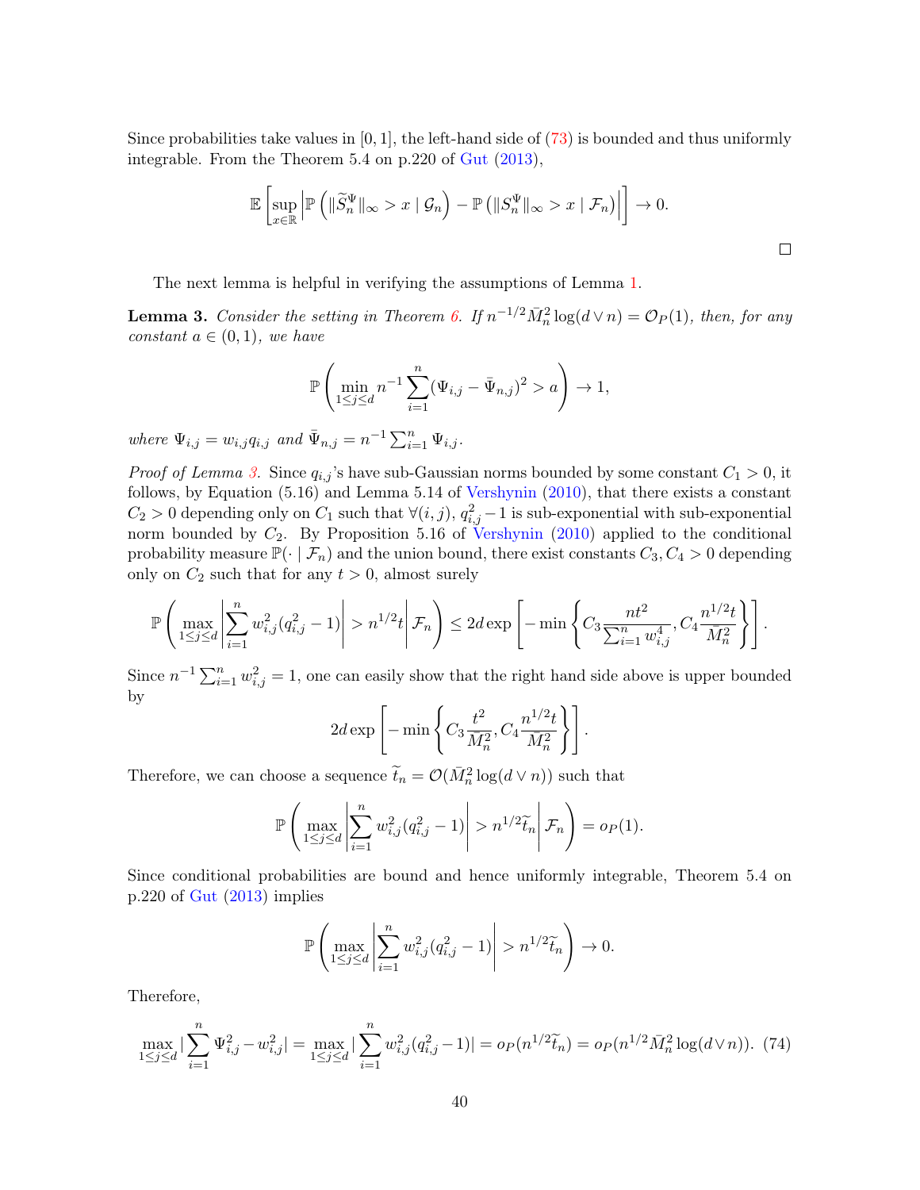Since probabilities take values in $[0, 1]$, the left-hand side of (73) is bounded and thus uniformly integrable. From the Theorem 5.4 on p.220 of Gut (2013),

$$\mathbb{E}\left[\sup_{x\in\mathbb{R}}\left|\mathbb{P}\left(\|\widetilde{S}_n^{\Psi}\|_\infty > x \mid \mathcal{G}_n\right) - \mathbb{P}\left(\|S_n^{\Psi}\|_\infty > x \mid \mathcal{F}_n\right)\right|\right] \to 0.$$

□

The next lemma is helpful in verifying the assumptions of Lemma 1.

**Lemma 3.** *Consider the setting in Theorem 6. If $n^{-1/2}\bar{M}_n^2\log(d\vee n) = \mathcal{O}_P(1)$, then, for any constant $a\in(0,1)$, we have*

$$\mathbb{P}\left(\min_{1\le j\le d} n^{-1}\sum_{i=1}^{n}(\Psi_{i,j}-\bar{\Psi}_{n,j})^2 > a\right) \to 1,$$

*where $\Psi_{i,j} = w_{i,j}q_{i,j}$ and $\bar{\Psi}_{n,j} = n^{-1}\sum_{i=1}^n \Psi_{i,j}$.*

*Proof of Lemma 3.* Since $q_{i,j}$'s have sub-Gaussian norms bounded by some constant $C_1 > 0$, it follows, by Equation (5.16) and Lemma 5.14 of Vershynin (2010), that there exists a constant $C_2 > 0$ depending only on $C_1$ such that $\forall(i,j)$, $q_{i,j}^2 - 1$ is sub-exponential with sub-exponential norm bounded by $C_2$. By Proposition 5.16 of Vershynin (2010) applied to the conditional probability measure $\mathbb{P}(\cdot \mid \mathcal{F}_n)$ and the union bound, there exist constants $C_3, C_4 > 0$ depending only on $C_2$ such that for any $t > 0$, almost surely

$$\mathbb{P}\left(\max_{1\le j\le d}\left|\sum_{i=1}^{n} w_{i,j}^2(q_{i,j}^2-1)\right| > n^{1/2}t \,\middle|\, \mathcal{F}_n\right) \le 2d\exp\left[-\min\left\{C_3\frac{nt^2}{\sum_{i=1}^n w_{i,j}^4}, C_4\frac{n^{1/2}t}{\bar{M}_n^2}\right\}\right].$$

Since $n^{-1}\sum_{i=1}^n w_{i,j}^2 = 1$, one can easily show that the right hand side above is upper bounded by

$$2d\exp\left[-\min\left\{C_3\frac{t^2}{\bar{M}_n^2}, C_4\frac{n^{1/2}t}{\bar{M}_n^2}\right\}\right].$$

Therefore, we can choose a sequence $\widetilde{t}_n = \mathcal{O}(\bar{M}_n^2\log(d\vee n))$ such that

$$\mathbb{P}\left(\max_{1\le j\le d}\left|\sum_{i=1}^{n} w_{i,j}^2(q_{i,j}^2-1)\right| > n^{1/2}\widetilde{t}_n \,\middle|\, \mathcal{F}_n\right) = o_P(1).$$

Since conditional probabilities are bound and hence uniformly integrable, Theorem 5.4 on p.220 of Gut (2013) implies

$$\mathbb{P}\left(\max_{1\le j\le d}\left|\sum_{i=1}^{n} w_{i,j}^2(q_{i,j}^2-1)\right| > n^{1/2}\widetilde{t}_n\right) \to 0.$$

Therefore,

$$\max_{1\le j\le d}\left|\sum_{i=1}^{n}\Psi_{i,j}^2 - w_{i,j}^2\right| = \max_{1\le j\le d}\left|\sum_{i=1}^{n} w_{i,j}^2(q_{i,j}^2-1)\right| = o_P(n^{1/2}\widetilde{t}_n) = o_P(n^{1/2}\bar{M}_n^2\log(d\vee n)). \quad (74)$$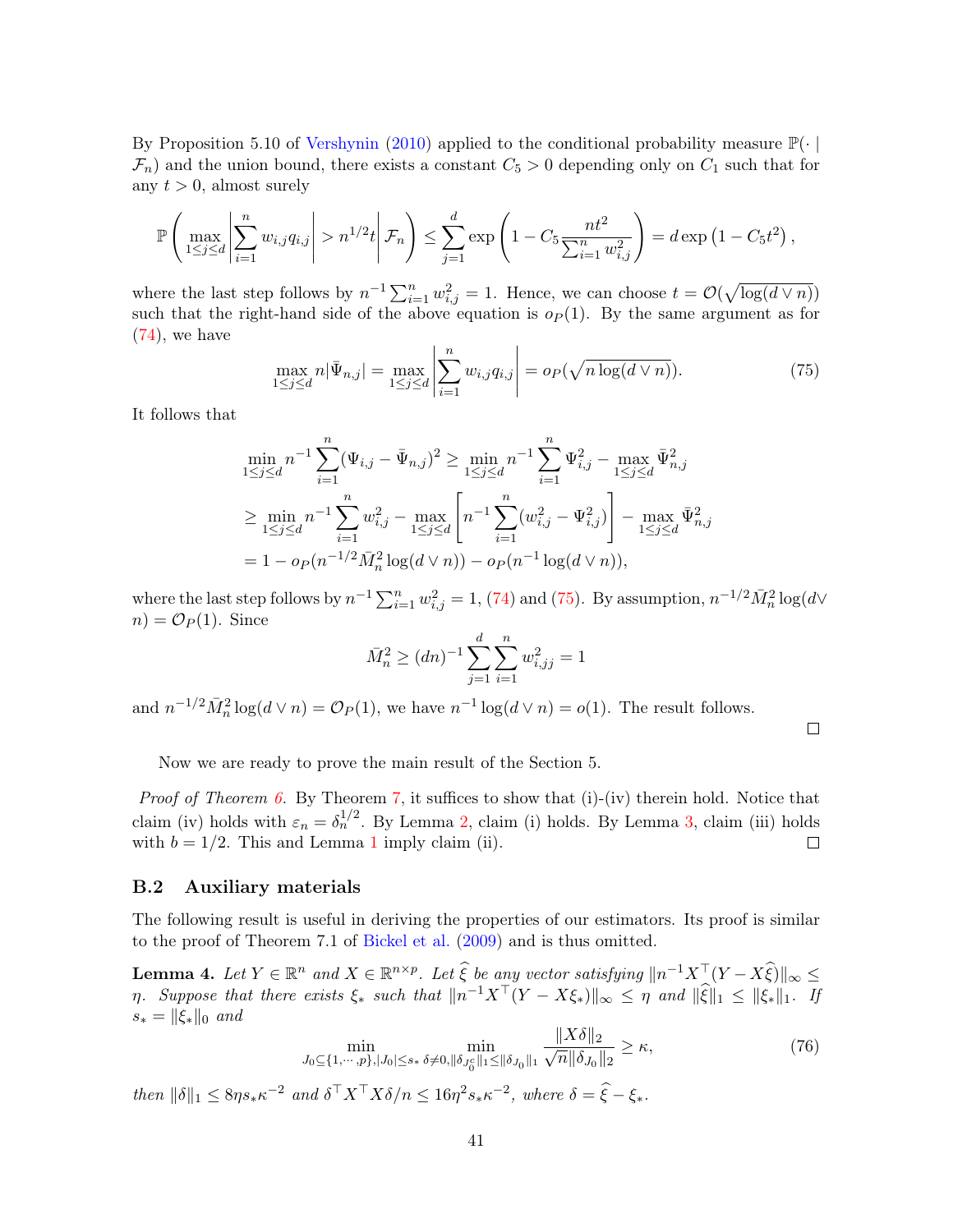By Proposition 5.10 of Vershynin (2010) applied to the conditional probability measure $\mathbb{P}(\cdot \mid \mathcal{F}_n)$ and the union bound, there exists a constant $C_5 > 0$ depending only on $C_1$ such that for any $t > 0$, almost surely

$$\mathbb{P}\left(\max_{1\le j\le d}\left|\sum_{i=1}^n w_{i,j}q_{i,j}\right| > n^{1/2}t \,\middle|\, \mathcal{F}_n\right) \le \sum_{j=1}^d \exp\left(1 - C_5 \frac{nt^2}{\sum_{i=1}^n w_{i,j}^2}\right) = d\exp\left(1 - C_5 t^2\right),$$

where the last step follows by $n^{-1}\sum_{i=1}^n w_{i,j}^2 = 1$. Hence, we can choose $t = \mathcal{O}(\sqrt{\log(d \vee n)})$ such that the right-hand side of the above equation is $o_P(1)$. By the same argument as for (74), we have

$$\max_{1\le j\le d} n|\bar{\Psi}_{n,j}| = \max_{1\le j\le d}\left|\sum_{i=1}^n w_{i,j}q_{i,j}\right| = o_P(\sqrt{n\log(d\vee n)}). \tag{75}$$

It follows that

$$\begin{aligned}
\min_{1\le j\le d} n^{-1}\sum_{i=1}^n (\Psi_{i,j} - \bar{\Psi}_{n,j})^2 &\ge \min_{1\le j\le d} n^{-1}\sum_{i=1}^n \Psi_{i,j}^2 - \max_{1\le j\le d}\bar{\Psi}_{n,j}^2 \\
&\ge \min_{1\le j\le d} n^{-1}\sum_{i=1}^n w_{i,j}^2 - \max_{1\le j\le d}\left[n^{-1}\sum_{i=1}^n (w_{i,j}^2 - \Psi_{i,j}^2)\right] - \max_{1\le j\le d}\bar{\Psi}_{n,j}^2 \\
&= 1 - o_P(n^{-1/2}\bar{M}_n^2\log(d\vee n)) - o_P(n^{-1}\log(d\vee n)),
\end{aligned}$$

where the last step follows by $n^{-1}\sum_{i=1}^n w_{i,j}^2 = 1$, (74) and (75). By assumption, $n^{-1/2}\bar{M}_n^2\log(d\vee n) = \mathcal{O}_P(1)$. Since

$$\bar{M}_n^2 \ge (dn)^{-1}\sum_{j=1}^d\sum_{i=1}^n w_{i,jj}^2 = 1$$

and $n^{-1/2}\bar{M}_n^2\log(d\vee n) = \mathcal{O}_P(1)$, we have $n^{-1}\log(d\vee n) = o(1)$. The result follows. ◻

Now we are ready to prove the main result of the Section 5.

*Proof of Theorem 6.* By Theorem 7, it suffices to show that (i)-(iv) therein hold. Notice that claim (iv) holds with $\varepsilon_n = \delta_n^{1/2}$. By Lemma 2, claim (i) holds. By Lemma 3, claim (iii) holds with $b = 1/2$. This and Lemma 1 imply claim (ii). ◻

## B.2 Auxiliary materials

The following result is useful in deriving the properties of our estimators. Its proof is similar to the proof of Theorem 7.1 of Bickel et al. (2009) and is thus omitted.

**Lemma 4.** *Let $Y \in \mathbb{R}^n$ and $X \in \mathbb{R}^{n\times p}$. Let $\widehat{\xi}$ be any vector satisfying $\|n^{-1}X^\top(Y - X\widehat{\xi})\|_\infty \le \eta$. Suppose that there exists $\xi_*$ such that $\|n^{-1}X^\top(Y - X\xi_*)\|_\infty \le \eta$ and $\|\widehat{\xi}\|_1 \le \|\xi_*\|_1$. If $s_* = \|\xi_*\|_0$ and*

$$\min_{J_0\subseteq\{1,\cdots,p\},|J_0|\le s_*}\ \min_{\delta\neq 0,\|\delta_{J_0^c}\|_1\le\|\delta_{J_0}\|_1} \frac{\|X\delta\|_2}{\sqrt{n}\|\delta_{J_0}\|_2} \ge \kappa, \tag{76}$$

*then $\|\delta\|_1 \le 8\eta s_*\kappa^{-2}$ and $\delta^\top X^\top X\delta/n \le 16\eta^2 s_*\kappa^{-2}$, where $\delta = \widehat{\xi} - \xi_*$.*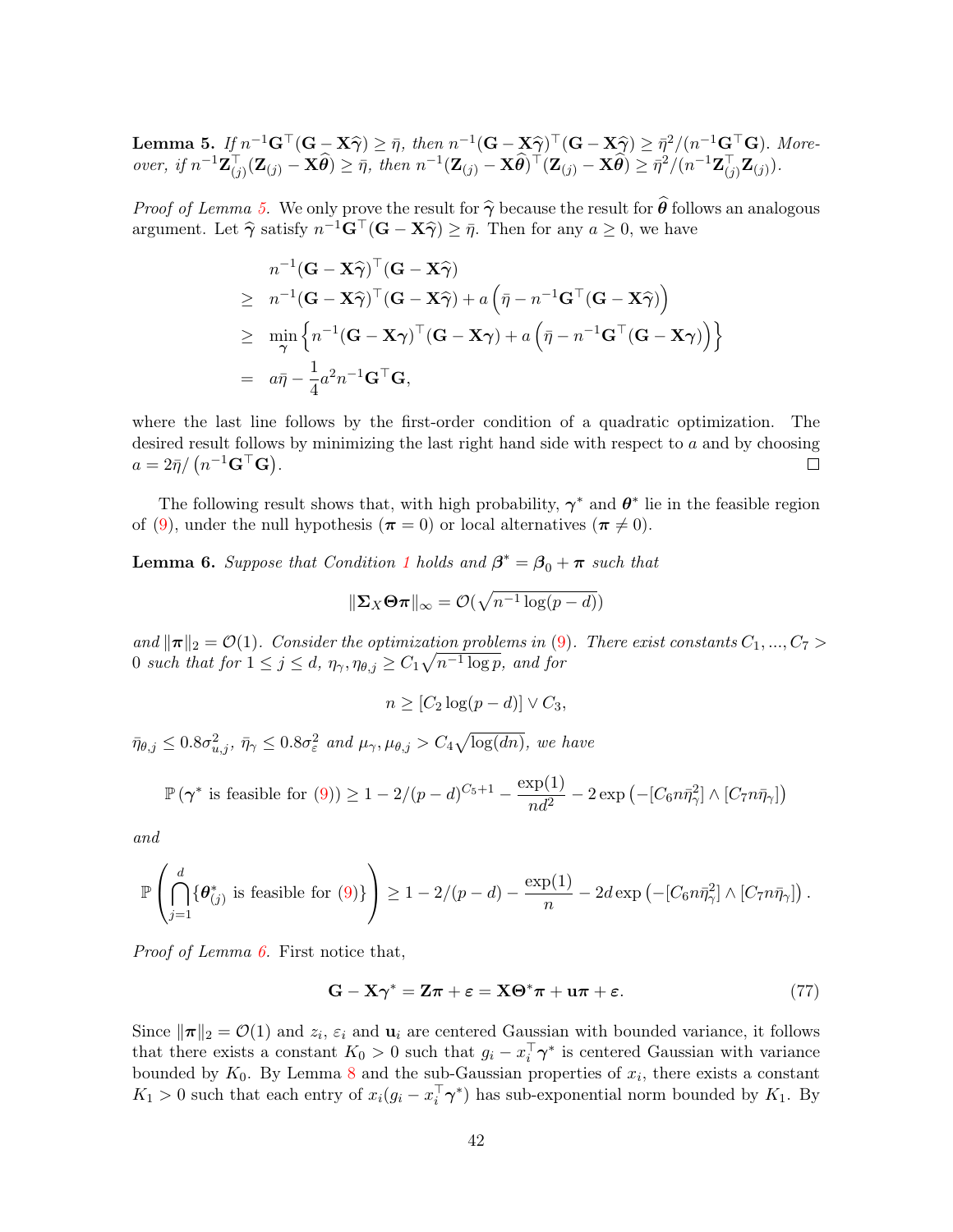**Lemma 5.** *If $n^{-1}\mathbf{G}^\top(\mathbf{G}-\mathbf{X}\widehat{\boldsymbol{\gamma}}) \geq \bar{\eta}$, then $n^{-1}(\mathbf{G}-\mathbf{X}\widehat{\boldsymbol{\gamma}})^\top(\mathbf{G}-\mathbf{X}\widehat{\boldsymbol{\gamma}}) \geq \bar{\eta}^2/(n^{-1}\mathbf{G}^\top\mathbf{G})$. Moreover, if $n^{-1}\mathbf{Z}_{(j)}^\top(\mathbf{Z}_{(j)}-\mathbf{X}\widehat{\boldsymbol{\theta}}) \geq \bar{\eta}$, then $n^{-1}(\mathbf{Z}_{(j)}-\mathbf{X}\widehat{\boldsymbol{\theta}})^\top(\mathbf{Z}_{(j)}-\mathbf{X}\widehat{\boldsymbol{\theta}}) \geq \bar{\eta}^2/(n^{-1}\mathbf{Z}_{(j)}^\top\mathbf{Z}_{(j)})$.*

*Proof of Lemma 5.* We only prove the result for $\widehat{\boldsymbol{\gamma}}$ because the result for $\widehat{\boldsymbol{\theta}}$ follows an analogous argument. Let $\widehat{\boldsymbol{\gamma}}$ satisfy $n^{-1}\mathbf{G}^\top(\mathbf{G}-\mathbf{X}\widehat{\boldsymbol{\gamma}}) \geq \bar{\eta}$. Then for any $a \geq 0$, we have

$$
\begin{aligned}
& n^{-1}(\mathbf{G}-\mathbf{X}\widehat{\boldsymbol{\gamma}})^\top(\mathbf{G}-\mathbf{X}\widehat{\boldsymbol{\gamma}}) \\
\geq\ & n^{-1}(\mathbf{G}-\mathbf{X}\widehat{\boldsymbol{\gamma}})^\top(\mathbf{G}-\mathbf{X}\widehat{\boldsymbol{\gamma}}) + a\left(\bar{\eta} - n^{-1}\mathbf{G}^\top(\mathbf{G}-\mathbf{X}\widehat{\boldsymbol{\gamma}})\right) \\
\geq\ & \min_{\boldsymbol{\gamma}}\left\{n^{-1}(\mathbf{G}-\mathbf{X}\boldsymbol{\gamma})^\top(\mathbf{G}-\mathbf{X}\boldsymbol{\gamma}) + a\left(\bar{\eta} - n^{-1}\mathbf{G}^\top(\mathbf{G}-\mathbf{X}\boldsymbol{\gamma})\right)\right\} \\
=\ & a\bar{\eta} - \frac{1}{4}a^2 n^{-1}\mathbf{G}^\top\mathbf{G},
\end{aligned}
$$

where the last line follows by the first-order condition of a quadratic optimization. The desired result follows by minimizing the last right hand side with respect to $a$ and by choosing $a = 2\bar{\eta}/\left(n^{-1}\mathbf{G}^\top\mathbf{G}\right)$. $\square$

The following result shows that, with high probability, $\boldsymbol{\gamma}^*$ and $\boldsymbol{\theta}^*$ lie in the feasible region of (9), under the null hypothesis ($\boldsymbol{\pi} = 0$) or local alternatives ($\boldsymbol{\pi} \neq 0$).

**Lemma 6.** *Suppose that Condition 1 holds and $\boldsymbol{\beta}^* = \boldsymbol{\beta}_0 + \boldsymbol{\pi}$ such that*

$$\|\boldsymbol{\Sigma}_X\boldsymbol{\Theta}\boldsymbol{\pi}\|_\infty = \mathcal{O}(\sqrt{n^{-1}\log(p-d)})$$

*and $\|\boldsymbol{\pi}\|_2 = \mathcal{O}(1)$. Consider the optimization problems in (9). There exist constants $C_1, ..., C_7 > 0$ such that for $1 \leq j \leq d$, $\eta_\gamma, \eta_{\theta,j} \geq C_1\sqrt{n^{-1}\log p}$, and for*

$$n \geq [C_2\log(p-d)] \vee C_3,$$

*$\bar{\eta}_{\theta,j} \leq 0.8\sigma_{u,j}^2$, $\bar{\eta}_\gamma \leq 0.8\sigma_\varepsilon^2$ and $\mu_\gamma, \mu_{\theta,j} > C_4\sqrt{\log(dn)}$, we have*

$$\mathbb{P}\left(\boldsymbol{\gamma}^* \text{ is feasible for (9)}\right) \geq 1 - 2/(p-d)^{C_5+1} - \frac{\exp(1)}{nd^2} - 2\exp\left(-[C_6 n\bar{\eta}_\gamma^2] \wedge [C_7 n\bar{\eta}_\gamma]\right)$$

*and*

$$\mathbb{P}\left(\bigcap_{j=1}^d \{\boldsymbol{\theta}_{(j)}^* \text{ is feasible for (9)}\}\right) \geq 1 - 2/(p-d) - \frac{\exp(1)}{n} - 2d\exp\left(-[C_6 n\bar{\eta}_\gamma^2] \wedge [C_7 n\bar{\eta}_\gamma]\right).$$

*Proof of Lemma 6.* First notice that,

$$\mathbf{G} - \mathbf{X}\boldsymbol{\gamma}^* = \mathbf{Z}\boldsymbol{\pi} + \boldsymbol{\varepsilon} = \mathbf{X}\boldsymbol{\Theta}^*\boldsymbol{\pi} + \mathbf{u}\boldsymbol{\pi} + \boldsymbol{\varepsilon}. \tag{77}$$

Since $\|\boldsymbol{\pi}\|_2 = \mathcal{O}(1)$ and $z_i$, $\varepsilon_i$ and $\mathbf{u}_i$ are centered Gaussian with bounded variance, it follows that there exists a constant $K_0 > 0$ such that $g_i - x_i^\top\boldsymbol{\gamma}^*$ is centered Gaussian with variance bounded by $K_0$. By Lemma 8 and the sub-Gaussian properties of $x_i$, there exists a constant $K_1 > 0$ such that each entry of $x_i(g_i - x_i^\top\boldsymbol{\gamma}^*)$ has sub-exponential norm bounded by $K_1$. By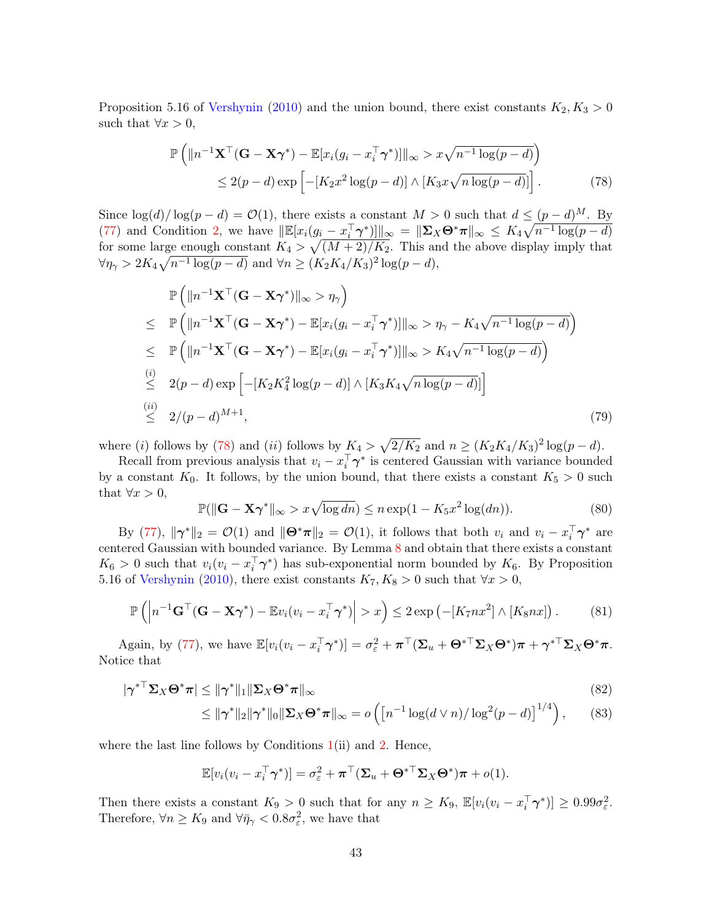Proposition 5.16 of Vershynin (2010) and the union bound, there exist constants $K_2, K_3 > 0$ such that $\forall x > 0$,

$$
\begin{aligned}
&\mathbb{P}\left( \| n^{-1}\mathbf{X}^\top(\mathbf{G} - \mathbf{X}\boldsymbol{\gamma}^*) - \mathbb{E}[x_i(g_i - x_i^\top \boldsymbol{\gamma}^*)]\|_\infty > x\sqrt{n^{-1}\log(p-d)} \right) \\
&\qquad \leq 2(p-d)\exp\left[ -[K_2 x^2 \log(p-d)] \wedge [K_3 x \sqrt{n \log(p-d)}] \right]. \qquad (78)
\end{aligned}
$$

Since $\log(d)/\log(p-d) = \mathcal{O}(1)$, there exists a constant $M > 0$ such that $d \leq (p-d)^M$. By (77) and Condition 2, we have $\|\mathbb{E}[x_i(g_i - x_i^\top \boldsymbol{\gamma}^*)]\|_\infty = \|\boldsymbol{\Sigma}_X \boldsymbol{\Theta}^* \boldsymbol{\pi}\|_\infty \leq K_4\sqrt{n^{-1}\log(p-d)}$ for some large enough constant $K_4 > \sqrt{(M+2)/K_2}$. This and the above display imply that $\forall \eta_\gamma > 2K_4\sqrt{n^{-1}\log(p-d)}$ and $\forall n \geq (K_2K_4/K_3)^2 \log(p-d)$,

$$
\begin{aligned}
& \mathbb{P}\left( \|n^{-1}\mathbf{X}^\top(\mathbf{G} - \mathbf{X}\boldsymbol{\gamma}^*)\|_\infty > \eta_\gamma \right) \\
\leq\ & \mathbb{P}\left( \| n^{-1}\mathbf{X}^\top(\mathbf{G} - \mathbf{X}\boldsymbol{\gamma}^*) - \mathbb{E}[x_i(g_i - x_i^\top \boldsymbol{\gamma}^*)]\|_\infty > \eta_\gamma - K_4\sqrt{n^{-1}\log(p-d)} \right) \\
\leq\ & \mathbb{P}\left( \| n^{-1}\mathbf{X}^\top(\mathbf{G} - \mathbf{X}\boldsymbol{\gamma}^*) - \mathbb{E}[x_i(g_i - x_i^\top \boldsymbol{\gamma}^*)]\|_\infty > K_4\sqrt{n^{-1}\log(p-d)} \right) \\
\overset{(i)}{\leq}\ & 2(p-d)\exp\left[ -[K_2K_4^2 \log(p-d)] \wedge [K_3K_4\sqrt{n\log(p-d)}] \right] \\
\overset{(ii)}{\leq}\ & 2/(p-d)^{M+1}, \qquad (79)
\end{aligned}
$$

where $(i)$ follows by (78) and $(ii)$ follows by $K_4 > \sqrt{2/K_2}$ and $n \geq (K_2K_4/K_3)^2\log(p-d)$.

Recall from previous analysis that $v_i - x_i^\top \boldsymbol{\gamma}^*$ is centered Gaussian with variance bounded by a constant $K_0$. It follows, by the union bound, that there exists a constant $K_5 > 0$ such that $\forall x > 0$,

$$
\mathbb{P}(\|\mathbf{G} - \mathbf{X}\boldsymbol{\gamma}^*\|_\infty > x\sqrt{\log dn}) \leq n\exp(1 - K_5x^2\log(dn)). \qquad (80)
$$

By (77), $\|\boldsymbol{\gamma}^*\|_2 = \mathcal{O}(1)$ and $\|\boldsymbol{\Theta}^*\boldsymbol{\pi}\|_2 = \mathcal{O}(1)$, it follows that both $v_i$ and $v_i - x_i^\top\boldsymbol{\gamma}^*$ are centered Gaussian with bounded variance. By Lemma 8 and obtain that there exists a constant $K_6 > 0$ such that $v_i(v_i - x_i^\top \boldsymbol{\gamma}^*)$ has sub-exponential norm bounded by $K_6$. By Proposition 5.16 of Vershynin (2010), there exist constants $K_7, K_8 > 0$ such that $\forall x > 0$,

$$
\mathbb{P}\left( \left| n^{-1}\mathbf{G}^\top(\mathbf{G} - \mathbf{X}\boldsymbol{\gamma}^*) - \mathbb{E}v_i(v_i - x_i^\top\boldsymbol{\gamma}^*) \right| > x \right) \leq 2\exp\left( -[K_7nx^2] \wedge [K_8nx] \right). \qquad (81)
$$

Again, by (77), we have $\mathbb{E}[v_i(v_i - x_i^\top\boldsymbol{\gamma}^*)] = \sigma_\varepsilon^2 + \boldsymbol{\pi}^\top(\boldsymbol{\Sigma}_u + \boldsymbol{\Theta}^{*\top}\boldsymbol{\Sigma}_X\boldsymbol{\Theta}^*)\boldsymbol{\pi} + \boldsymbol{\gamma}^{*\top}\boldsymbol{\Sigma}_X\boldsymbol{\Theta}^*\boldsymbol{\pi}$. Notice that

$$
\begin{aligned}
|\boldsymbol{\gamma}^{*\top}\boldsymbol{\Sigma}_X\boldsymbol{\Theta}^*\boldsymbol{\pi}| &\leq \|\boldsymbol{\gamma}^*\|_1 \|\boldsymbol{\Sigma}_X\boldsymbol{\Theta}^*\boldsymbol{\pi}\|_\infty \qquad (82) \\
&\leq \|\boldsymbol{\gamma}^*\|_2 \|\boldsymbol{\gamma}^*\|_0 \|\boldsymbol{\Sigma}_X\boldsymbol{\Theta}^*\boldsymbol{\pi}\|_\infty = o\left( \left[ n^{-1}\log(d\vee n)/\log^2(p-d) \right]^{1/4} \right), \qquad (83)
\end{aligned}
$$

where the last line follows by Conditions 1(ii) and 2. Hence,

$$
\mathbb{E}[v_i(v_i - x_i^\top\boldsymbol{\gamma}^*)] = \sigma_\varepsilon^2 + \boldsymbol{\pi}^\top(\boldsymbol{\Sigma}_u + \boldsymbol{\Theta}^{*\top}\boldsymbol{\Sigma}_X\boldsymbol{\Theta}^*)\boldsymbol{\pi} + o(1).
$$

Then there exists a constant $K_9 > 0$ such that for any $n \geq K_9$, $\mathbb{E}[v_i(v_i - x_i^\top\boldsymbol{\gamma}^*)] \geq 0.99\sigma_\varepsilon^2$. Therefore, $\forall n \geq K_9$ and $\forall \bar{\eta}_\gamma < 0.8\sigma_\varepsilon^2$, we have that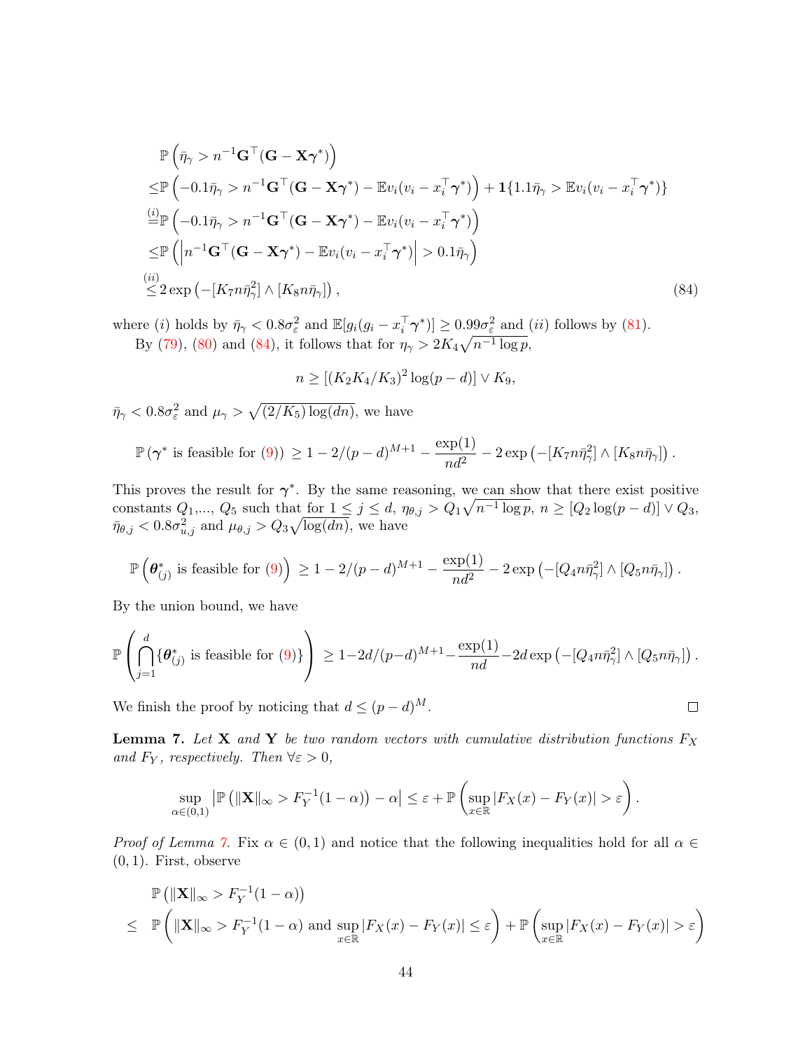$$
\begin{aligned}
&\mathbb{P}\left(\bar{\eta}_\gamma > n^{-1}\mathbf{G}^\top(\mathbf{G}-\mathbf{X}\boldsymbol{\gamma}^*)\right)\\
\leq&\mathbb{P}\left(-0.1\bar{\eta}_\gamma > n^{-1}\mathbf{G}^\top(\mathbf{G}-\mathbf{X}\boldsymbol{\gamma}^*)-\mathbb{E}v_i(v_i-x_i^\top\boldsymbol{\gamma}^*)\right)+\mathbf{1}\{1.1\bar{\eta}_\gamma > \mathbb{E}v_i(v_i-x_i^\top\boldsymbol{\gamma}^*)\}\\
\overset{(i)}{=}&\mathbb{P}\left(-0.1\bar{\eta}_\gamma > n^{-1}\mathbf{G}^\top(\mathbf{G}-\mathbf{X}\boldsymbol{\gamma}^*)-\mathbb{E}v_i(v_i-x_i^\top\boldsymbol{\gamma}^*)\right)\\
\leq&\mathbb{P}\left(\left|n^{-1}\mathbf{G}^\top(\mathbf{G}-\mathbf{X}\boldsymbol{\gamma}^*)-\mathbb{E}v_i(v_i-x_i^\top\boldsymbol{\gamma}^*)\right| > 0.1\bar{\eta}_\gamma\right)\\
\overset{(ii)}{\leq}&2\exp\left(-[K_7n\bar{\eta}_\gamma^2]\wedge[K_8n\bar{\eta}_\gamma]\right),
\end{aligned}
\tag{84}
$$

where $(i)$ holds by $\bar{\eta}_\gamma < 0.8\sigma_\varepsilon^2$ and $\mathbb{E}[g_i(g_i-x_i^\top\boldsymbol{\gamma}^*)]\geq 0.99\sigma_\varepsilon^2$ and $(ii)$ follows by (81).

By (79), (80) and (84), it follows that for $\eta_\gamma > 2K_4\sqrt{n^{-1}\log p}$,

$$
n \geq [(K_2K_4/K_3)^2\log(p-d)]\vee K_9,
$$

$\bar{\eta}_\gamma < 0.8\sigma_\varepsilon^2$ and $\mu_\gamma > \sqrt{(2/K_5)\log(dn)}$, we have

$$
\mathbb{P}\left(\boldsymbol{\gamma}^* \text{ is feasible for (9)}\right) \geq 1-2/(p-d)^{M+1}-\frac{\exp(1)}{nd^2}-2\exp\left(-[K_7n\bar{\eta}_\gamma^2]\wedge[K_8n\bar{\eta}_\gamma]\right).
$$

This proves the result for $\boldsymbol{\gamma}^*$. By the same reasoning, we can show that there exist positive constants $Q_1$,..., $Q_5$ such that for $1\leq j\leq d$, $\eta_{\theta,j} > Q_1\sqrt{n^{-1}\log p}$, $n\geq [Q_2\log(p-d)]\vee Q_3$, $\bar{\eta}_{\theta,j} < 0.8\sigma_{u,j}^2$ and $\mu_{\theta,j} > Q_3\sqrt{\log(dn)}$, we have

$$
\mathbb{P}\left(\boldsymbol{\theta}_{(j)}^* \text{ is feasible for (9)}\right) \geq 1-2/(p-d)^{M+1}-\frac{\exp(1)}{nd^2}-2\exp\left(-[Q_4n\bar{\eta}_\gamma^2]\wedge[Q_5n\bar{\eta}_\gamma]\right).
$$

By the union bound, we have

$$
\mathbb{P}\left(\bigcap_{j=1}^d\{\boldsymbol{\theta}_{(j)}^* \text{ is feasible for (9)}\}\right) \geq 1-2d/(p-d)^{M+1}-\frac{\exp(1)}{nd}-2d\exp\left(-[Q_4n\bar{\eta}_\gamma^2]\wedge[Q_5n\bar{\eta}_\gamma]\right).
$$

We finish the proof by noticing that $d\leq (p-d)^M$. $\square$

**Lemma 7.** *Let $\mathbf{X}$ and $\mathbf{Y}$ be two random vectors with cumulative distribution functions $F_X$ and $F_Y$, respectively. Then $\forall\varepsilon > 0$,*

$$
\sup_{\alpha\in(0,1)}\left|\mathbb{P}\left(\|\mathbf{X}\|_\infty > F_Y^{-1}(1-\alpha)\right)-\alpha\right| \leq \varepsilon+\mathbb{P}\left(\sup_{x\in\mathbb{R}}|F_X(x)-F_Y(x)| > \varepsilon\right).
$$

*Proof of Lemma 7.* Fix $\alpha\in(0,1)$ and notice that the following inequalities hold for all $\alpha\in(0,1)$. First, observe

$$
\begin{aligned}
&\mathbb{P}\left(\|\mathbf{X}\|_\infty > F_Y^{-1}(1-\alpha)\right)\\
\leq\;&\mathbb{P}\left(\|\mathbf{X}\|_\infty > F_Y^{-1}(1-\alpha) \text{ and } \sup_{x\in\mathbb{R}}|F_X(x)-F_Y(x)|\leq\varepsilon\right)+\mathbb{P}\left(\sup_{x\in\mathbb{R}}|F_X(x)-F_Y(x)| > \varepsilon\right)
\end{aligned}
$$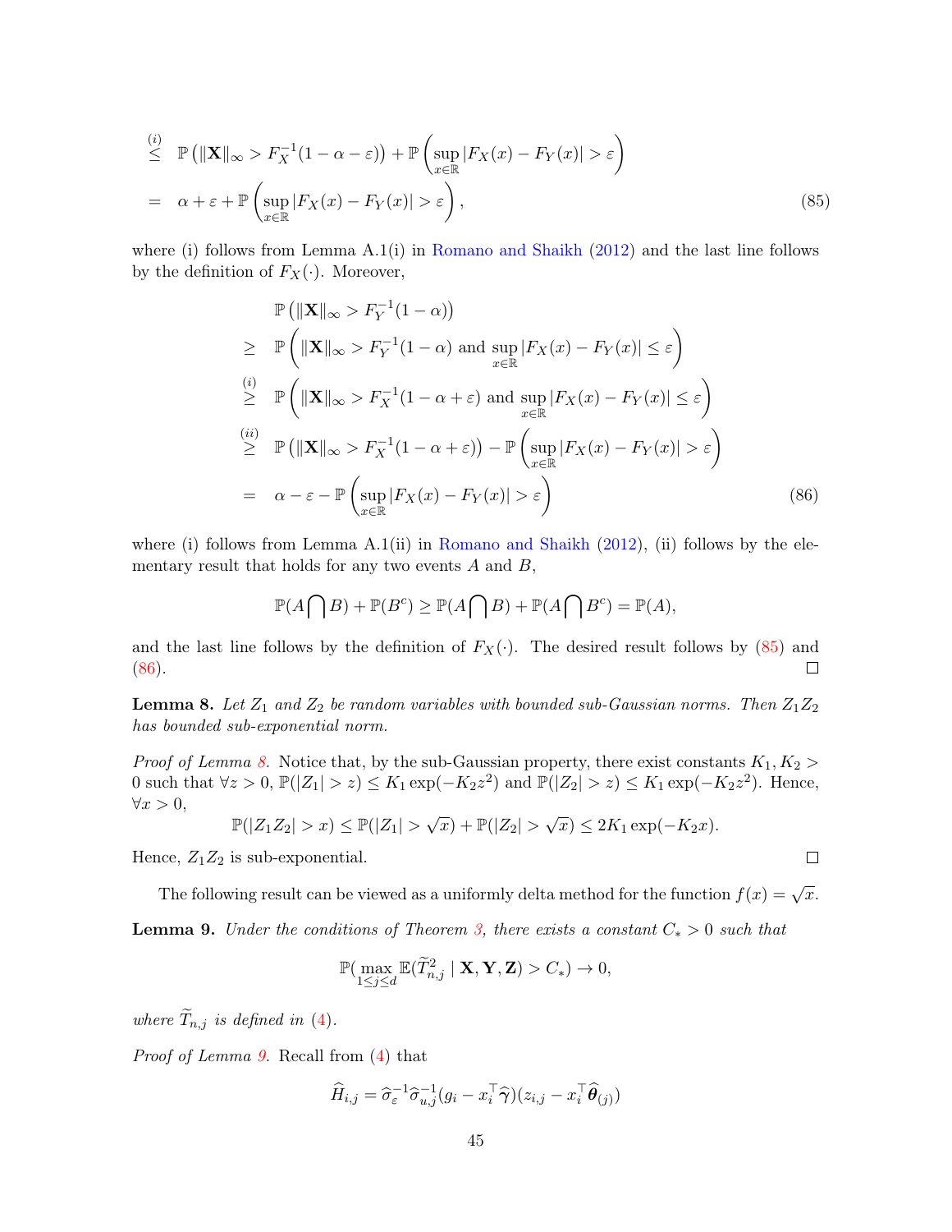$$
\begin{aligned}
&\overset{(i)}{\leq} \quad \mathbb{P}\left(\|\mathbf{X}\|_\infty > F_X^{-1}(1-\alpha-\varepsilon)\right) + \mathbb{P}\left(\sup_{x\in\mathbb{R}} |F_X(x) - F_Y(x)| > \varepsilon\right) \\
&= \quad \alpha + \varepsilon + \mathbb{P}\left(\sup_{x\in\mathbb{R}} |F_X(x) - F_Y(x)| > \varepsilon\right), \qquad (85)
\end{aligned}
$$

where (i) follows from Lemma A.1(i) in Romano and Shaikh (2012) and the last line follows by the definition of $F_X(\cdot)$. Moreover,

$$
\begin{aligned}
& \mathbb{P}\left(\|\mathbf{X}\|_\infty > F_Y^{-1}(1-\alpha)\right) \\
\geq \quad & \mathbb{P}\left(\|\mathbf{X}\|_\infty > F_Y^{-1}(1-\alpha) \text{ and } \sup_{x\in\mathbb{R}} |F_X(x) - F_Y(x)| \leq \varepsilon\right) \\
\overset{(i)}{\geq} \quad & \mathbb{P}\left(\|\mathbf{X}\|_\infty > F_X^{-1}(1-\alpha+\varepsilon) \text{ and } \sup_{x\in\mathbb{R}} |F_X(x) - F_Y(x)| \leq \varepsilon\right) \\
\overset{(ii)}{\geq} \quad & \mathbb{P}\left(\|\mathbf{X}\|_\infty > F_X^{-1}(1-\alpha+\varepsilon)\right) - \mathbb{P}\left(\sup_{x\in\mathbb{R}} |F_X(x) - F_Y(x)| > \varepsilon\right) \\
= \quad & \alpha - \varepsilon - \mathbb{P}\left(\sup_{x\in\mathbb{R}} |F_X(x) - F_Y(x)| > \varepsilon\right) \qquad (86)
\end{aligned}
$$

where (i) follows from Lemma A.1(ii) in Romano and Shaikh (2012), (ii) follows by the elementary result that holds for any two events $A$ and $B$,

$$
\mathbb{P}(A \bigcap B) + \mathbb{P}(B^c) \geq \mathbb{P}(A \bigcap B) + \mathbb{P}(A \bigcap B^c) = \mathbb{P}(A),
$$

and the last line follows by the definition of $F_X(\cdot)$. The desired result follows by (85) and (86). □

**Lemma 8.** *Let $Z_1$ and $Z_2$ be random variables with bounded sub-Gaussian norms. Then $Z_1 Z_2$ has bounded sub-exponential norm.*

*Proof of Lemma 8.* Notice that, by the sub-Gaussian property, there exist constants $K_1, K_2 > 0$ such that $\forall z > 0$, $\mathbb{P}(|Z_1| > z) \leq K_1 \exp(-K_2 z^2)$ and $\mathbb{P}(|Z_2| > z) \leq K_1 \exp(-K_2 z^2)$. Hence, $\forall x > 0$,

$$
\mathbb{P}(|Z_1 Z_2| > x) \leq \mathbb{P}(|Z_1| > \sqrt{x}) + \mathbb{P}(|Z_2| > \sqrt{x}) \leq 2K_1 \exp(-K_2 x).
$$

Hence, $Z_1 Z_2$ is sub-exponential. □

The following result can be viewed as a uniformly delta method for the function $f(x) = \sqrt{x}$.

**Lemma 9.** *Under the conditions of Theorem 3, there exists a constant $C_* > 0$ such that*

$$
\mathbb{P}(\max_{1\leq j\leq d} \mathbb{E}(\widetilde{T}_{n,j}^2 \mid \mathbf{X}, \mathbf{Y}, \mathbf{Z}) > C_*) \to 0,
$$

*where $\widetilde{T}_{n,j}$ is defined in (4).*

*Proof of Lemma 9.* Recall from (4) that

$$
\widehat{H}_{i,j} = \widehat{\sigma}_\varepsilon^{-1} \widehat{\sigma}_{u,j}^{-1} (g_i - x_i^\top \widehat{\boldsymbol{\gamma}})(z_{i,j} - x_i^\top \widehat{\boldsymbol{\theta}}_{(j)})
$$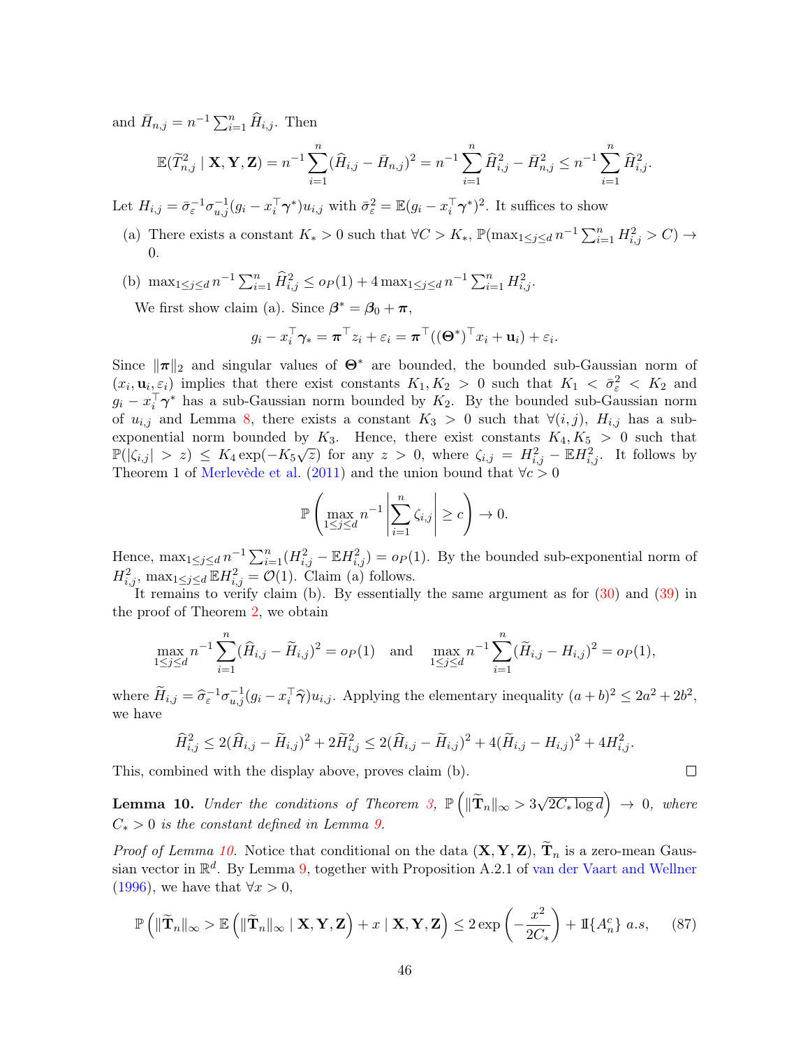and $\bar{H}_{n,j} = n^{-1}\sum_{i=1}^n \widehat{H}_{i,j}$. Then

$$\mathbb{E}(\widetilde{T}_{n,j}^2 \mid \mathbf{X}, \mathbf{Y}, \mathbf{Z}) = n^{-1}\sum_{i=1}^n (\widehat{H}_{i,j} - \bar{H}_{n,j})^2 = n^{-1}\sum_{i=1}^n \widehat{H}_{i,j}^2 - \bar{H}_{n,j}^2 \le n^{-1}\sum_{i=1}^n \widehat{H}_{i,j}^2.$$

Let $H_{i,j} = \bar{\sigma}_{\varepsilon}^{-1}\sigma_{u,j}^{-1}(g_i - x_i^\top \boldsymbol{\gamma}^*)u_{i,j}$ with $\bar{\sigma}_{\varepsilon}^2 = \mathbb{E}(g_i - x_i^\top \boldsymbol{\gamma}^*)^2$. It suffices to show

(a) There exists a constant $K_* > 0$ such that $\forall C > K_*$, $\mathbb{P}(\max_{1\le j\le d} n^{-1}\sum_{i=1}^n H_{i,j}^2 > C) \to 0$.

(b) $\max_{1\le j\le d} n^{-1}\sum_{i=1}^n \widehat{H}_{i,j}^2 \le o_P(1) + 4\max_{1\le j\le d} n^{-1}\sum_{i=1}^n H_{i,j}^2$.

We first show claim (a). Since $\boldsymbol{\beta}^* = \boldsymbol{\beta}_0 + \boldsymbol{\pi}$,

$$g_i - x_i^\top \boldsymbol{\gamma}_* = \boldsymbol{\pi}^\top z_i + \varepsilon_i = \boldsymbol{\pi}^\top((\boldsymbol{\Theta}^*)^\top x_i + \mathbf{u}_i) + \varepsilon_i.$$

Since $\|\boldsymbol{\pi}\|_2$ and singular values of $\boldsymbol{\Theta}^*$ are bounded, the bounded sub-Gaussian norm of $(x_i, \mathbf{u}_i, \varepsilon_i)$ implies that there exist constants $K_1, K_2 > 0$ such that $K_1 < \bar{\sigma}_{\varepsilon}^2 < K_2$ and $g_i - x_i^\top \boldsymbol{\gamma}^*$ has a sub-Gaussian norm bounded by $K_2$. By the bounded sub-Gaussian norm of $u_{i,j}$ and Lemma 8, there exists a constant $K_3 > 0$ such that $\forall (i,j)$, $H_{i,j}$ has a sub-exponential norm bounded by $K_3$. Hence, there exist constants $K_4, K_5 > 0$ such that $\mathbb{P}(|\zeta_{i,j}| > z) \le K_4 \exp(-K_5\sqrt{z})$ for any $z > 0$, where $\zeta_{i,j} = H_{i,j}^2 - \mathbb{E}H_{i,j}^2$. It follows by Theorem 1 of Merlevède et al. (2011) and the union bound that $\forall c > 0$

$$\mathbb{P}\left(\max_{1\le j\le d} n^{-1}\left|\sum_{i=1}^n \zeta_{i,j}\right| \ge c\right) \to 0.$$

Hence, $\max_{1\le j\le d} n^{-1}\sum_{i=1}^n (H_{i,j}^2 - \mathbb{E}H_{i,j}^2) = o_P(1)$. By the bounded sub-exponential norm of $H_{i,j}^2$, $\max_{1\le j\le d}\mathbb{E}H_{i,j}^2 = \mathcal{O}(1)$. Claim (a) follows.

It remains to verify claim (b). By essentially the same argument as for (30) and (39) in the proof of Theorem 2, we obtain

$$\max_{1\le j\le d} n^{-1}\sum_{i=1}^n (\widehat{H}_{i,j} - \widetilde{H}_{i,j})^2 = o_P(1) \quad \text{and} \quad \max_{1\le j\le d} n^{-1}\sum_{i=1}^n (\widetilde{H}_{i,j} - H_{i,j})^2 = o_P(1),$$

where $\widetilde{H}_{i,j} = \widehat{\sigma}_{\varepsilon}^{-1}\sigma_{u,j}^{-1}(g_i - x_i^\top \widehat{\boldsymbol{\gamma}})u_{i,j}$. Applying the elementary inequality $(a+b)^2 \le 2a^2 + 2b^2$, we have

$$\widehat{H}_{i,j}^2 \le 2(\widehat{H}_{i,j} - \widetilde{H}_{i,j})^2 + 2\widetilde{H}_{i,j}^2 \le 2(\widehat{H}_{i,j} - \widetilde{H}_{i,j})^2 + 4(\widetilde{H}_{i,j} - H_{i,j})^2 + 4H_{i,j}^2.$$

This, combined with the display above, proves claim (b). □

**Lemma 10.** *Under the conditions of Theorem 3, $\mathbb{P}\left(\|\widetilde{\mathbf{T}}_n\|_\infty > 3\sqrt{2C_*\log d}\right) \to 0$, where $C_* > 0$ is the constant defined in Lemma 9.*

*Proof of Lemma 10.* Notice that conditional on the data $(\mathbf{X}, \mathbf{Y}, \mathbf{Z})$, $\widetilde{\mathbf{T}}_n$ is a zero-mean Gaussian vector in $\mathbb{R}^d$. By Lemma 9, together with Proposition A.2.1 of van der Vaart and Wellner (1996), we have that $\forall x > 0$,

$$\mathbb{P}\left(\|\widetilde{\mathbf{T}}_n\|_\infty > \mathbb{E}\left(\|\widetilde{\mathbf{T}}_n\|_\infty \mid \mathbf{X}, \mathbf{Y}, \mathbf{Z}\right) + x \mid \mathbf{X}, \mathbf{Y}, \mathbf{Z}\right) \le 2\exp\left(-\frac{x^2}{2C_*}\right) + \mathbb{I}\{A_n^c\} \ a.s, \tag{87}$$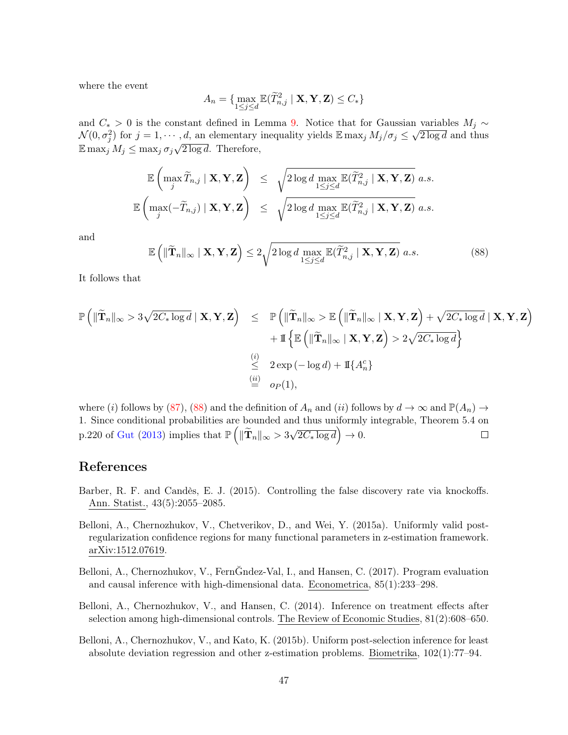where the event

$$A_n = \{\max_{1\le j\le d} \mathbb{E}(\widetilde{T}_{n,j}^2 \mid \mathbf{X}, \mathbf{Y}, \mathbf{Z}) \le C_*\}$$

and $C_* > 0$ is the constant defined in Lemma 9. Notice that for Gaussian variables $M_j \sim \mathcal{N}(0, \sigma_j^2)$ for $j = 1, \cdots, d$, an elementary inequality yields $\mathbb{E}\max_j M_j/\sigma_j \le \sqrt{2\log d}$ and thus $\mathbb{E}\max_j M_j \le \max_j \sigma_j \sqrt{2\log d}$. Therefore,

$$\begin{aligned}
\mathbb{E}\left(\max_j \widetilde{T}_{n,j} \mid \mathbf{X}, \mathbf{Y}, \mathbf{Z}\right) &\le \sqrt{2\log d \max_{1\le j\le d} \mathbb{E}(\widetilde{T}_{n,j}^2 \mid \mathbf{X}, \mathbf{Y}, \mathbf{Z})} \ a.s. \\
\mathbb{E}\left(\max_j (-\widetilde{T}_{n,j}) \mid \mathbf{X}, \mathbf{Y}, \mathbf{Z}\right) &\le \sqrt{2\log d \max_{1\le j\le d} \mathbb{E}(\widetilde{T}_{n,j}^2 \mid \mathbf{X}, \mathbf{Y}, \mathbf{Z})} \ a.s.
\end{aligned}$$

and

$$\mathbb{E}\left(\|\widetilde{\mathbf{T}}_n\|_\infty \mid \mathbf{X}, \mathbf{Y}, \mathbf{Z}\right) \le 2\sqrt{2\log d \max_{1\le j\le d} \mathbb{E}(\widetilde{T}_{n,j}^2 \mid \mathbf{X}, \mathbf{Y}, \mathbf{Z})} \ a.s. \tag{88}$$

It follows that

$$\begin{aligned}
\mathbb{P}\left(\|\widetilde{\mathbf{T}}_n\|_\infty > 3\sqrt{2C_*\log d} \mid \mathbf{X}, \mathbf{Y}, \mathbf{Z}\right) &\le \mathbb{P}\left(\|\widetilde{\mathbf{T}}_n\|_\infty > \mathbb{E}\left(\|\widetilde{\mathbf{T}}_n\|_\infty \mid \mathbf{X}, \mathbf{Y}, \mathbf{Z}\right) + \sqrt{2C_*\log d} \mid \mathbf{X}, \mathbf{Y}, \mathbf{Z}\right) \\
&\quad + \mathbb{I}\left\{\mathbb{E}\left(\|\widetilde{\mathbf{T}}_n\|_\infty \mid \mathbf{X}, \mathbf{Y}, \mathbf{Z}\right) > 2\sqrt{2C_*\log d}\right\} \\
&\overset{(i)}{\le} 2\exp(-\log d) + \mathbb{I}\{A_n^c\} \\
&\overset{(ii)}{=} o_P(1),
\end{aligned}$$

where $(i)$ follows by (87), (88) and the definition of $A_n$ and $(ii)$ follows by $d \to \infty$ and $\mathbb{P}(A_n) \to 1$. Since conditional probabilities are bounded and thus uniformly integrable, Theorem 5.4 on p.220 of Gut (2013) implies that $\mathbb{P}\left(\|\widetilde{\mathbf{T}}_n\|_\infty > 3\sqrt{2C_*\log d}\right) \to 0$. $\square$

# References

Barber, R. F. and Candès, E. J. (2015). Controlling the false discovery rate via knockoffs. Ann. Statist., 43(5):2055–2085.

Belloni, A., Chernozhukov, V., Chetverikov, D., and Wei, Y. (2015a). Uniformly valid post-regularization confidence regions for many functional parameters in z-estimation framework. arXiv:1512.07619.

Belloni, A., Chernozhukov, V., FernĞndez-Val, I., and Hansen, C. (2017). Program evaluation and causal inference with high-dimensional data. Econometrica, 85(1):233–298.

Belloni, A., Chernozhukov, V., and Hansen, C. (2014). Inference on treatment effects after selection among high-dimensional controls. The Review of Economic Studies, 81(2):608–650.

Belloni, A., Chernozhukov, V., and Kato, K. (2015b). Uniform post-selection inference for least absolute deviation regression and other z-estimation problems. Biometrika, 102(1):77–94.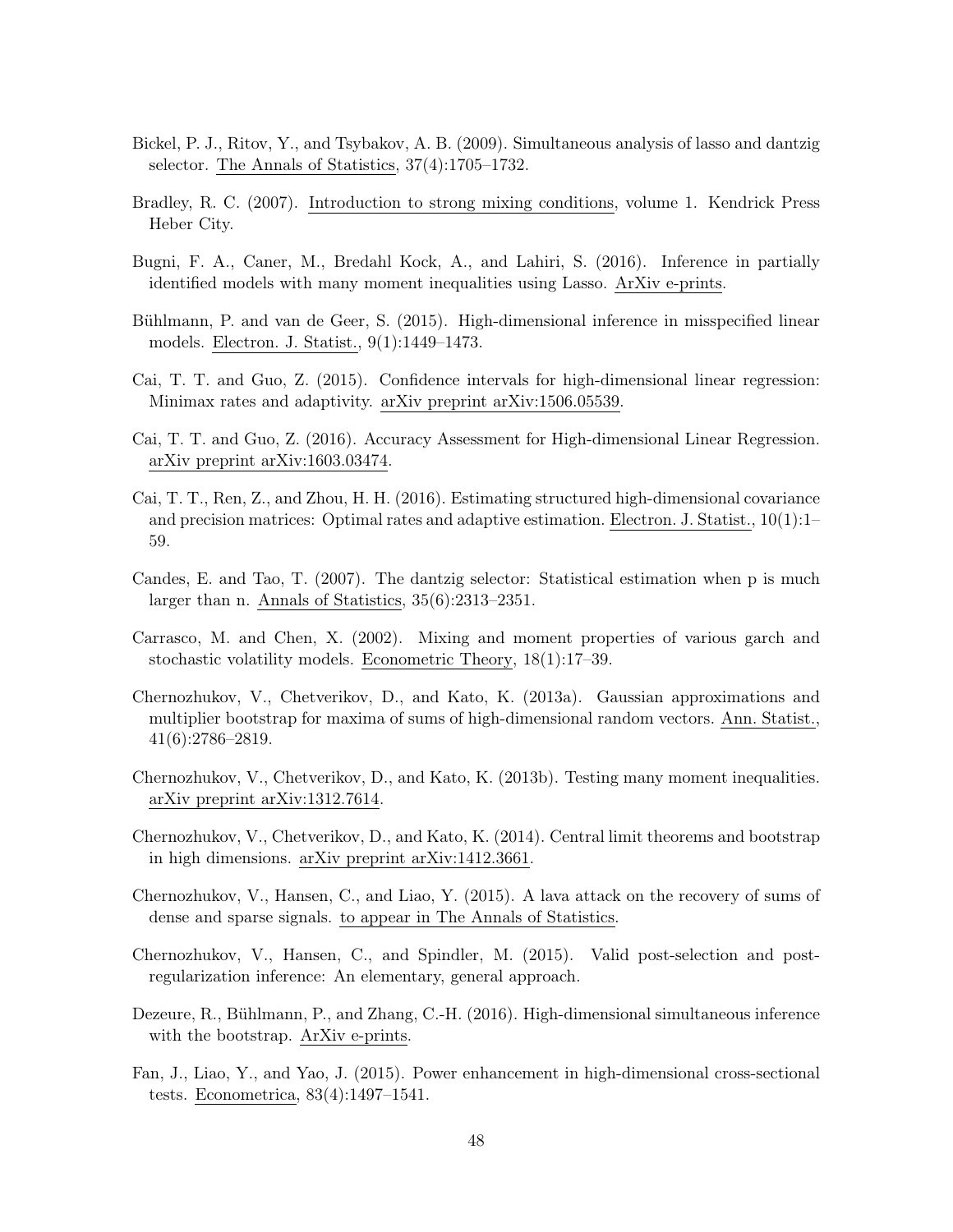Bickel, P. J., Ritov, Y., and Tsybakov, A. B. (2009). Simultaneous analysis of lasso and dantzig selector. The Annals of Statistics, 37(4):1705–1732.

Bradley, R. C. (2007). Introduction to strong mixing conditions, volume 1. Kendrick Press Heber City.

Bugni, F. A., Caner, M., Bredahl Kock, A., and Lahiri, S. (2016). Inference in partially identified models with many moment inequalities using Lasso. ArXiv e-prints.

Bühlmann, P. and van de Geer, S. (2015). High-dimensional inference in misspecified linear models. Electron. J. Statist., 9(1):1449–1473.

Cai, T. T. and Guo, Z. (2015). Confidence intervals for high-dimensional linear regression: Minimax rates and adaptivity. arXiv preprint arXiv:1506.05539.

Cai, T. T. and Guo, Z. (2016). Accuracy Assessment for High-dimensional Linear Regression. arXiv preprint arXiv:1603.03474.

Cai, T. T., Ren, Z., and Zhou, H. H. (2016). Estimating structured high-dimensional covariance and precision matrices: Optimal rates and adaptive estimation. Electron. J. Statist., 10(1):1–59.

Candes, E. and Tao, T. (2007). The dantzig selector: Statistical estimation when p is much larger than n. Annals of Statistics, 35(6):2313–2351.

Carrasco, M. and Chen, X. (2002). Mixing and moment properties of various garch and stochastic volatility models. Econometric Theory, 18(1):17–39.

Chernozhukov, V., Chetverikov, D., and Kato, K. (2013a). Gaussian approximations and multiplier bootstrap for maxima of sums of high-dimensional random vectors. Ann. Statist., 41(6):2786–2819.

Chernozhukov, V., Chetverikov, D., and Kato, K. (2013b). Testing many moment inequalities. arXiv preprint arXiv:1312.7614.

Chernozhukov, V., Chetverikov, D., and Kato, K. (2014). Central limit theorems and bootstrap in high dimensions. arXiv preprint arXiv:1412.3661.

Chernozhukov, V., Hansen, C., and Liao, Y. (2015). A lava attack on the recovery of sums of dense and sparse signals. to appear in The Annals of Statistics.

Chernozhukov, V., Hansen, C., and Spindler, M. (2015). Valid post-selection and post-regularization inference: An elementary, general approach.

Dezeure, R., Bühlmann, P., and Zhang, C.-H. (2016). High-dimensional simultaneous inference with the bootstrap. ArXiv e-prints.

Fan, J., Liao, Y., and Yao, J. (2015). Power enhancement in high-dimensional cross-sectional tests. Econometrica, 83(4):1497–1541.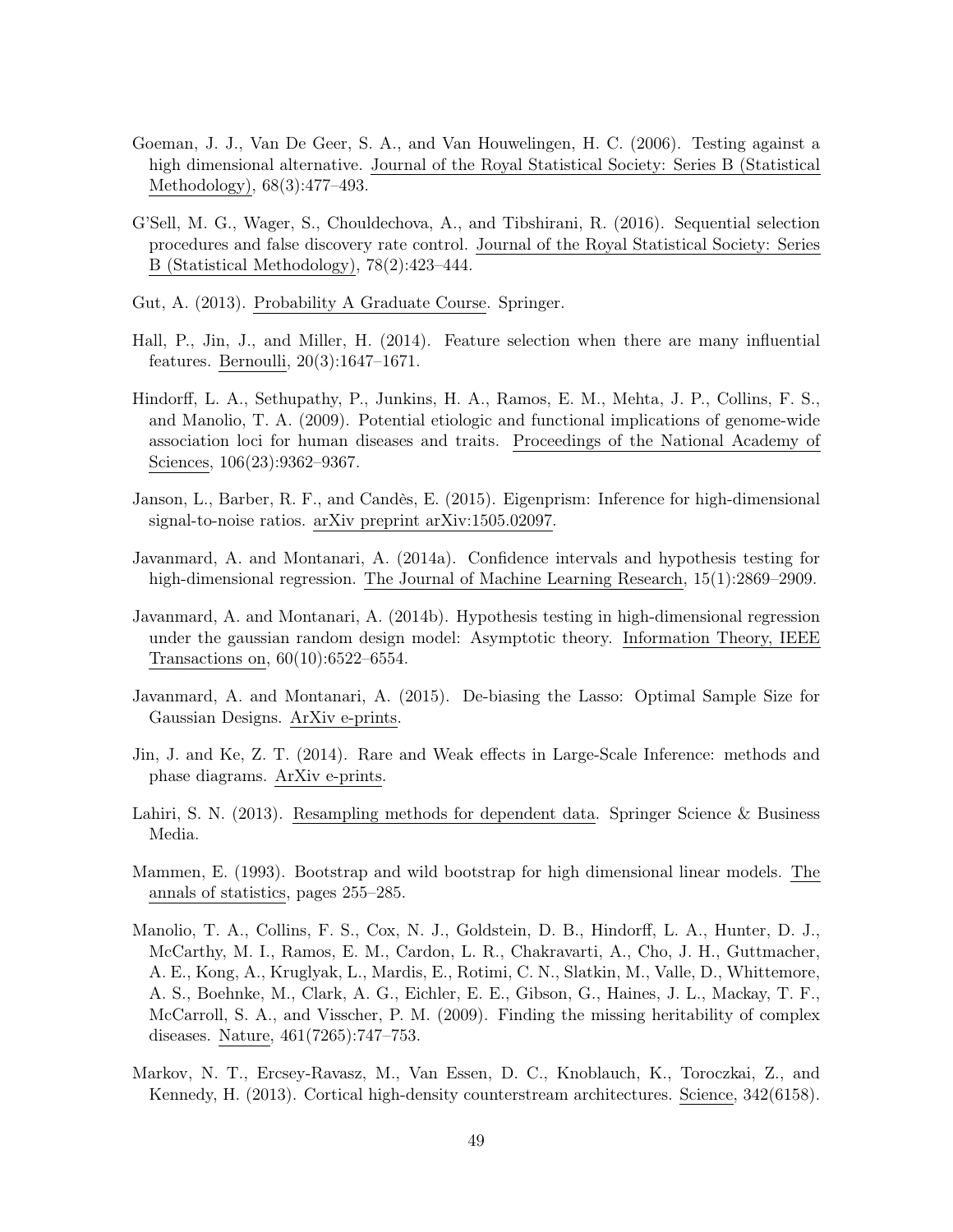Goeman, J. J., Van De Geer, S. A., and Van Houwelingen, H. C. (2006). Testing against a high dimensional alternative. Journal of the Royal Statistical Society: Series B (Statistical Methodology), 68(3):477–493.

G'Sell, M. G., Wager, S., Chouldechova, A., and Tibshirani, R. (2016). Sequential selection procedures and false discovery rate control. Journal of the Royal Statistical Society: Series B (Statistical Methodology), 78(2):423–444.

Gut, A. (2013). Probability A Graduate Course. Springer.

Hall, P., Jin, J., and Miller, H. (2014). Feature selection when there are many influential features. Bernoulli, 20(3):1647–1671.

Hindorff, L. A., Sethupathy, P., Junkins, H. A., Ramos, E. M., Mehta, J. P., Collins, F. S., and Manolio, T. A. (2009). Potential etiologic and functional implications of genome-wide association loci for human diseases and traits. Proceedings of the National Academy of Sciences, 106(23):9362–9367.

Janson, L., Barber, R. F., and Candès, E. (2015). Eigenprism: Inference for high-dimensional signal-to-noise ratios. arXiv preprint arXiv:1505.02097.

Javanmard, A. and Montanari, A. (2014a). Confidence intervals and hypothesis testing for high-dimensional regression. The Journal of Machine Learning Research, 15(1):2869–2909.

Javanmard, A. and Montanari, A. (2014b). Hypothesis testing in high-dimensional regression under the gaussian random design model: Asymptotic theory. Information Theory, IEEE Transactions on, 60(10):6522–6554.

Javanmard, A. and Montanari, A. (2015). De-biasing the Lasso: Optimal Sample Size for Gaussian Designs. ArXiv e-prints.

Jin, J. and Ke, Z. T. (2014). Rare and Weak effects in Large-Scale Inference: methods and phase diagrams. ArXiv e-prints.

Lahiri, S. N. (2013). Resampling methods for dependent data. Springer Science & Business Media.

Mammen, E. (1993). Bootstrap and wild bootstrap for high dimensional linear models. The annals of statistics, pages 255–285.

Manolio, T. A., Collins, F. S., Cox, N. J., Goldstein, D. B., Hindorff, L. A., Hunter, D. J., McCarthy, M. I., Ramos, E. M., Cardon, L. R., Chakravarti, A., Cho, J. H., Guttmacher, A. E., Kong, A., Kruglyak, L., Mardis, E., Rotimi, C. N., Slatkin, M., Valle, D., Whittemore, A. S., Boehnke, M., Clark, A. G., Eichler, E. E., Gibson, G., Haines, J. L., Mackay, T. F., McCarroll, S. A., and Visscher, P. M. (2009). Finding the missing heritability of complex diseases. Nature, 461(7265):747–753.

Markov, N. T., Ercsey-Ravasz, M., Van Essen, D. C., Knoblauch, K., Toroczkai, Z., and Kennedy, H. (2013). Cortical high-density counterstream architectures. Science, 342(6158).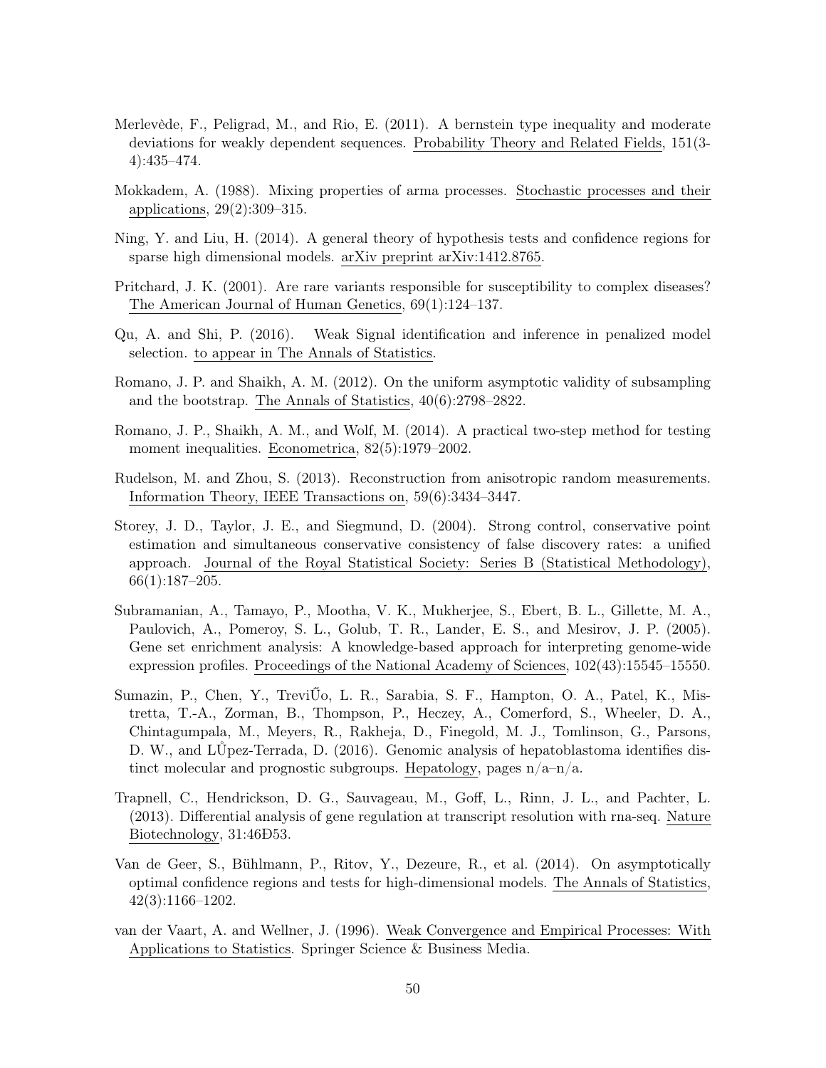Merlevède, F., Peligrad, M., and Rio, E. (2011). A bernstein type inequality and moderate deviations for weakly dependent sequences. Probability Theory and Related Fields, 151(3-4):435–474.

Mokkadem, A. (1988). Mixing properties of arma processes. Stochastic processes and their applications, 29(2):309–315.

Ning, Y. and Liu, H. (2014). A general theory of hypothesis tests and confidence regions for sparse high dimensional models. arXiv preprint arXiv:1412.8765.

Pritchard, J. K. (2001). Are rare variants responsible for susceptibility to complex diseases? The American Journal of Human Genetics, 69(1):124–137.

Qu, A. and Shi, P. (2016). Weak Signal identification and inference in penalized model selection. to appear in The Annals of Statistics.

Romano, J. P. and Shaikh, A. M. (2012). On the uniform asymptotic validity of subsampling and the bootstrap. The Annals of Statistics, 40(6):2798–2822.

Romano, J. P., Shaikh, A. M., and Wolf, M. (2014). A practical two-step method for testing moment inequalities. Econometrica, 82(5):1979–2002.

Rudelson, M. and Zhou, S. (2013). Reconstruction from anisotropic random measurements. Information Theory, IEEE Transactions on, 59(6):3434–3447.

Storey, J. D., Taylor, J. E., and Siegmund, D. (2004). Strong control, conservative point estimation and simultaneous conservative consistency of false discovery rates: a unified approach. Journal of the Royal Statistical Society: Series B (Statistical Methodology), 66(1):187–205.

Subramanian, A., Tamayo, P., Mootha, V. K., Mukherjee, S., Ebert, B. L., Gillette, M. A., Paulovich, A., Pomeroy, S. L., Golub, T. R., Lander, E. S., and Mesirov, J. P. (2005). Gene set enrichment analysis: A knowledge-based approach for interpreting genome-wide expression profiles. Proceedings of the National Academy of Sciences, 102(43):15545–15550.

Sumazin, P., Chen, Y., TreviŨo, L. R., Sarabia, S. F., Hampton, O. A., Patel, K., Mistretta, T.-A., Zorman, B., Thompson, P., Heczey, A., Comerford, S., Wheeler, D. A., Chintagumpala, M., Meyers, R., Rakheja, D., Finegold, M. J., Tomlinson, G., Parsons, D. W., and LŮpez-Terrada, D. (2016). Genomic analysis of hepatoblastoma identifies distinct molecular and prognostic subgroups. Hepatology, pages n/a–n/a.

Trapnell, C., Hendrickson, D. G., Sauvageau, M., Goff, L., Rinn, J. L., and Pachter, L. (2013). Differential analysis of gene regulation at transcript resolution with rna-seq. Nature Biotechnology, 31:46Đ53.

Van de Geer, S., Bühlmann, P., Ritov, Y., Dezeure, R., et al. (2014). On asymptotically optimal confidence regions and tests for high-dimensional models. The Annals of Statistics, 42(3):1166–1202.

van der Vaart, A. and Wellner, J. (1996). Weak Convergence and Empirical Processes: With Applications to Statistics. Springer Science & Business Media.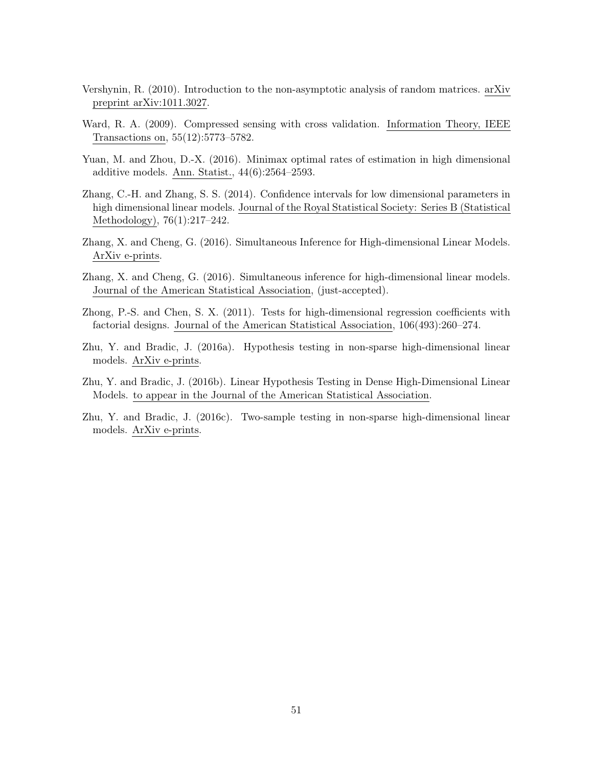Vershynin, R. (2010). Introduction to the non-asymptotic analysis of random matrices. arXiv preprint arXiv:1011.3027.

Ward, R. A. (2009). Compressed sensing with cross validation. Information Theory, IEEE Transactions on, 55(12):5773–5782.

Yuan, M. and Zhou, D.-X. (2016). Minimax optimal rates of estimation in high dimensional additive models. Ann. Statist., 44(6):2564–2593.

Zhang, C.-H. and Zhang, S. S. (2014). Confidence intervals for low dimensional parameters in high dimensional linear models. Journal of the Royal Statistical Society: Series B (Statistical Methodology), 76(1):217–242.

Zhang, X. and Cheng, G. (2016). Simultaneous Inference for High-dimensional Linear Models. ArXiv e-prints.

Zhang, X. and Cheng, G. (2016). Simultaneous inference for high-dimensional linear models. Journal of the American Statistical Association, (just-accepted).

Zhong, P.-S. and Chen, S. X. (2011). Tests for high-dimensional regression coefficients with factorial designs. Journal of the American Statistical Association, 106(493):260–274.

Zhu, Y. and Bradic, J. (2016a). Hypothesis testing in non-sparse high-dimensional linear models. ArXiv e-prints.

Zhu, Y. and Bradic, J. (2016b). Linear Hypothesis Testing in Dense High-Dimensional Linear Models. to appear in the Journal of the American Statistical Association.

Zhu, Y. and Bradic, J. (2016c). Two-sample testing in non-sparse high-dimensional linear models. ArXiv e-prints.